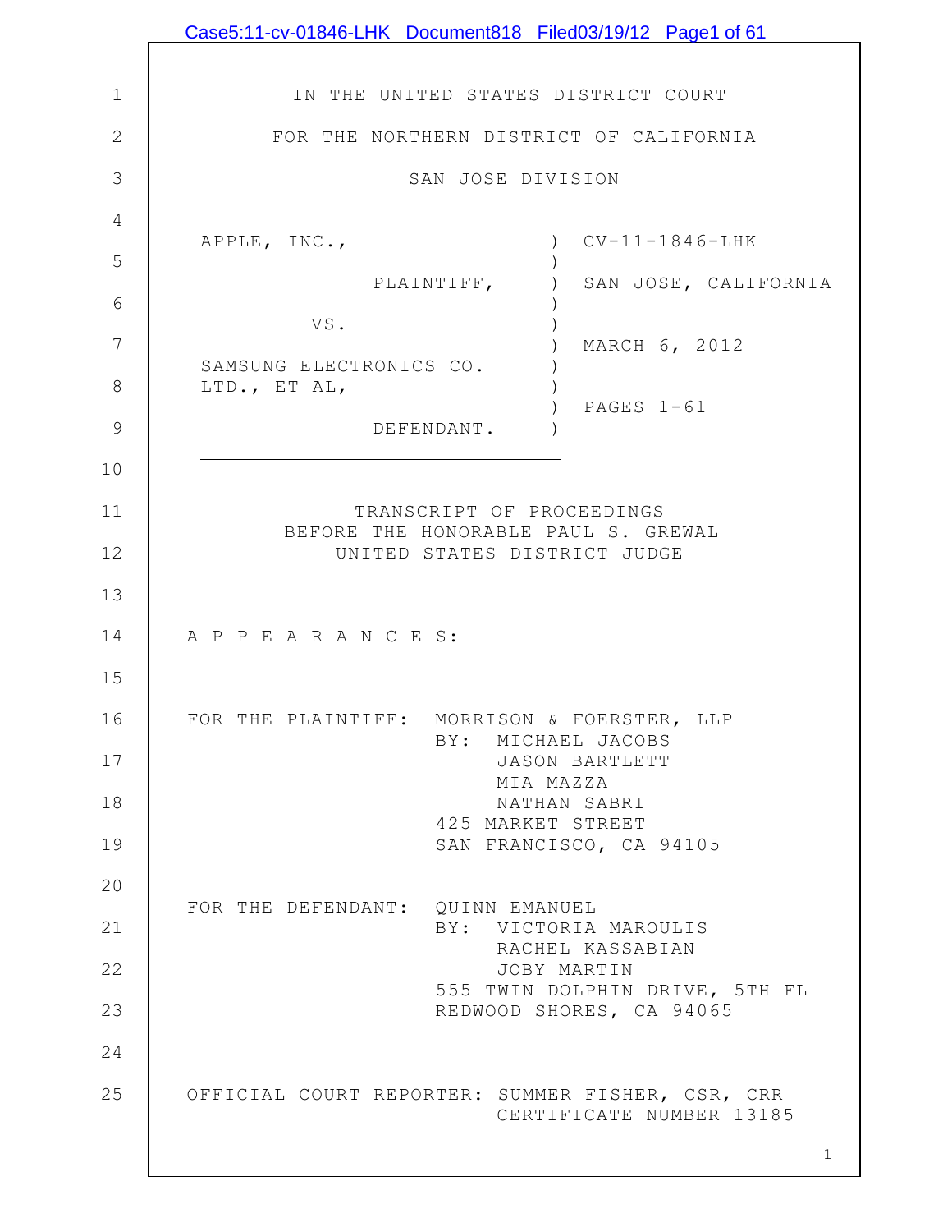IN THE UNITED STATES DISTRICT COURT

FOR THE NORTHERN DISTRICT OF CALIFORNIA

SAN JOSE DIVISION

| | | |
|---|---|---|
| APPLE, INC., | ) | CV-11-1846-LHK |
| | ) | |
| PLAINTIFF, | ) | SAN JOSE, CALIFORNIA |
| | ) | |
| VS. | ) | |
| | ) | MARCH 6, 2012 |
| SAMSUNG ELECTRONICS CO. | ) | |
| LTD., ET AL, | ) | |
| | ) | PAGES 1-61 |
| DEFENDANT. | ) | |

TRANSCRIPT OF PROCEEDINGS
BEFORE THE HONORABLE PAUL S. GREWAL
UNITED STATES DISTRICT JUDGE

A P P E A R A N C E S:

FOR THE PLAINTIFF: MORRISON & FOERSTER, LLP
BY: MICHAEL JACOBS
JASON BARTLETT
MIA MAZZA
NATHAN SABRI
425 MARKET STREET
SAN FRANCISCO, CA 94105

FOR THE DEFENDANT: QUINN EMANUEL
BY: VICTORIA MAROULIS
RACHEL KASSABIAN
JOBY MARTIN
555 TWIN DOLPHIN DRIVE, 5TH FL
REDWOOD SHORES, CA 94065

OFFICIAL COURT REPORTER: SUMMER FISHER, CSR, CRR
CERTIFICATE NUMBER 13185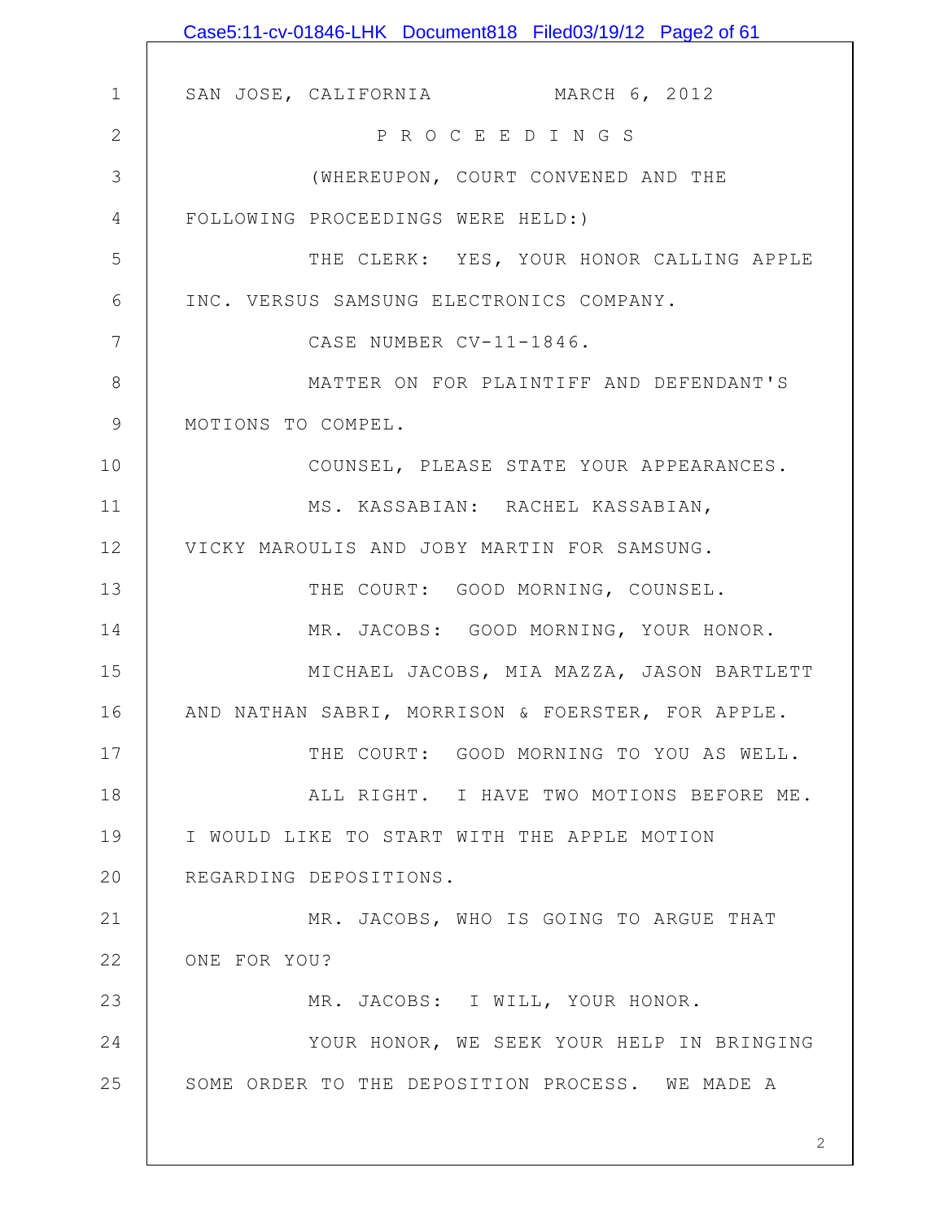SAN JOSE, CALIFORNIA MARCH 6, 2012

P R O C E E D I N G S

(WHEREUPON, COURT CONVENED AND THE FOLLOWING PROCEEDINGS WERE HELD:)

THE CLERK: YES, YOUR HONOR CALLING APPLE INC. VERSUS SAMSUNG ELECTRONICS COMPANY.

CASE NUMBER CV-11-1846.

MATTER ON FOR PLAINTIFF AND DEFENDANT'S MOTIONS TO COMPEL.

COUNSEL, PLEASE STATE YOUR APPEARANCES.

MS. KASSABIAN: RACHEL KASSABIAN, VICKY MAROULIS AND JOBY MARTIN FOR SAMSUNG.

THE COURT: GOOD MORNING, COUNSEL.

MR. JACOBS: GOOD MORNING, YOUR HONOR.

MICHAEL JACOBS, MIA MAZZA, JASON BARTLETT AND NATHAN SABRI, MORRISON & FOERSTER, FOR APPLE.

THE COURT: GOOD MORNING TO YOU AS WELL.

ALL RIGHT. I HAVE TWO MOTIONS BEFORE ME. I WOULD LIKE TO START WITH THE APPLE MOTION REGARDING DEPOSITIONS.

MR. JACOBS, WHO IS GOING TO ARGUE THAT ONE FOR YOU?

MR. JACOBS: I WILL, YOUR HONOR.

YOUR HONOR, WE SEEK YOUR HELP IN BRINGING SOME ORDER TO THE DEPOSITION PROCESS. WE MADE A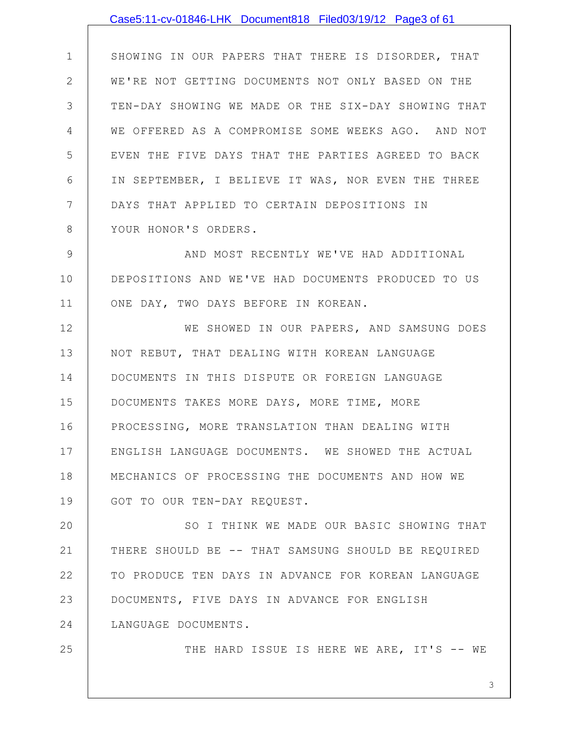SHOWING IN OUR PAPERS THAT THERE IS DISORDER, THAT WE'RE NOT GETTING DOCUMENTS NOT ONLY BASED ON THE TEN-DAY SHOWING WE MADE OR THE SIX-DAY SHOWING THAT WE OFFERED AS A COMPROMISE SOME WEEKS AGO. AND NOT EVEN THE FIVE DAYS THAT THE PARTIES AGREED TO BACK IN SEPTEMBER, I BELIEVE IT WAS, NOR EVEN THE THREE DAYS THAT APPLIED TO CERTAIN DEPOSITIONS IN YOUR HONOR'S ORDERS.

AND MOST RECENTLY WE'VE HAD ADDITIONAL DEPOSITIONS AND WE'VE HAD DOCUMENTS PRODUCED TO US ONE DAY, TWO DAYS BEFORE IN KOREAN.

WE SHOWED IN OUR PAPERS, AND SAMSUNG DOES NOT REBUT, THAT DEALING WITH KOREAN LANGUAGE DOCUMENTS IN THIS DISPUTE OR FOREIGN LANGUAGE DOCUMENTS TAKES MORE DAYS, MORE TIME, MORE PROCESSING, MORE TRANSLATION THAN DEALING WITH ENGLISH LANGUAGE DOCUMENTS. WE SHOWED THE ACTUAL MECHANICS OF PROCESSING THE DOCUMENTS AND HOW WE GOT TO OUR TEN-DAY REQUEST.

SO I THINK WE MADE OUR BASIC SHOWING THAT THERE SHOULD BE -- THAT SAMSUNG SHOULD BE REQUIRED TO PRODUCE TEN DAYS IN ADVANCE FOR KOREAN LANGUAGE DOCUMENTS, FIVE DAYS IN ADVANCE FOR ENGLISH LANGUAGE DOCUMENTS.

THE HARD ISSUE IS HERE WE ARE, IT'S -- WE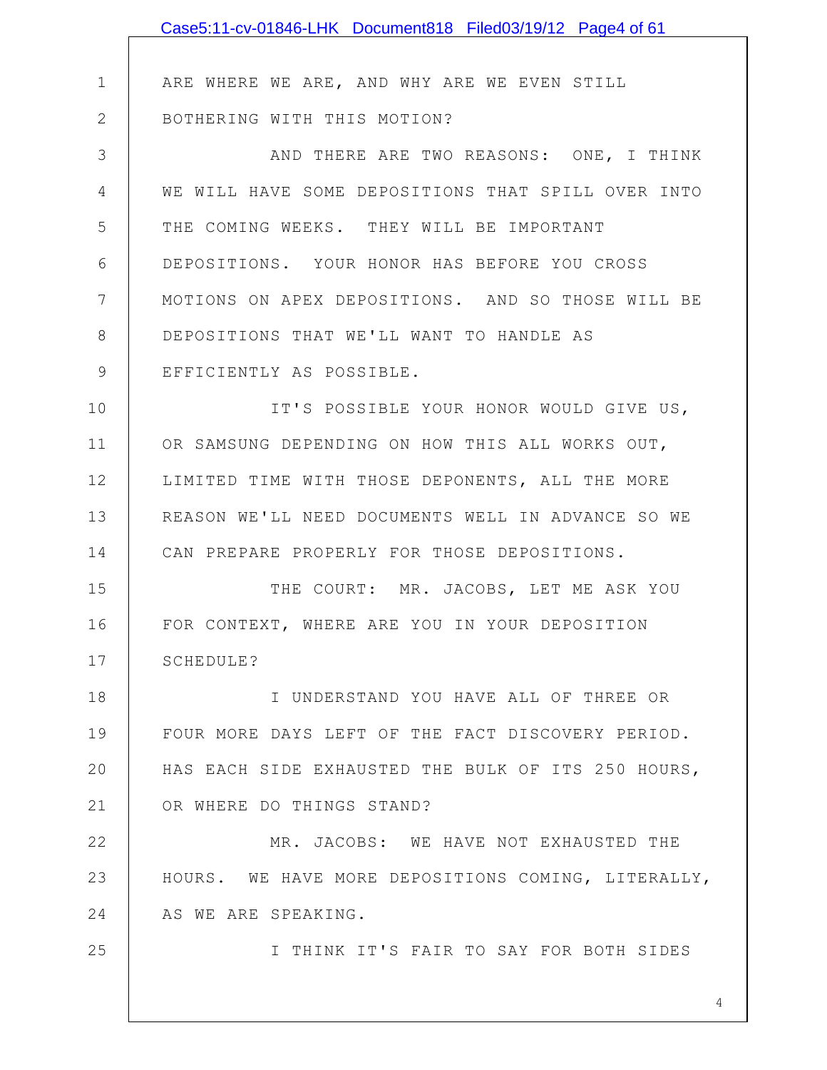ARE WHERE WE ARE, AND WHY ARE WE EVEN STILL BOTHERING WITH THIS MOTION?

AND THERE ARE TWO REASONS: ONE, I THINK WE WILL HAVE SOME DEPOSITIONS THAT SPILL OVER INTO THE COMING WEEKS. THEY WILL BE IMPORTANT DEPOSITIONS. YOUR HONOR HAS BEFORE YOU CROSS MOTIONS ON APEX DEPOSITIONS. AND SO THOSE WILL BE DEPOSITIONS THAT WE'LL WANT TO HANDLE AS EFFICIENTLY AS POSSIBLE.

IT'S POSSIBLE YOUR HONOR WOULD GIVE US, OR SAMSUNG DEPENDING ON HOW THIS ALL WORKS OUT, LIMITED TIME WITH THOSE DEPONENTS, ALL THE MORE REASON WE'LL NEED DOCUMENTS WELL IN ADVANCE SO WE CAN PREPARE PROPERLY FOR THOSE DEPOSITIONS.

THE COURT: MR. JACOBS, LET ME ASK YOU FOR CONTEXT, WHERE ARE YOU IN YOUR DEPOSITION SCHEDULE?

I UNDERSTAND YOU HAVE ALL OF THREE OR FOUR MORE DAYS LEFT OF THE FACT DISCOVERY PERIOD. HAS EACH SIDE EXHAUSTED THE BULK OF ITS 250 HOURS, OR WHERE DO THINGS STAND?

MR. JACOBS: WE HAVE NOT EXHAUSTED THE HOURS. WE HAVE MORE DEPOSITIONS COMING, LITERALLY, AS WE ARE SPEAKING.

I THINK IT'S FAIR TO SAY FOR BOTH SIDES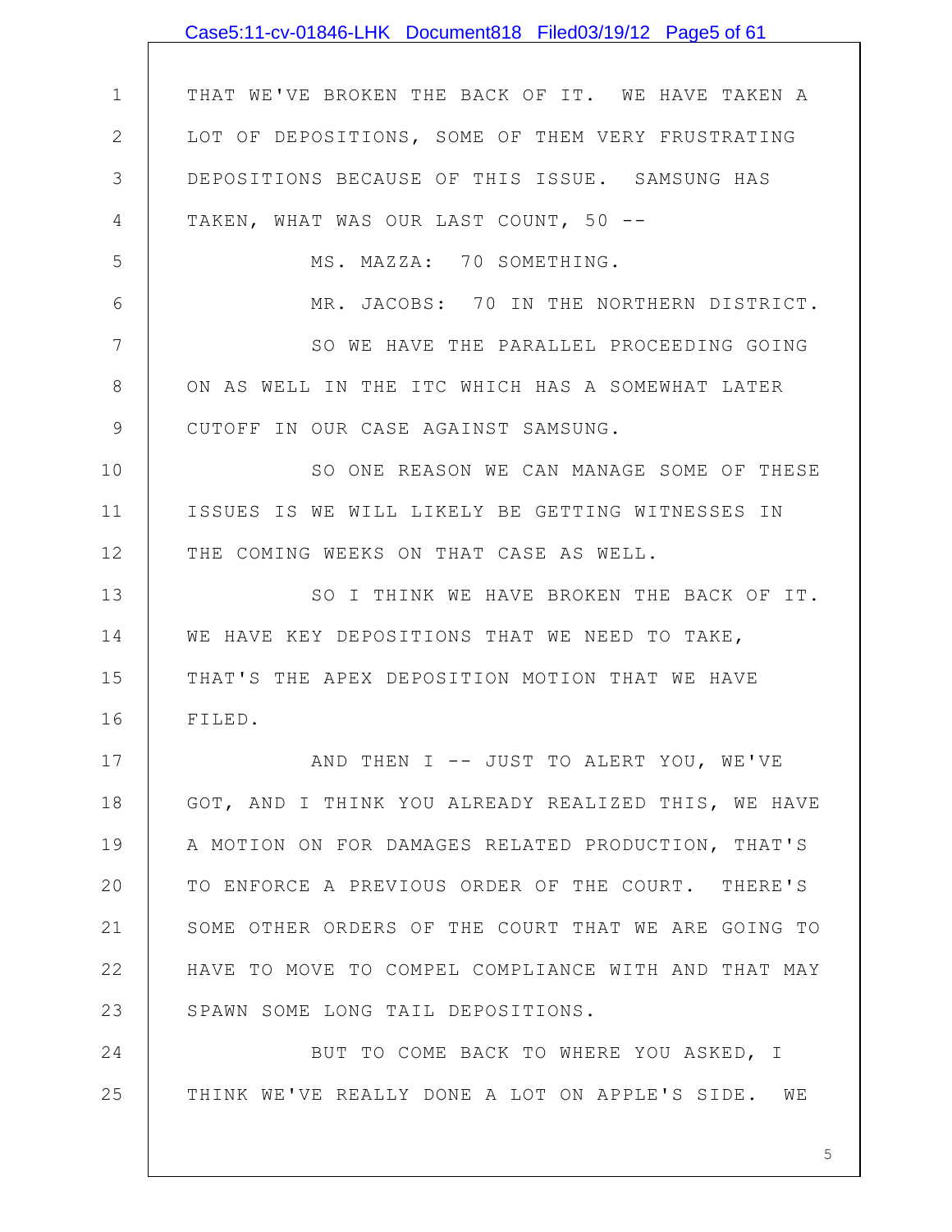THAT WE'VE BROKEN THE BACK OF IT. WE HAVE TAKEN A LOT OF DEPOSITIONS, SOME OF THEM VERY FRUSTRATING DEPOSITIONS BECAUSE OF THIS ISSUE. SAMSUNG HAS TAKEN, WHAT WAS OUR LAST COUNT, 50 --

MS. MAZZA: 70 SOMETHING.

MR. JACOBS: 70 IN THE NORTHERN DISTRICT.

SO WE HAVE THE PARALLEL PROCEEDING GOING ON AS WELL IN THE ITC WHICH HAS A SOMEWHAT LATER CUTOFF IN OUR CASE AGAINST SAMSUNG.

SO ONE REASON WE CAN MANAGE SOME OF THESE ISSUES IS WE WILL LIKELY BE GETTING WITNESSES IN THE COMING WEEKS ON THAT CASE AS WELL.

SO I THINK WE HAVE BROKEN THE BACK OF IT. WE HAVE KEY DEPOSITIONS THAT WE NEED TO TAKE, THAT'S THE APEX DEPOSITION MOTION THAT WE HAVE FILED.

AND THEN I -- JUST TO ALERT YOU, WE'VE GOT, AND I THINK YOU ALREADY REALIZED THIS, WE HAVE A MOTION ON FOR DAMAGES RELATED PRODUCTION, THAT'S TO ENFORCE A PREVIOUS ORDER OF THE COURT. THERE'S SOME OTHER ORDERS OF THE COURT THAT WE ARE GOING TO HAVE TO MOVE TO COMPEL COMPLIANCE WITH AND THAT MAY SPAWN SOME LONG TAIL DEPOSITIONS.

BUT TO COME BACK TO WHERE YOU ASKED, I THINK WE'VE REALLY DONE A LOT ON APPLE'S SIDE. WE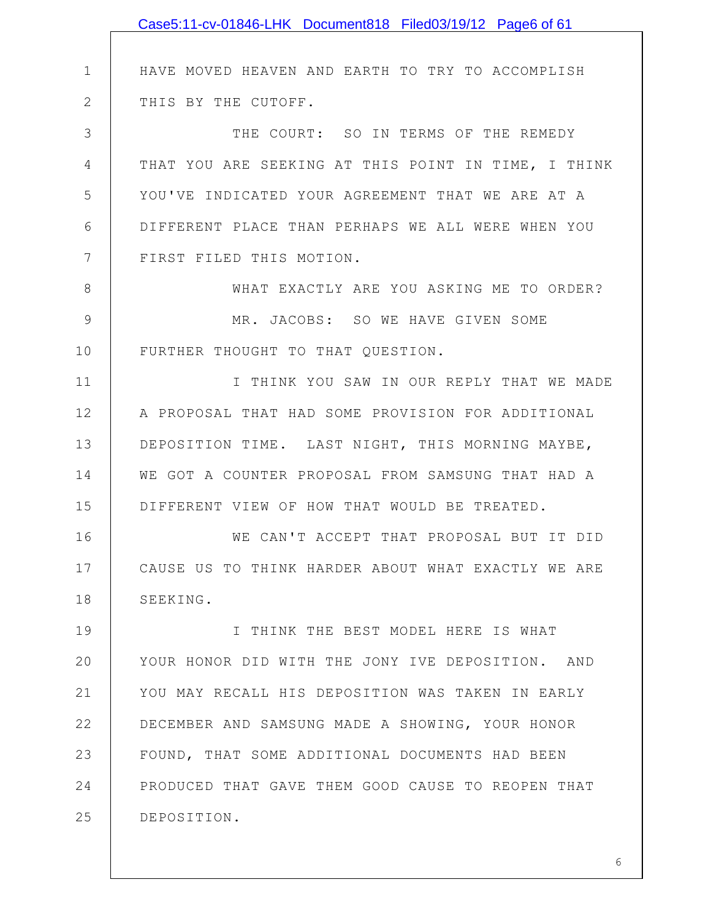HAVE MOVED HEAVEN AND EARTH TO TRY TO ACCOMPLISH THIS BY THE CUTOFF.

THE COURT: SO IN TERMS OF THE REMEDY THAT YOU ARE SEEKING AT THIS POINT IN TIME, I THINK YOU'VE INDICATED YOUR AGREEMENT THAT WE ARE AT A DIFFERENT PLACE THAN PERHAPS WE ALL WERE WHEN YOU FIRST FILED THIS MOTION.

WHAT EXACTLY ARE YOU ASKING ME TO ORDER?

MR. JACOBS: SO WE HAVE GIVEN SOME FURTHER THOUGHT TO THAT QUESTION.

I THINK YOU SAW IN OUR REPLY THAT WE MADE A PROPOSAL THAT HAD SOME PROVISION FOR ADDITIONAL DEPOSITION TIME. LAST NIGHT, THIS MORNING MAYBE, WE GOT A COUNTER PROPOSAL FROM SAMSUNG THAT HAD A DIFFERENT VIEW OF HOW THAT WOULD BE TREATED.

WE CAN'T ACCEPT THAT PROPOSAL BUT IT DID CAUSE US TO THINK HARDER ABOUT WHAT EXACTLY WE ARE SEEKING.

I THINK THE BEST MODEL HERE IS WHAT YOUR HONOR DID WITH THE JONY IVE DEPOSITION. AND YOU MAY RECALL HIS DEPOSITION WAS TAKEN IN EARLY DECEMBER AND SAMSUNG MADE A SHOWING, YOUR HONOR FOUND, THAT SOME ADDITIONAL DOCUMENTS HAD BEEN PRODUCED THAT GAVE THEM GOOD CAUSE TO REOPEN THAT DEPOSITION.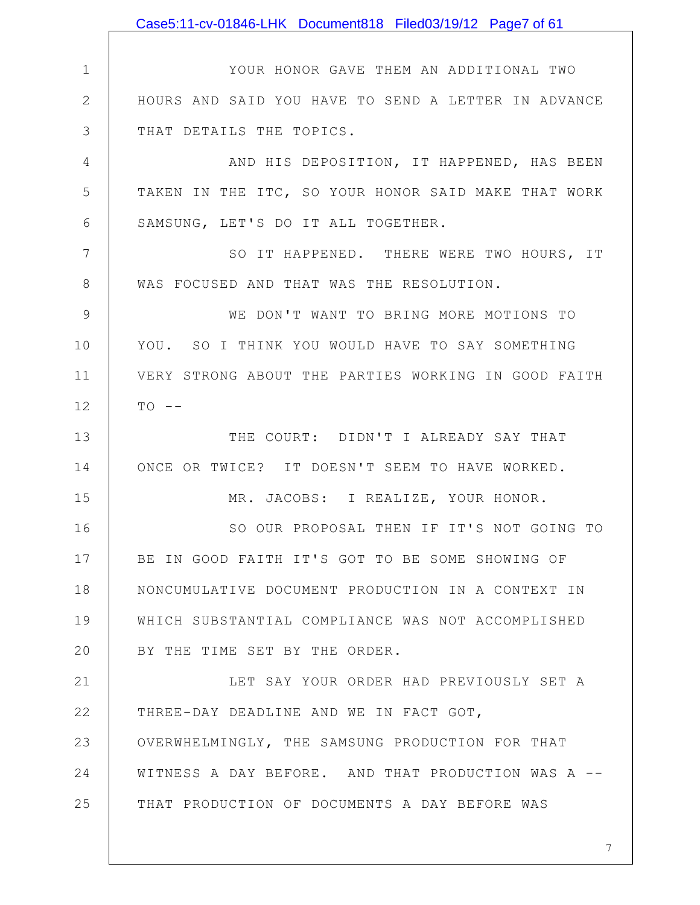YOUR HONOR GAVE THEM AN ADDITIONAL TWO HOURS AND SAID YOU HAVE TO SEND A LETTER IN ADVANCE THAT DETAILS THE TOPICS.

AND HIS DEPOSITION, IT HAPPENED, HAS BEEN TAKEN IN THE ITC, SO YOUR HONOR SAID MAKE THAT WORK SAMSUNG, LET'S DO IT ALL TOGETHER.

SO IT HAPPENED. THERE WERE TWO HOURS, IT WAS FOCUSED AND THAT WAS THE RESOLUTION.

WE DON'T WANT TO BRING MORE MOTIONS TO YOU. SO I THINK YOU WOULD HAVE TO SAY SOMETHING VERY STRONG ABOUT THE PARTIES WORKING IN GOOD FAITH TO --

THE COURT: DIDN'T I ALREADY SAY THAT ONCE OR TWICE? IT DOESN'T SEEM TO HAVE WORKED.

MR. JACOBS: I REALIZE, YOUR HONOR.

SO OUR PROPOSAL THEN IF IT'S NOT GOING TO BE IN GOOD FAITH IT'S GOT TO BE SOME SHOWING OF NONCUMULATIVE DOCUMENT PRODUCTION IN A CONTEXT IN WHICH SUBSTANTIAL COMPLIANCE WAS NOT ACCOMPLISHED BY THE TIME SET BY THE ORDER.

LET SAY YOUR ORDER HAD PREVIOUSLY SET A THREE-DAY DEADLINE AND WE IN FACT GOT, OVERWHELMINGLY, THE SAMSUNG PRODUCTION FOR THAT WITNESS A DAY BEFORE. AND THAT PRODUCTION WAS A -- THAT PRODUCTION OF DOCUMENTS A DAY BEFORE WAS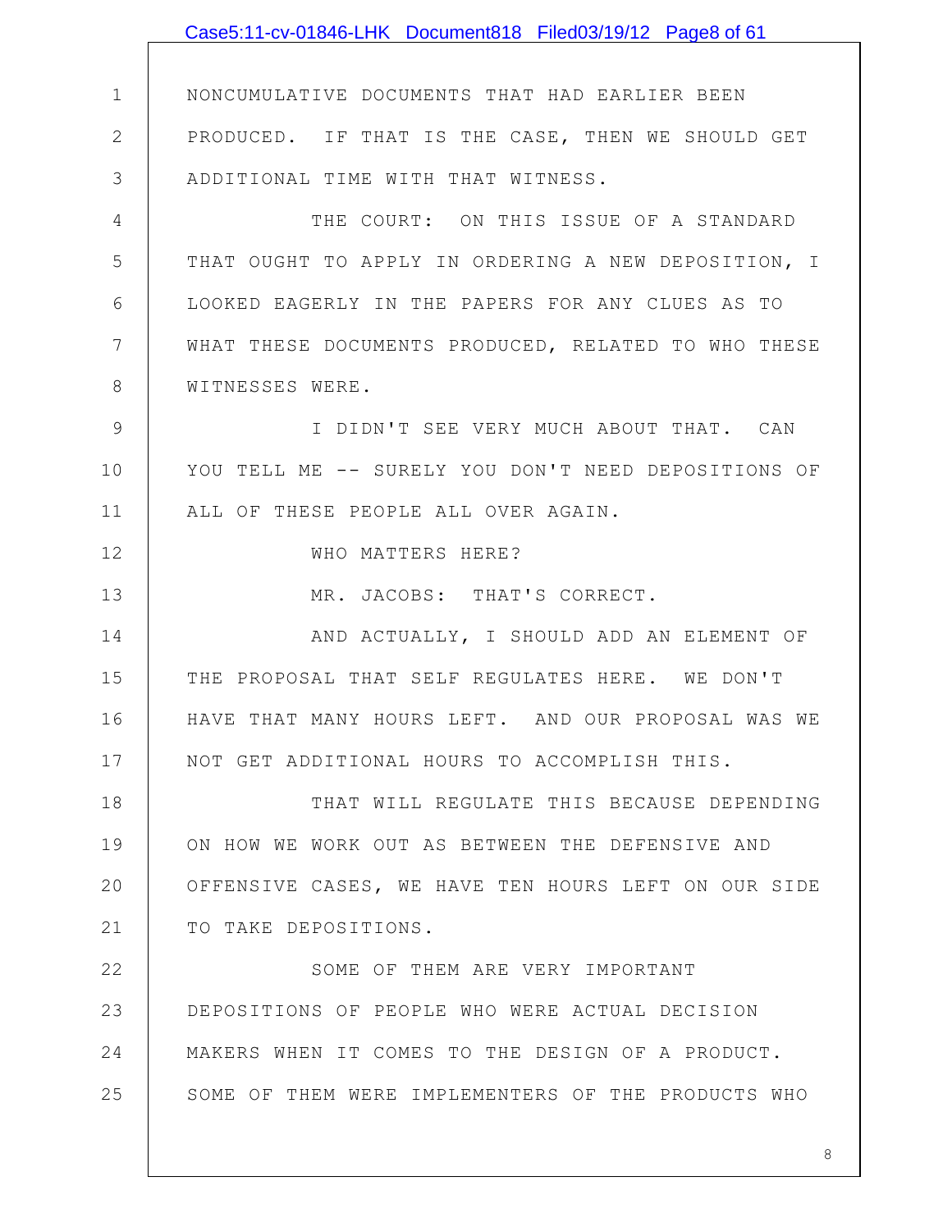NONCUMULATIVE DOCUMENTS THAT HAD EARLIER BEEN PRODUCED. IF THAT IS THE CASE, THEN WE SHOULD GET ADDITIONAL TIME WITH THAT WITNESS.

THE COURT: ON THIS ISSUE OF A STANDARD THAT OUGHT TO APPLY IN ORDERING A NEW DEPOSITION, I LOOKED EAGERLY IN THE PAPERS FOR ANY CLUES AS TO WHAT THESE DOCUMENTS PRODUCED, RELATED TO WHO THESE WITNESSES WERE.

I DIDN'T SEE VERY MUCH ABOUT THAT. CAN YOU TELL ME -- SURELY YOU DON'T NEED DEPOSITIONS OF ALL OF THESE PEOPLE ALL OVER AGAIN.

WHO MATTERS HERE?

MR. JACOBS: THAT'S CORRECT.

AND ACTUALLY, I SHOULD ADD AN ELEMENT OF THE PROPOSAL THAT SELF REGULATES HERE. WE DON'T HAVE THAT MANY HOURS LEFT. AND OUR PROPOSAL WAS WE NOT GET ADDITIONAL HOURS TO ACCOMPLISH THIS.

THAT WILL REGULATE THIS BECAUSE DEPENDING ON HOW WE WORK OUT AS BETWEEN THE DEFENSIVE AND OFFENSIVE CASES, WE HAVE TEN HOURS LEFT ON OUR SIDE TO TAKE DEPOSITIONS.

SOME OF THEM ARE VERY IMPORTANT DEPOSITIONS OF PEOPLE WHO WERE ACTUAL DECISION MAKERS WHEN IT COMES TO THE DESIGN OF A PRODUCT. SOME OF THEM WERE IMPLEMENTERS OF THE PRODUCTS WHO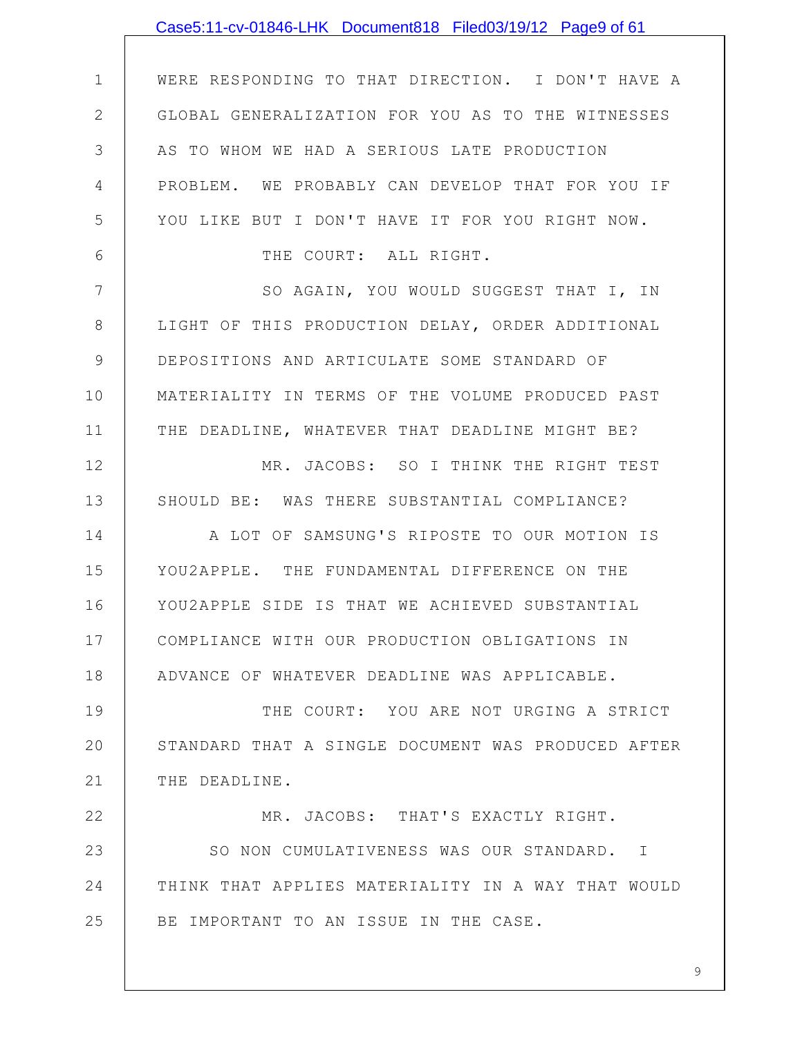WERE RESPONDING TO THAT DIRECTION. I DON'T HAVE A GLOBAL GENERALIZATION FOR YOU AS TO THE WITNESSES AS TO WHOM WE HAD A SERIOUS LATE PRODUCTION PROBLEM. WE PROBABLY CAN DEVELOP THAT FOR YOU IF YOU LIKE BUT I DON'T HAVE IT FOR YOU RIGHT NOW.

THE COURT: ALL RIGHT.

SO AGAIN, YOU WOULD SUGGEST THAT I, IN LIGHT OF THIS PRODUCTION DELAY, ORDER ADDITIONAL DEPOSITIONS AND ARTICULATE SOME STANDARD OF MATERIALITY IN TERMS OF THE VOLUME PRODUCED PAST THE DEADLINE, WHATEVER THAT DEADLINE MIGHT BE?

MR. JACOBS: SO I THINK THE RIGHT TEST SHOULD BE: WAS THERE SUBSTANTIAL COMPLIANCE?

A LOT OF SAMSUNG'S RIPOSTE TO OUR MOTION IS YOU2APPLE. THE FUNDAMENTAL DIFFERENCE ON THE YOU2APPLE SIDE IS THAT WE ACHIEVED SUBSTANTIAL COMPLIANCE WITH OUR PRODUCTION OBLIGATIONS IN ADVANCE OF WHATEVER DEADLINE WAS APPLICABLE.

THE COURT: YOU ARE NOT URGING A STRICT STANDARD THAT A SINGLE DOCUMENT WAS PRODUCED AFTER THE DEADLINE.

MR. JACOBS: THAT'S EXACTLY RIGHT.

SO NON CUMULATIVENESS WAS OUR STANDARD. I THINK THAT APPLIES MATERIALITY IN A WAY THAT WOULD BE IMPORTANT TO AN ISSUE IN THE CASE.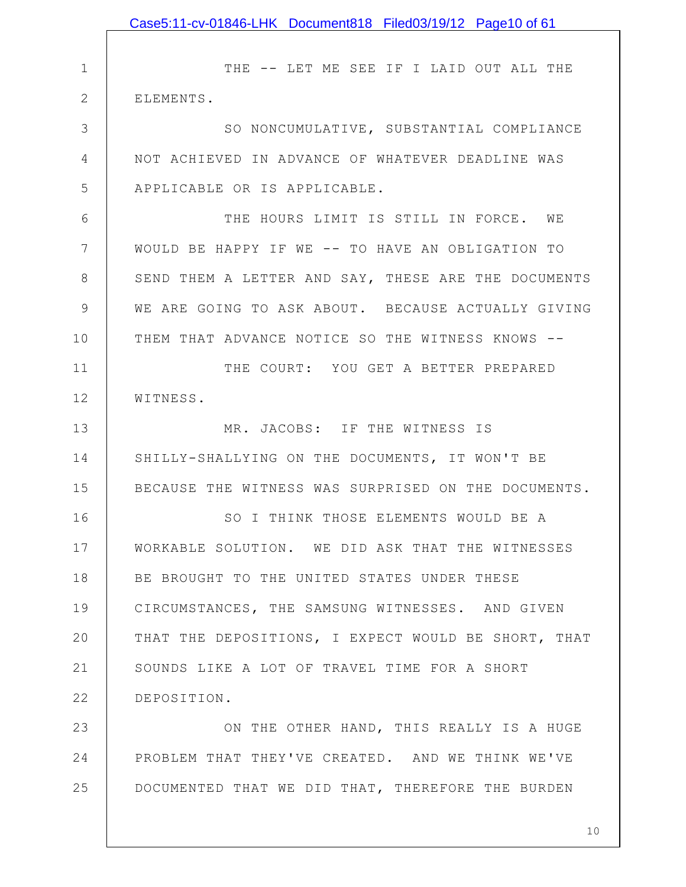THE -- LET ME SEE IF I LAID OUT ALL THE ELEMENTS.

SO NONCUMULATIVE, SUBSTANTIAL COMPLIANCE NOT ACHIEVED IN ADVANCE OF WHATEVER DEADLINE WAS APPLICABLE OR IS APPLICABLE.

THE HOURS LIMIT IS STILL IN FORCE. WE WOULD BE HAPPY IF WE -- TO HAVE AN OBLIGATION TO SEND THEM A LETTER AND SAY, THESE ARE THE DOCUMENTS WE ARE GOING TO ASK ABOUT. BECAUSE ACTUALLY GIVING THEM THAT ADVANCE NOTICE SO THE WITNESS KNOWS --

THE COURT: YOU GET A BETTER PREPARED WITNESS.

MR. JACOBS: IF THE WITNESS IS SHILLY-SHALLYING ON THE DOCUMENTS, IT WON'T BE BECAUSE THE WITNESS WAS SURPRISED ON THE DOCUMENTS.

SO I THINK THOSE ELEMENTS WOULD BE A WORKABLE SOLUTION. WE DID ASK THAT THE WITNESSES BE BROUGHT TO THE UNITED STATES UNDER THESE CIRCUMSTANCES, THE SAMSUNG WITNESSES. AND GIVEN THAT THE DEPOSITIONS, I EXPECT WOULD BE SHORT, THAT SOUNDS LIKE A LOT OF TRAVEL TIME FOR A SHORT DEPOSITION.

ON THE OTHER HAND, THIS REALLY IS A HUGE PROBLEM THAT THEY'VE CREATED. AND WE THINK WE'VE DOCUMENTED THAT WE DID THAT, THEREFORE THE BURDEN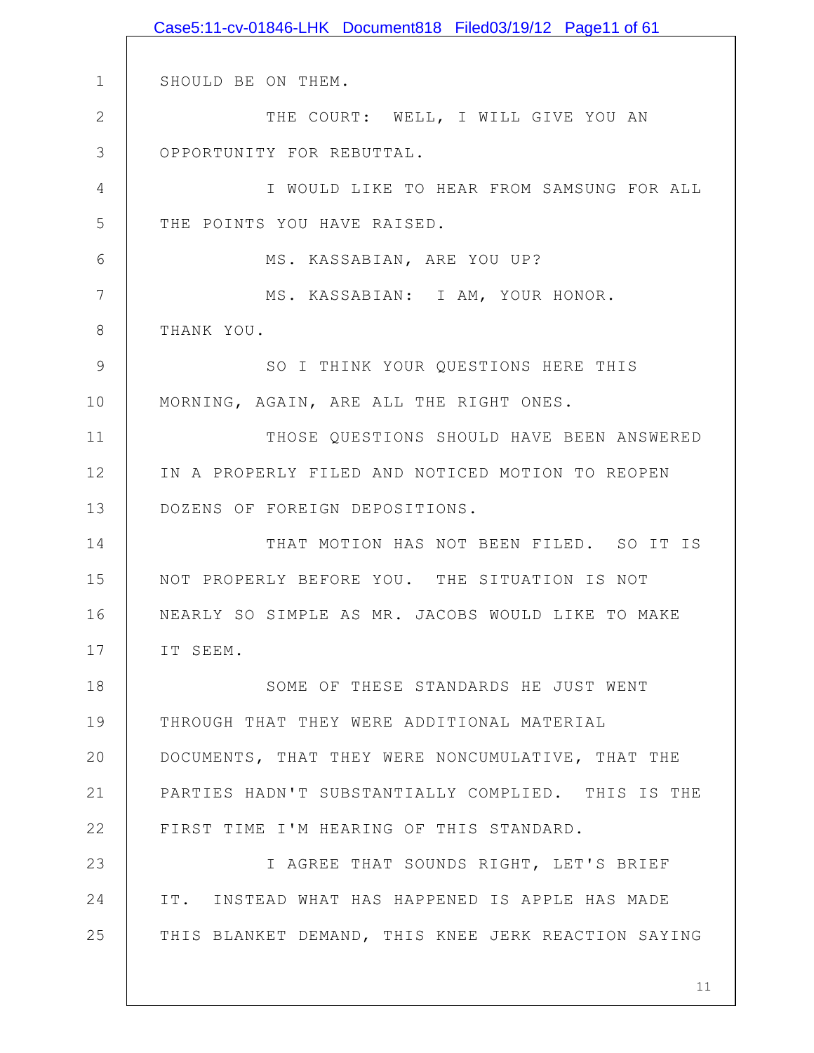SHOULD BE ON THEM.

THE COURT: WELL, I WILL GIVE YOU AN OPPORTUNITY FOR REBUTTAL.

I WOULD LIKE TO HEAR FROM SAMSUNG FOR ALL THE POINTS YOU HAVE RAISED.

MS. KASSABIAN, ARE YOU UP?

MS. KASSABIAN: I AM, YOUR HONOR. THANK YOU.

SO I THINK YOUR QUESTIONS HERE THIS MORNING, AGAIN, ARE ALL THE RIGHT ONES.

THOSE QUESTIONS SHOULD HAVE BEEN ANSWERED IN A PROPERLY FILED AND NOTICED MOTION TO REOPEN DOZENS OF FOREIGN DEPOSITIONS.

THAT MOTION HAS NOT BEEN FILED. SO IT IS NOT PROPERLY BEFORE YOU. THE SITUATION IS NOT NEARLY SO SIMPLE AS MR. JACOBS WOULD LIKE TO MAKE IT SEEM.

SOME OF THESE STANDARDS HE JUST WENT THROUGH THAT THEY WERE ADDITIONAL MATERIAL DOCUMENTS, THAT THEY WERE NONCUMULATIVE, THAT THE PARTIES HADN'T SUBSTANTIALLY COMPLIED. THIS IS THE FIRST TIME I'M HEARING OF THIS STANDARD.

I AGREE THAT SOUNDS RIGHT, LET'S BRIEF IT. INSTEAD WHAT HAS HAPPENED IS APPLE HAS MADE THIS BLANKET DEMAND, THIS KNEE JERK REACTION SAYING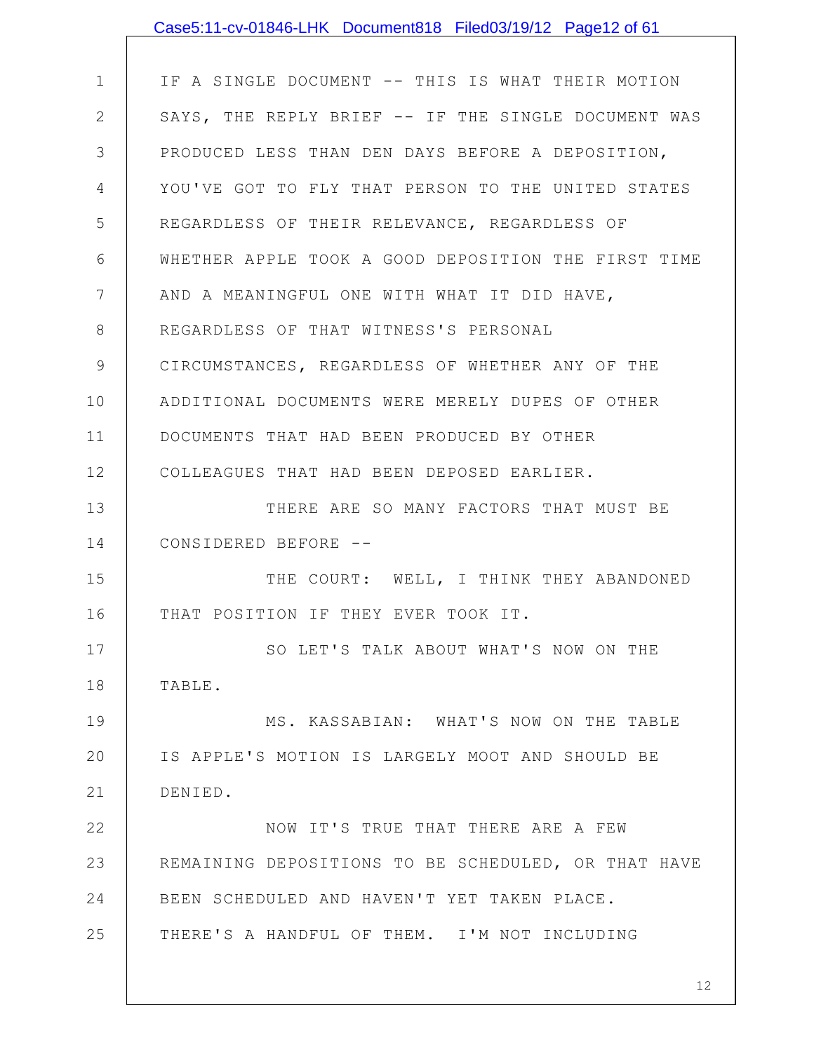IF A SINGLE DOCUMENT -- THIS IS WHAT THEIR MOTION SAYS, THE REPLY BRIEF -- IF THE SINGLE DOCUMENT WAS PRODUCED LESS THAN DEN DAYS BEFORE A DEPOSITION, YOU'VE GOT TO FLY THAT PERSON TO THE UNITED STATES REGARDLESS OF THEIR RELEVANCE, REGARDLESS OF WHETHER APPLE TOOK A GOOD DEPOSITION THE FIRST TIME AND A MEANINGFUL ONE WITH WHAT IT DID HAVE, REGARDLESS OF THAT WITNESS'S PERSONAL CIRCUMSTANCES, REGARDLESS OF WHETHER ANY OF THE ADDITIONAL DOCUMENTS WERE MERELY DUPES OF OTHER DOCUMENTS THAT HAD BEEN PRODUCED BY OTHER COLLEAGUES THAT HAD BEEN DEPOSED EARLIER.

THERE ARE SO MANY FACTORS THAT MUST BE CONSIDERED BEFORE --

THE COURT: WELL, I THINK THEY ABANDONED THAT POSITION IF THEY EVER TOOK IT.

SO LET'S TALK ABOUT WHAT'S NOW ON THE TABLE.

MS. KASSABIAN: WHAT'S NOW ON THE TABLE IS APPLE'S MOTION IS LARGELY MOOT AND SHOULD BE DENIED.

NOW IT'S TRUE THAT THERE ARE A FEW REMAINING DEPOSITIONS TO BE SCHEDULED, OR THAT HAVE BEEN SCHEDULED AND HAVEN'T YET TAKEN PLACE. THERE'S A HANDFUL OF THEM. I'M NOT INCLUDING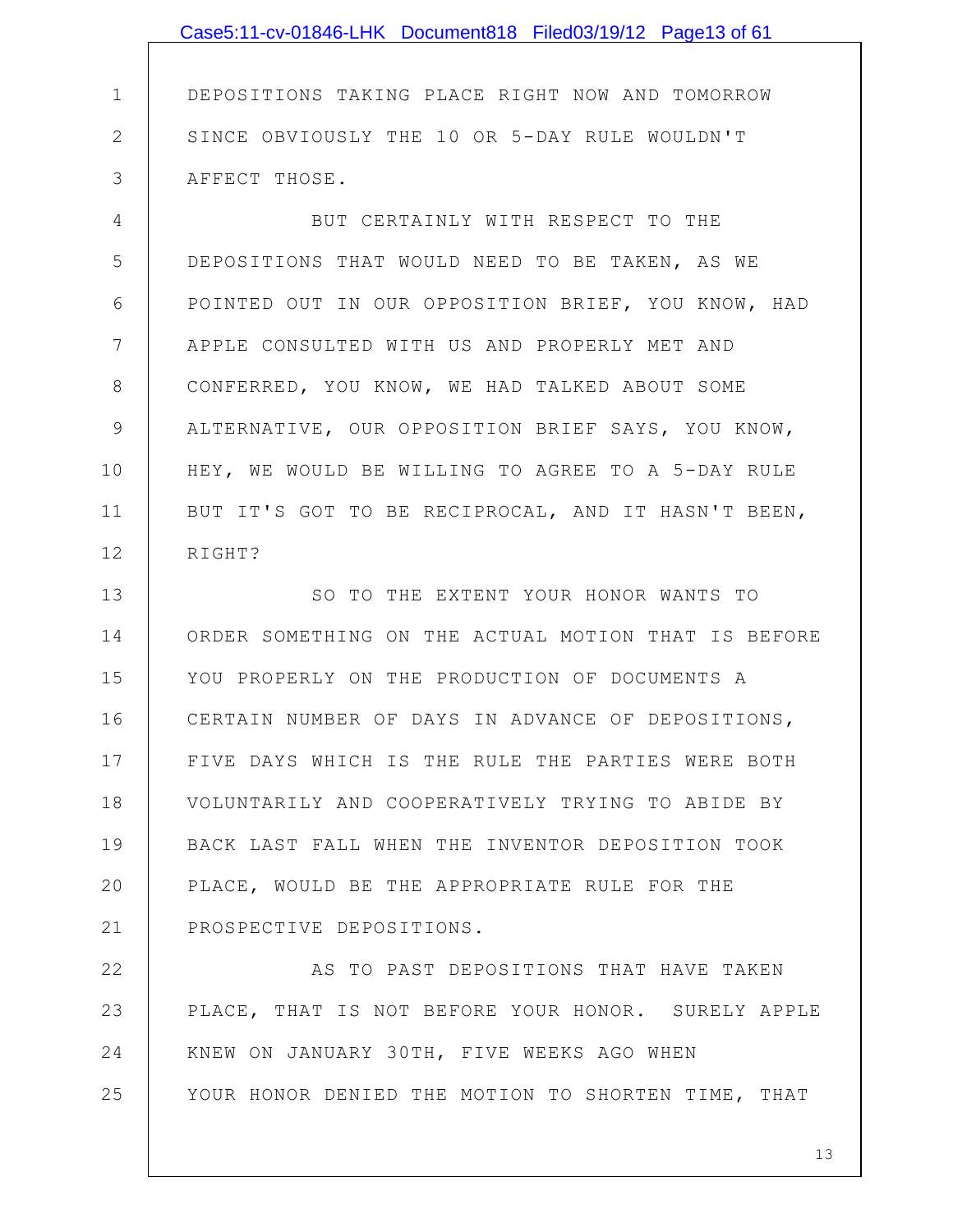DEPOSITIONS TAKING PLACE RIGHT NOW AND TOMORROW SINCE OBVIOUSLY THE 10 OR 5-DAY RULE WOULDN'T AFFECT THOSE.

BUT CERTAINLY WITH RESPECT TO THE DEPOSITIONS THAT WOULD NEED TO BE TAKEN, AS WE POINTED OUT IN OUR OPPOSITION BRIEF, YOU KNOW, HAD APPLE CONSULTED WITH US AND PROPERLY MET AND CONFERRED, YOU KNOW, WE HAD TALKED ABOUT SOME ALTERNATIVE, OUR OPPOSITION BRIEF SAYS, YOU KNOW, HEY, WE WOULD BE WILLING TO AGREE TO A 5-DAY RULE BUT IT'S GOT TO BE RECIPROCAL, AND IT HASN'T BEEN, RIGHT?

SO TO THE EXTENT YOUR HONOR WANTS TO ORDER SOMETHING ON THE ACTUAL MOTION THAT IS BEFORE YOU PROPERLY ON THE PRODUCTION OF DOCUMENTS A CERTAIN NUMBER OF DAYS IN ADVANCE OF DEPOSITIONS, FIVE DAYS WHICH IS THE RULE THE PARTIES WERE BOTH VOLUNTARILY AND COOPERATIVELY TRYING TO ABIDE BY BACK LAST FALL WHEN THE INVENTOR DEPOSITION TOOK PLACE, WOULD BE THE APPROPRIATE RULE FOR THE PROSPECTIVE DEPOSITIONS.

AS TO PAST DEPOSITIONS THAT HAVE TAKEN PLACE, THAT IS NOT BEFORE YOUR HONOR. SURELY APPLE KNEW ON JANUARY 30TH, FIVE WEEKS AGO WHEN YOUR HONOR DENIED THE MOTION TO SHORTEN TIME, THAT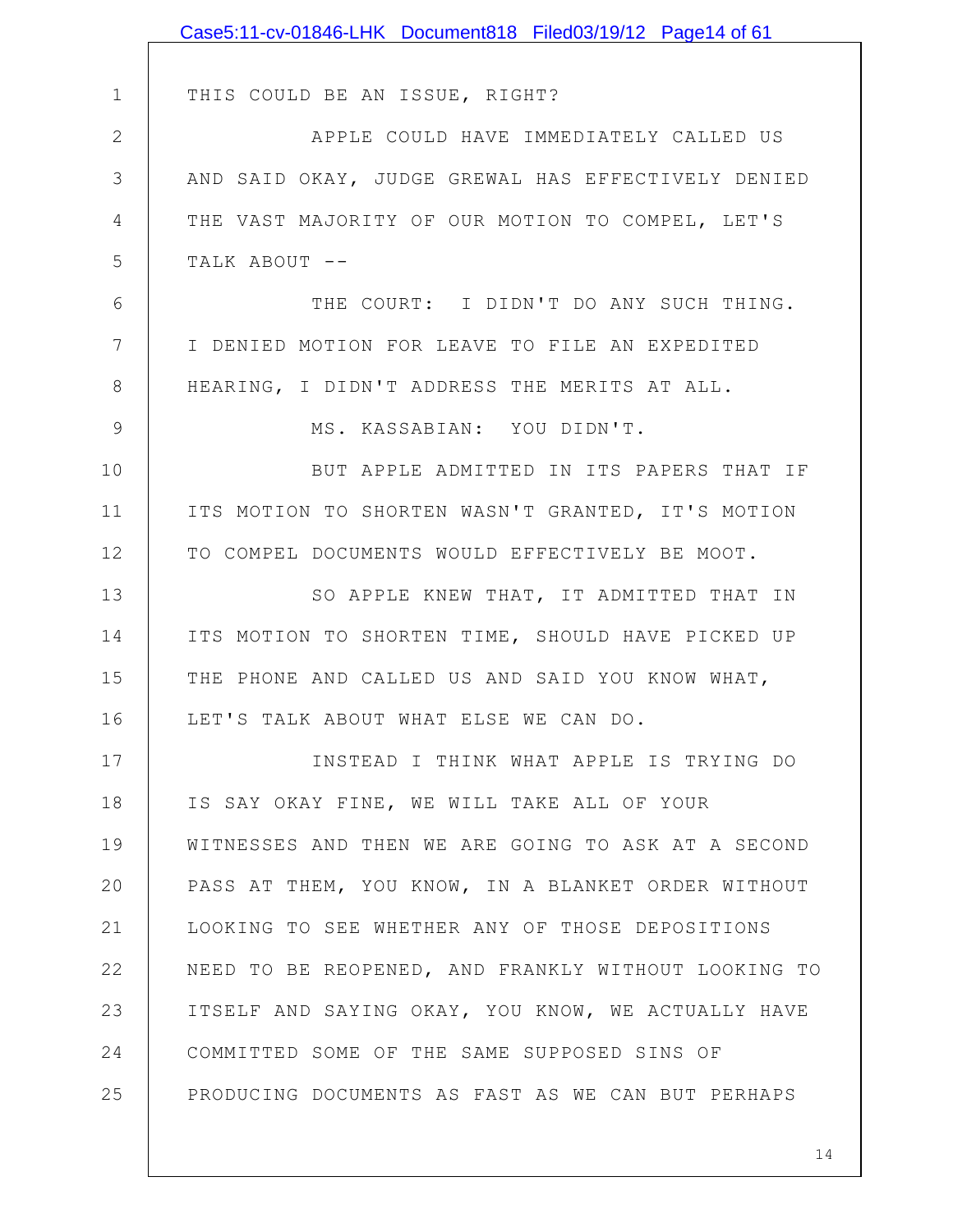THIS COULD BE AN ISSUE, RIGHT?

APPLE COULD HAVE IMMEDIATELY CALLED US AND SAID OKAY, JUDGE GREWAL HAS EFFECTIVELY DENIED THE VAST MAJORITY OF OUR MOTION TO COMPEL, LET'S TALK ABOUT --

THE COURT: I DIDN'T DO ANY SUCH THING. I DENIED MOTION FOR LEAVE TO FILE AN EXPEDITED HEARING, I DIDN'T ADDRESS THE MERITS AT ALL.

MS. KASSABIAN: YOU DIDN'T.

BUT APPLE ADMITTED IN ITS PAPERS THAT IF ITS MOTION TO SHORTEN WASN'T GRANTED, IT'S MOTION TO COMPEL DOCUMENTS WOULD EFFECTIVELY BE MOOT.

SO APPLE KNEW THAT, IT ADMITTED THAT IN ITS MOTION TO SHORTEN TIME, SHOULD HAVE PICKED UP THE PHONE AND CALLED US AND SAID YOU KNOW WHAT, LET'S TALK ABOUT WHAT ELSE WE CAN DO.

INSTEAD I THINK WHAT APPLE IS TRYING DO IS SAY OKAY FINE, WE WILL TAKE ALL OF YOUR WITNESSES AND THEN WE ARE GOING TO ASK AT A SECOND PASS AT THEM, YOU KNOW, IN A BLANKET ORDER WITHOUT LOOKING TO SEE WHETHER ANY OF THOSE DEPOSITIONS NEED TO BE REOPENED, AND FRANKLY WITHOUT LOOKING TO ITSELF AND SAYING OKAY, YOU KNOW, WE ACTUALLY HAVE COMMITTED SOME OF THE SAME SUPPOSED SINS OF PRODUCING DOCUMENTS AS FAST AS WE CAN BUT PERHAPS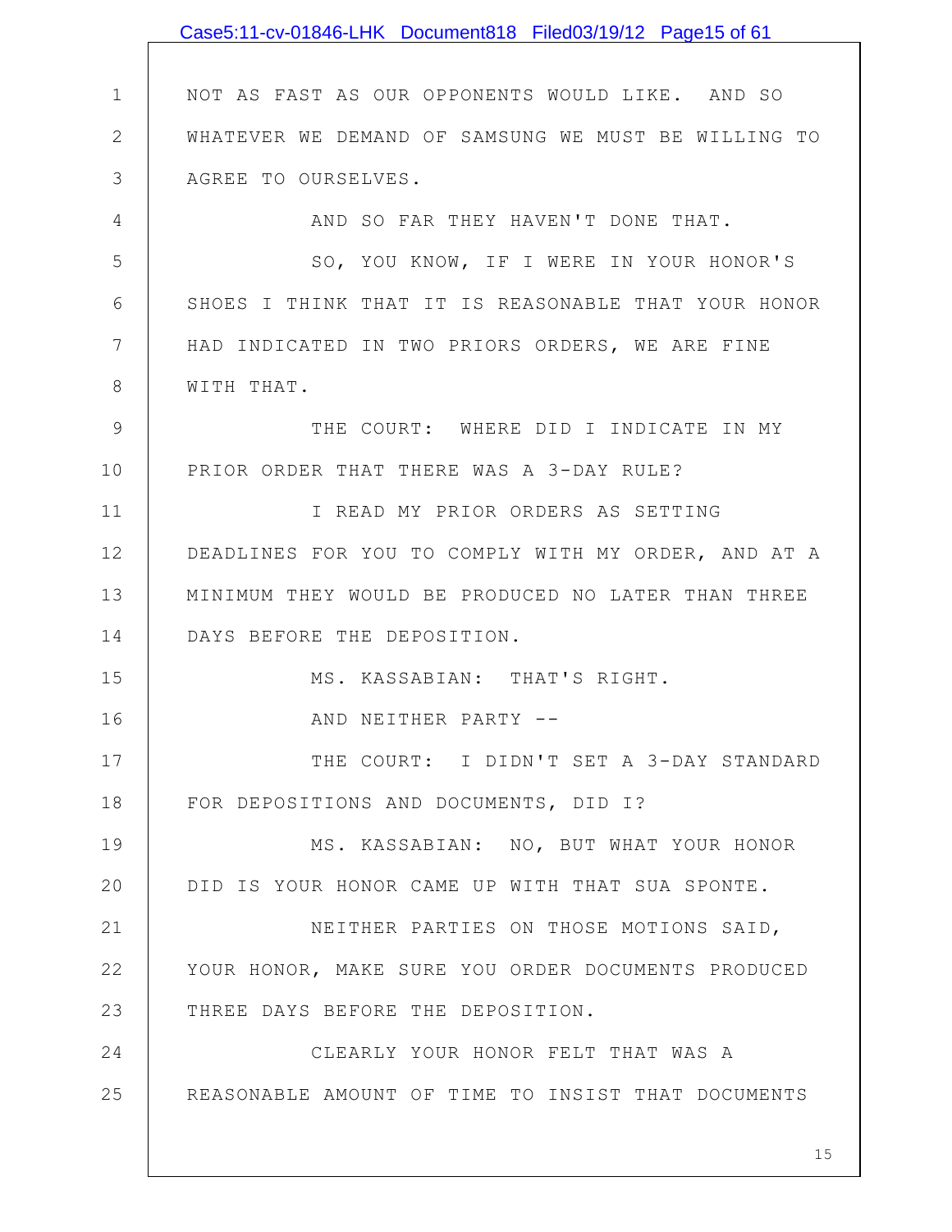NOT AS FAST AS OUR OPPONENTS WOULD LIKE. AND SO WHATEVER WE DEMAND OF SAMSUNG WE MUST BE WILLING TO AGREE TO OURSELVES.

AND SO FAR THEY HAVEN'T DONE THAT.

SO, YOU KNOW, IF I WERE IN YOUR HONOR'S SHOES I THINK THAT IT IS REASONABLE THAT YOUR HONOR HAD INDICATED IN TWO PRIORS ORDERS, WE ARE FINE WITH THAT.

THE COURT: WHERE DID I INDICATE IN MY PRIOR ORDER THAT THERE WAS A 3-DAY RULE?

I READ MY PRIOR ORDERS AS SETTING DEADLINES FOR YOU TO COMPLY WITH MY ORDER, AND AT A MINIMUM THEY WOULD BE PRODUCED NO LATER THAN THREE DAYS BEFORE THE DEPOSITION.

MS. KASSABIAN: THAT'S RIGHT.

AND NEITHER PARTY --

THE COURT: I DIDN'T SET A 3-DAY STANDARD FOR DEPOSITIONS AND DOCUMENTS, DID I?

MS. KASSABIAN: NO, BUT WHAT YOUR HONOR DID IS YOUR HONOR CAME UP WITH THAT SUA SPONTE.

NEITHER PARTIES ON THOSE MOTIONS SAID, YOUR HONOR, MAKE SURE YOU ORDER DOCUMENTS PRODUCED THREE DAYS BEFORE THE DEPOSITION.

CLEARLY YOUR HONOR FELT THAT WAS A REASONABLE AMOUNT OF TIME TO INSIST THAT DOCUMENTS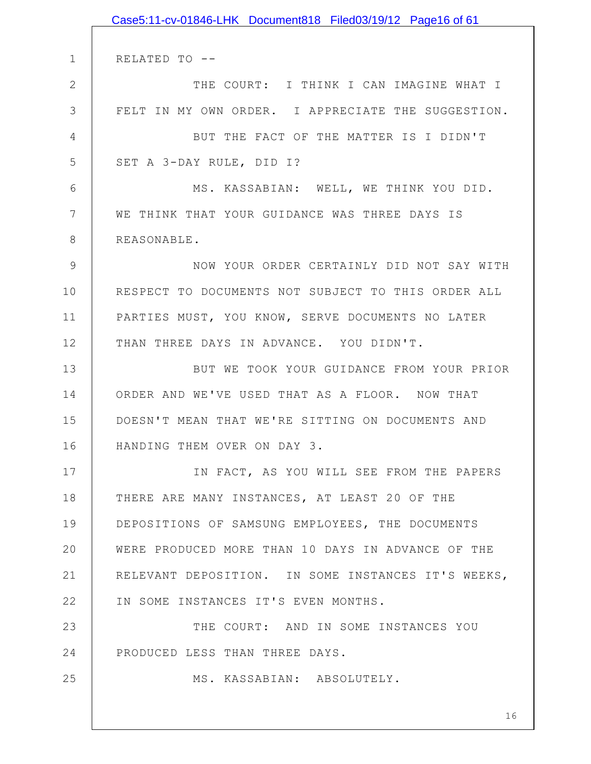RELATED TO --

THE COURT: I THINK I CAN IMAGINE WHAT I FELT IN MY OWN ORDER. I APPRECIATE THE SUGGESTION.

BUT THE FACT OF THE MATTER IS I DIDN'T SET A 3-DAY RULE, DID I?

MS. KASSABIAN: WELL, WE THINK YOU DID. WE THINK THAT YOUR GUIDANCE WAS THREE DAYS IS REASONABLE.

NOW YOUR ORDER CERTAINLY DID NOT SAY WITH RESPECT TO DOCUMENTS NOT SUBJECT TO THIS ORDER ALL PARTIES MUST, YOU KNOW, SERVE DOCUMENTS NO LATER THAN THREE DAYS IN ADVANCE. YOU DIDN'T.

BUT WE TOOK YOUR GUIDANCE FROM YOUR PRIOR ORDER AND WE'VE USED THAT AS A FLOOR. NOW THAT DOESN'T MEAN THAT WE'RE SITTING ON DOCUMENTS AND HANDING THEM OVER ON DAY 3.

IN FACT, AS YOU WILL SEE FROM THE PAPERS THERE ARE MANY INSTANCES, AT LEAST 20 OF THE DEPOSITIONS OF SAMSUNG EMPLOYEES, THE DOCUMENTS WERE PRODUCED MORE THAN 10 DAYS IN ADVANCE OF THE RELEVANT DEPOSITION. IN SOME INSTANCES IT'S WEEKS, IN SOME INSTANCES IT'S EVEN MONTHS.

THE COURT: AND IN SOME INSTANCES YOU PRODUCED LESS THAN THREE DAYS.

MS. KASSABIAN: ABSOLUTELY.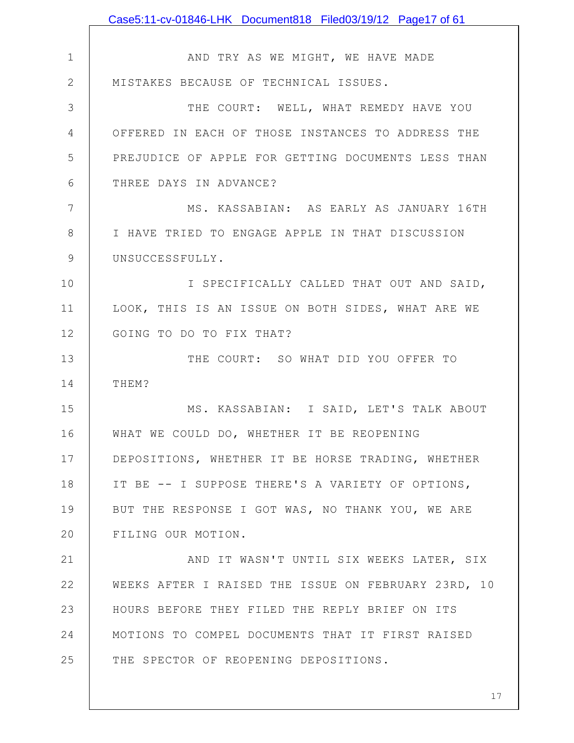AND TRY AS WE MIGHT, WE HAVE MADE MISTAKES BECAUSE OF TECHNICAL ISSUES.

THE COURT: WELL, WHAT REMEDY HAVE YOU OFFERED IN EACH OF THOSE INSTANCES TO ADDRESS THE PREJUDICE OF APPLE FOR GETTING DOCUMENTS LESS THAN THREE DAYS IN ADVANCE?

MS. KASSABIAN: AS EARLY AS JANUARY 16TH I HAVE TRIED TO ENGAGE APPLE IN THAT DISCUSSION UNSUCCESSFULLY.

I SPECIFICALLY CALLED THAT OUT AND SAID, LOOK, THIS IS AN ISSUE ON BOTH SIDES, WHAT ARE WE GOING TO DO TO FIX THAT?

THE COURT: SO WHAT DID YOU OFFER TO THEM?

MS. KASSABIAN: I SAID, LET'S TALK ABOUT WHAT WE COULD DO, WHETHER IT BE REOPENING DEPOSITIONS, WHETHER IT BE HORSE TRADING, WHETHER IT BE -- I SUPPOSE THERE'S A VARIETY OF OPTIONS, BUT THE RESPONSE I GOT WAS, NO THANK YOU, WE ARE FILING OUR MOTION.

AND IT WASN'T UNTIL SIX WEEKS LATER, SIX WEEKS AFTER I RAISED THE ISSUE ON FEBRUARY 23RD, 10 HOURS BEFORE THEY FILED THE REPLY BRIEF ON ITS MOTIONS TO COMPEL DOCUMENTS THAT IT FIRST RAISED THE SPECTOR OF REOPENING DEPOSITIONS.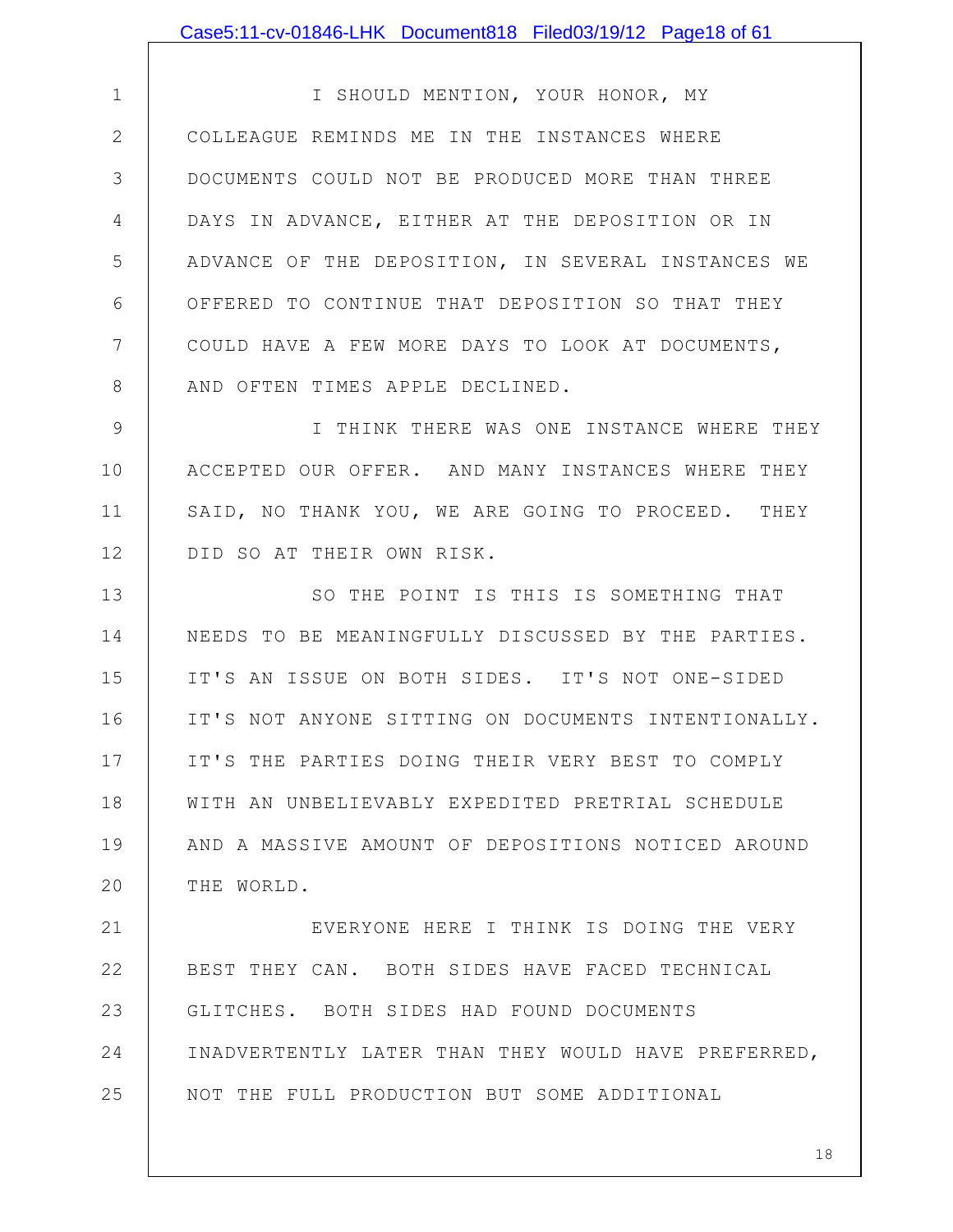I SHOULD MENTION, YOUR HONOR, MY COLLEAGUE REMINDS ME IN THE INSTANCES WHERE DOCUMENTS COULD NOT BE PRODUCED MORE THAN THREE DAYS IN ADVANCE, EITHER AT THE DEPOSITION OR IN ADVANCE OF THE DEPOSITION, IN SEVERAL INSTANCES WE OFFERED TO CONTINUE THAT DEPOSITION SO THAT THEY COULD HAVE A FEW MORE DAYS TO LOOK AT DOCUMENTS, AND OFTEN TIMES APPLE DECLINED.

I THINK THERE WAS ONE INSTANCE WHERE THEY ACCEPTED OUR OFFER. AND MANY INSTANCES WHERE THEY SAID, NO THANK YOU, WE ARE GOING TO PROCEED. THEY DID SO AT THEIR OWN RISK.

SO THE POINT IS THIS IS SOMETHING THAT NEEDS TO BE MEANINGFULLY DISCUSSED BY THE PARTIES. IT'S AN ISSUE ON BOTH SIDES. IT'S NOT ONE-SIDED IT'S NOT ANYONE SITTING ON DOCUMENTS INTENTIONALLY. IT'S THE PARTIES DOING THEIR VERY BEST TO COMPLY WITH AN UNBELIEVABLY EXPEDITED PRETRIAL SCHEDULE AND A MASSIVE AMOUNT OF DEPOSITIONS NOTICED AROUND THE WORLD.

EVERYONE HERE I THINK IS DOING THE VERY BEST THEY CAN. BOTH SIDES HAVE FACED TECHNICAL GLITCHES. BOTH SIDES HAD FOUND DOCUMENTS INADVERTENTLY LATER THAN THEY WOULD HAVE PREFERRED, NOT THE FULL PRODUCTION BUT SOME ADDITIONAL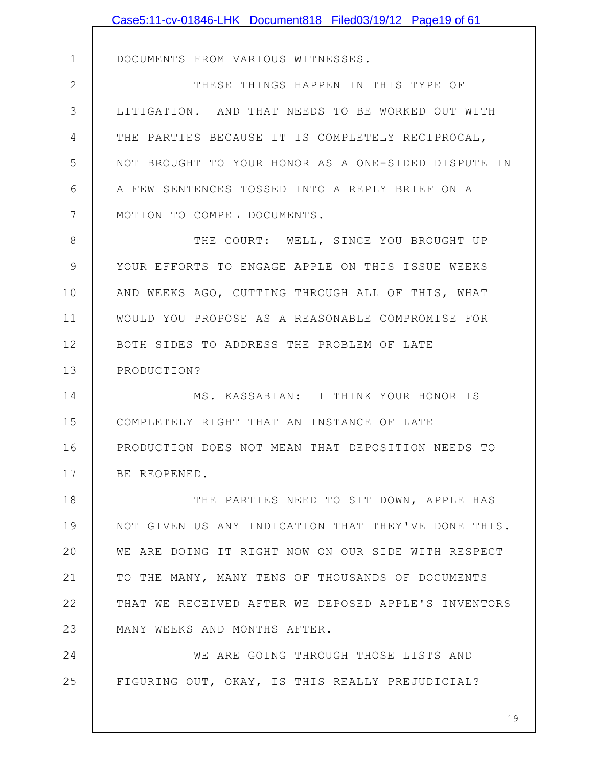DOCUMENTS FROM VARIOUS WITNESSES.

THESE THINGS HAPPEN IN THIS TYPE OF LITIGATION. AND THAT NEEDS TO BE WORKED OUT WITH THE PARTIES BECAUSE IT IS COMPLETELY RECIPROCAL, NOT BROUGHT TO YOUR HONOR AS A ONE-SIDED DISPUTE IN A FEW SENTENCES TOSSED INTO A REPLY BRIEF ON A MOTION TO COMPEL DOCUMENTS.

THE COURT: WELL, SINCE YOU BROUGHT UP YOUR EFFORTS TO ENGAGE APPLE ON THIS ISSUE WEEKS AND WEEKS AGO, CUTTING THROUGH ALL OF THIS, WHAT WOULD YOU PROPOSE AS A REASONABLE COMPROMISE FOR BOTH SIDES TO ADDRESS THE PROBLEM OF LATE PRODUCTION?

MS. KASSABIAN: I THINK YOUR HONOR IS COMPLETELY RIGHT THAT AN INSTANCE OF LATE PRODUCTION DOES NOT MEAN THAT DEPOSITION NEEDS TO BE REOPENED.

THE PARTIES NEED TO SIT DOWN, APPLE HAS NOT GIVEN US ANY INDICATION THAT THEY'VE DONE THIS. WE ARE DOING IT RIGHT NOW ON OUR SIDE WITH RESPECT TO THE MANY, MANY TENS OF THOUSANDS OF DOCUMENTS THAT WE RECEIVED AFTER WE DEPOSED APPLE'S INVENTORS MANY WEEKS AND MONTHS AFTER.

WE ARE GOING THROUGH THOSE LISTS AND FIGURING OUT, OKAY, IS THIS REALLY PREJUDICIAL?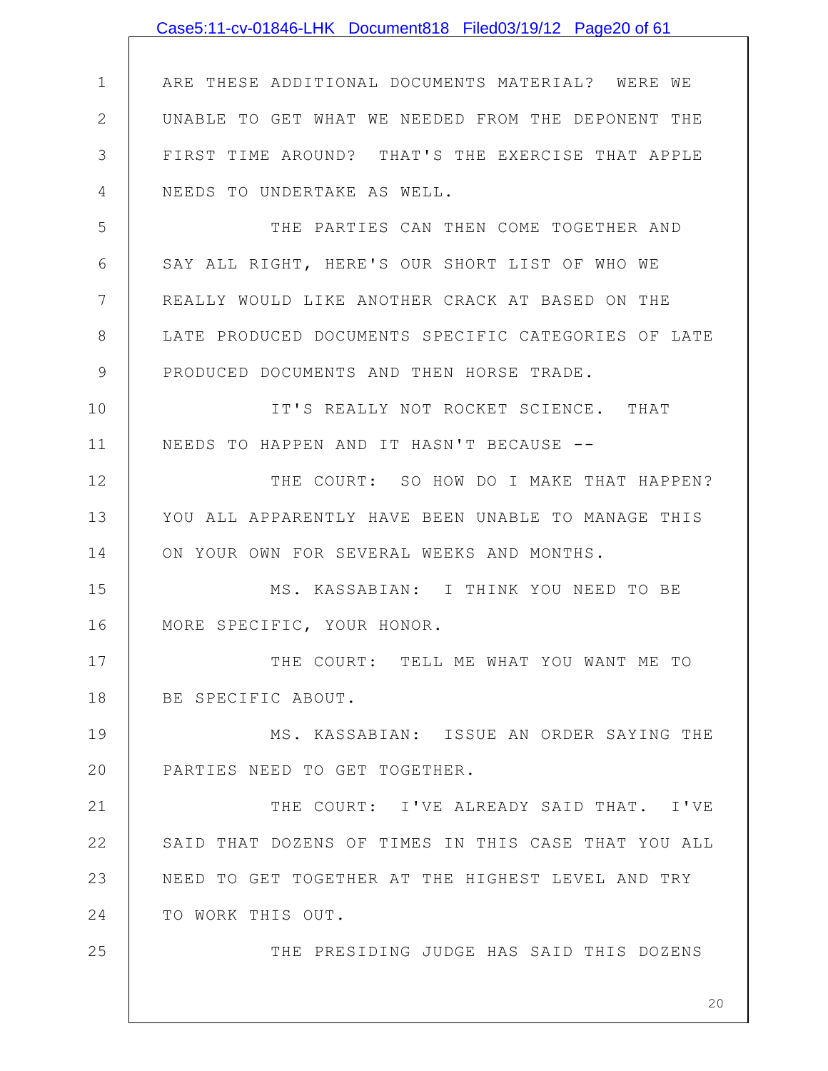ARE THESE ADDITIONAL DOCUMENTS MATERIAL? WERE WE UNABLE TO GET WHAT WE NEEDED FROM THE DEPONENT THE FIRST TIME AROUND? THAT'S THE EXERCISE THAT APPLE NEEDS TO UNDERTAKE AS WELL.

THE PARTIES CAN THEN COME TOGETHER AND SAY ALL RIGHT, HERE'S OUR SHORT LIST OF WHO WE REALLY WOULD LIKE ANOTHER CRACK AT BASED ON THE LATE PRODUCED DOCUMENTS SPECIFIC CATEGORIES OF LATE PRODUCED DOCUMENTS AND THEN HORSE TRADE.

IT'S REALLY NOT ROCKET SCIENCE. THAT NEEDS TO HAPPEN AND IT HASN'T BECAUSE --

THE COURT: SO HOW DO I MAKE THAT HAPPEN? YOU ALL APPARENTLY HAVE BEEN UNABLE TO MANAGE THIS ON YOUR OWN FOR SEVERAL WEEKS AND MONTHS.

MS. KASSABIAN: I THINK YOU NEED TO BE MORE SPECIFIC, YOUR HONOR.

THE COURT: TELL ME WHAT YOU WANT ME TO BE SPECIFIC ABOUT.

MS. KASSABIAN: ISSUE AN ORDER SAYING THE PARTIES NEED TO GET TOGETHER.

THE COURT: I'VE ALREADY SAID THAT. I'VE SAID THAT DOZENS OF TIMES IN THIS CASE THAT YOU ALL NEED TO GET TOGETHER AT THE HIGHEST LEVEL AND TRY TO WORK THIS OUT.

THE PRESIDING JUDGE HAS SAID THIS DOZENS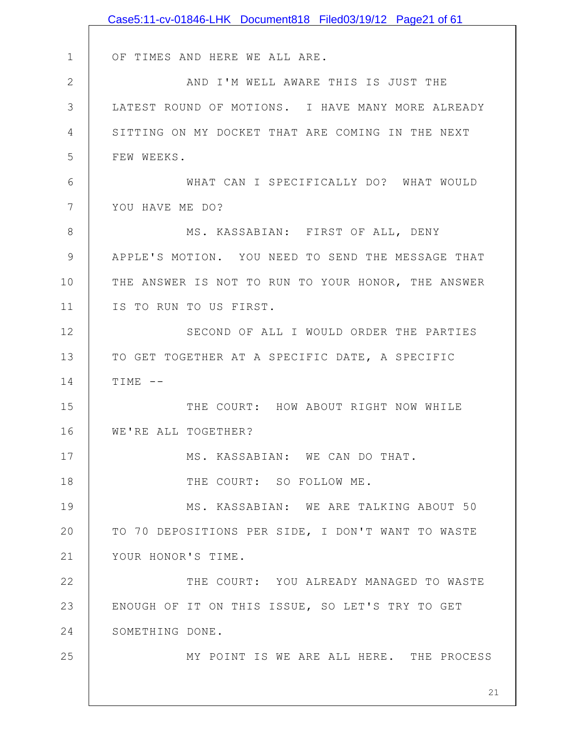OF TIMES AND HERE WE ALL ARE.

AND I'M WELL AWARE THIS IS JUST THE LATEST ROUND OF MOTIONS. I HAVE MANY MORE ALREADY SITTING ON MY DOCKET THAT ARE COMING IN THE NEXT FEW WEEKS.

WHAT CAN I SPECIFICALLY DO? WHAT WOULD YOU HAVE ME DO?

MS. KASSABIAN: FIRST OF ALL, DENY APPLE'S MOTION. YOU NEED TO SEND THE MESSAGE THAT THE ANSWER IS NOT TO RUN TO YOUR HONOR, THE ANSWER IS TO RUN TO US FIRST.

SECOND OF ALL I WOULD ORDER THE PARTIES TO GET TOGETHER AT A SPECIFIC DATE, A SPECIFIC TIME --

THE COURT: HOW ABOUT RIGHT NOW WHILE WE'RE ALL TOGETHER?

MS. KASSABIAN: WE CAN DO THAT.

THE COURT: SO FOLLOW ME.

MS. KASSABIAN: WE ARE TALKING ABOUT 50 TO 70 DEPOSITIONS PER SIDE, I DON'T WANT TO WASTE YOUR HONOR'S TIME.

THE COURT: YOU ALREADY MANAGED TO WASTE ENOUGH OF IT ON THIS ISSUE, SO LET'S TRY TO GET SOMETHING DONE.

MY POINT IS WE ARE ALL HERE. THE PROCESS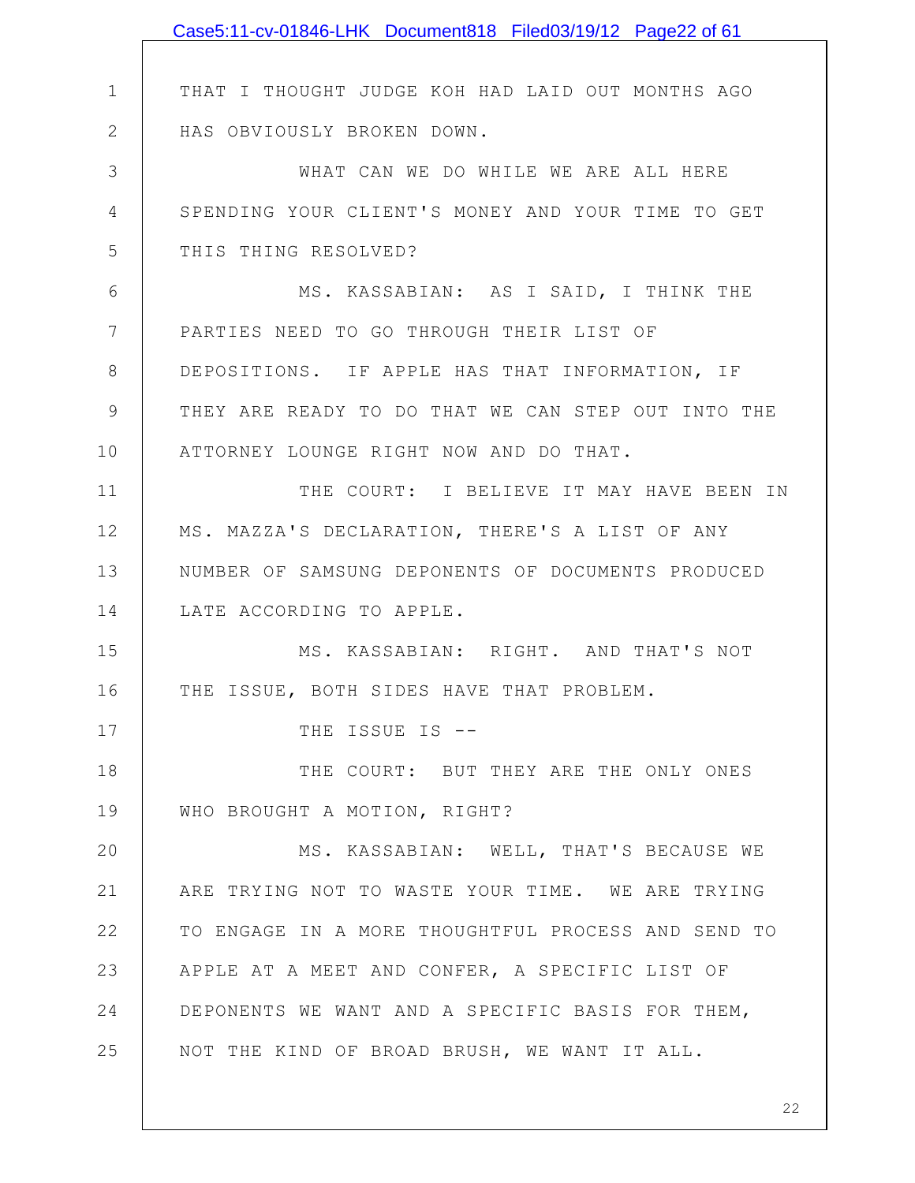THAT I THOUGHT JUDGE KOH HAD LAID OUT MONTHS AGO HAS OBVIOUSLY BROKEN DOWN.

WHAT CAN WE DO WHILE WE ARE ALL HERE SPENDING YOUR CLIENT'S MONEY AND YOUR TIME TO GET THIS THING RESOLVED?

MS. KASSABIAN: AS I SAID, I THINK THE PARTIES NEED TO GO THROUGH THEIR LIST OF DEPOSITIONS. IF APPLE HAS THAT INFORMATION, IF THEY ARE READY TO DO THAT WE CAN STEP OUT INTO THE ATTORNEY LOUNGE RIGHT NOW AND DO THAT.

THE COURT: I BELIEVE IT MAY HAVE BEEN IN MS. MAZZA'S DECLARATION, THERE'S A LIST OF ANY NUMBER OF SAMSUNG DEPONENTS OF DOCUMENTS PRODUCED LATE ACCORDING TO APPLE.

MS. KASSABIAN: RIGHT. AND THAT'S NOT THE ISSUE, BOTH SIDES HAVE THAT PROBLEM.

THE ISSUE IS --

THE COURT: BUT THEY ARE THE ONLY ONES WHO BROUGHT A MOTION, RIGHT?

MS. KASSABIAN: WELL, THAT'S BECAUSE WE ARE TRYING NOT TO WASTE YOUR TIME. WE ARE TRYING TO ENGAGE IN A MORE THOUGHTFUL PROCESS AND SEND TO APPLE AT A MEET AND CONFER, A SPECIFIC LIST OF DEPONENTS WE WANT AND A SPECIFIC BASIS FOR THEM, NOT THE KIND OF BROAD BRUSH, WE WANT IT ALL.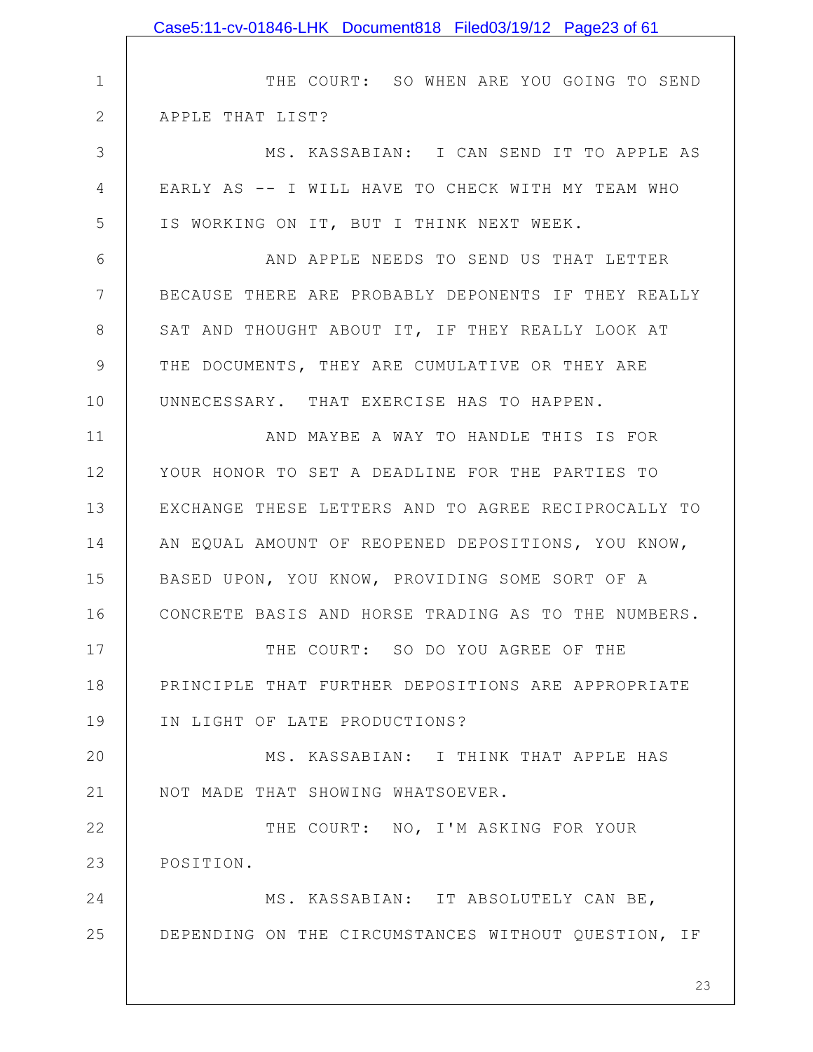THE COURT: SO WHEN ARE YOU GOING TO SEND APPLE THAT LIST?

MS. KASSABIAN: I CAN SEND IT TO APPLE AS EARLY AS -- I WILL HAVE TO CHECK WITH MY TEAM WHO IS WORKING ON IT, BUT I THINK NEXT WEEK.

AND APPLE NEEDS TO SEND US THAT LETTER BECAUSE THERE ARE PROBABLY DEPONENTS IF THEY REALLY SAT AND THOUGHT ABOUT IT, IF THEY REALLY LOOK AT THE DOCUMENTS, THEY ARE CUMULATIVE OR THEY ARE UNNECESSARY. THAT EXERCISE HAS TO HAPPEN.

AND MAYBE A WAY TO HANDLE THIS IS FOR YOUR HONOR TO SET A DEADLINE FOR THE PARTIES TO EXCHANGE THESE LETTERS AND TO AGREE RECIPROCALLY TO AN EQUAL AMOUNT OF REOPENED DEPOSITIONS, YOU KNOW, BASED UPON, YOU KNOW, PROVIDING SOME SORT OF A CONCRETE BASIS AND HORSE TRADING AS TO THE NUMBERS.

THE COURT: SO DO YOU AGREE OF THE PRINCIPLE THAT FURTHER DEPOSITIONS ARE APPROPRIATE IN LIGHT OF LATE PRODUCTIONS?

MS. KASSABIAN: I THINK THAT APPLE HAS NOT MADE THAT SHOWING WHATSOEVER.

THE COURT: NO, I'M ASKING FOR YOUR POSITION.

MS. KASSABIAN: IT ABSOLUTELY CAN BE, DEPENDING ON THE CIRCUMSTANCES WITHOUT QUESTION, IF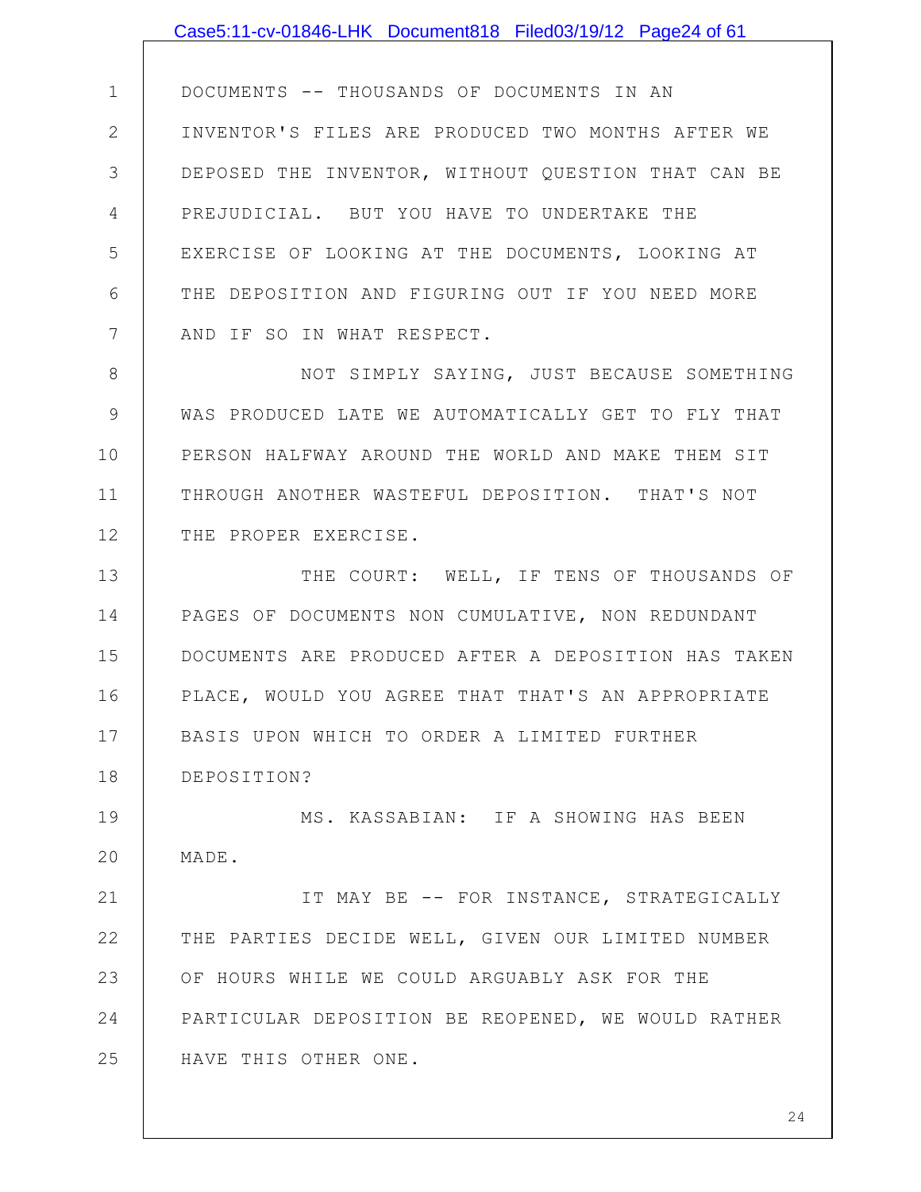DOCUMENTS -- THOUSANDS OF DOCUMENTS IN AN INVENTOR'S FILES ARE PRODUCED TWO MONTHS AFTER WE DEPOSED THE INVENTOR, WITHOUT QUESTION THAT CAN BE PREJUDICIAL. BUT YOU HAVE TO UNDERTAKE THE EXERCISE OF LOOKING AT THE DOCUMENTS, LOOKING AT THE DEPOSITION AND FIGURING OUT IF YOU NEED MORE AND IF SO IN WHAT RESPECT.

NOT SIMPLY SAYING, JUST BECAUSE SOMETHING WAS PRODUCED LATE WE AUTOMATICALLY GET TO FLY THAT PERSON HALFWAY AROUND THE WORLD AND MAKE THEM SIT THROUGH ANOTHER WASTEFUL DEPOSITION. THAT'S NOT THE PROPER EXERCISE.

THE COURT: WELL, IF TENS OF THOUSANDS OF PAGES OF DOCUMENTS NON CUMULATIVE, NON REDUNDANT DOCUMENTS ARE PRODUCED AFTER A DEPOSITION HAS TAKEN PLACE, WOULD YOU AGREE THAT THAT'S AN APPROPRIATE BASIS UPON WHICH TO ORDER A LIMITED FURTHER DEPOSITION?

MS. KASSABIAN: IF A SHOWING HAS BEEN MADE.

IT MAY BE -- FOR INSTANCE, STRATEGICALLY THE PARTIES DECIDE WELL, GIVEN OUR LIMITED NUMBER OF HOURS WHILE WE COULD ARGUABLY ASK FOR THE PARTICULAR DEPOSITION BE REOPENED, WE WOULD RATHER HAVE THIS OTHER ONE.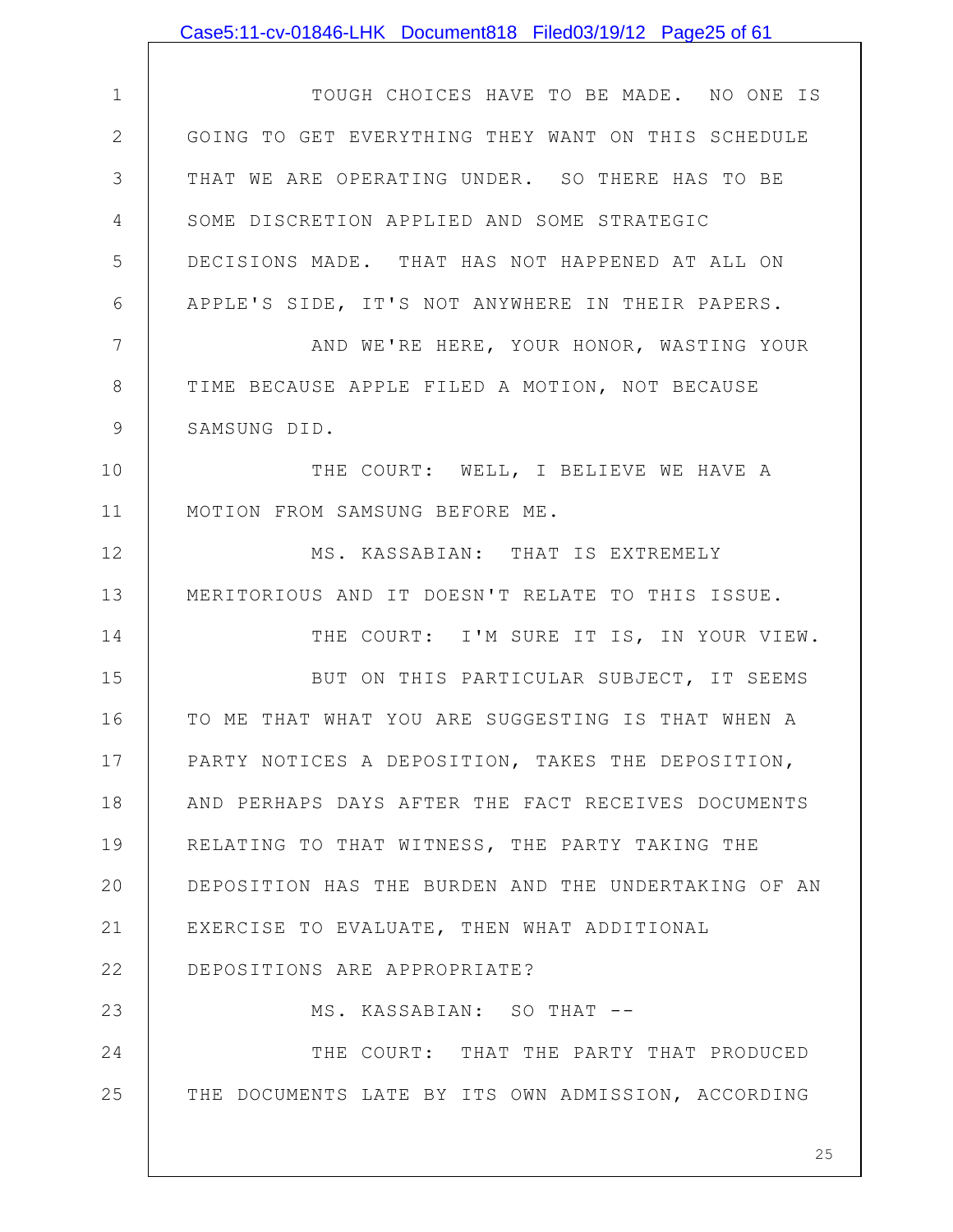TOUGH CHOICES HAVE TO BE MADE. NO ONE IS GOING TO GET EVERYTHING THEY WANT ON THIS SCHEDULE THAT WE ARE OPERATING UNDER. SO THERE HAS TO BE SOME DISCRETION APPLIED AND SOME STRATEGIC DECISIONS MADE. THAT HAS NOT HAPPENED AT ALL ON APPLE'S SIDE, IT'S NOT ANYWHERE IN THEIR PAPERS.

AND WE'RE HERE, YOUR HONOR, WASTING YOUR TIME BECAUSE APPLE FILED A MOTION, NOT BECAUSE SAMSUNG DID.

THE COURT: WELL, I BELIEVE WE HAVE A MOTION FROM SAMSUNG BEFORE ME.

MS. KASSABIAN: THAT IS EXTREMELY MERITORIOUS AND IT DOESN'T RELATE TO THIS ISSUE.

THE COURT: I'M SURE IT IS, IN YOUR VIEW.

BUT ON THIS PARTICULAR SUBJECT, IT SEEMS TO ME THAT WHAT YOU ARE SUGGESTING IS THAT WHEN A PARTY NOTICES A DEPOSITION, TAKES THE DEPOSITION, AND PERHAPS DAYS AFTER THE FACT RECEIVES DOCUMENTS RELATING TO THAT WITNESS, THE PARTY TAKING THE DEPOSITION HAS THE BURDEN AND THE UNDERTAKING OF AN EXERCISE TO EVALUATE, THEN WHAT ADDITIONAL DEPOSITIONS ARE APPROPRIATE?

MS. KASSABIAN: SO THAT --

THE COURT: THAT THE PARTY THAT PRODUCED THE DOCUMENTS LATE BY ITS OWN ADMISSION, ACCORDING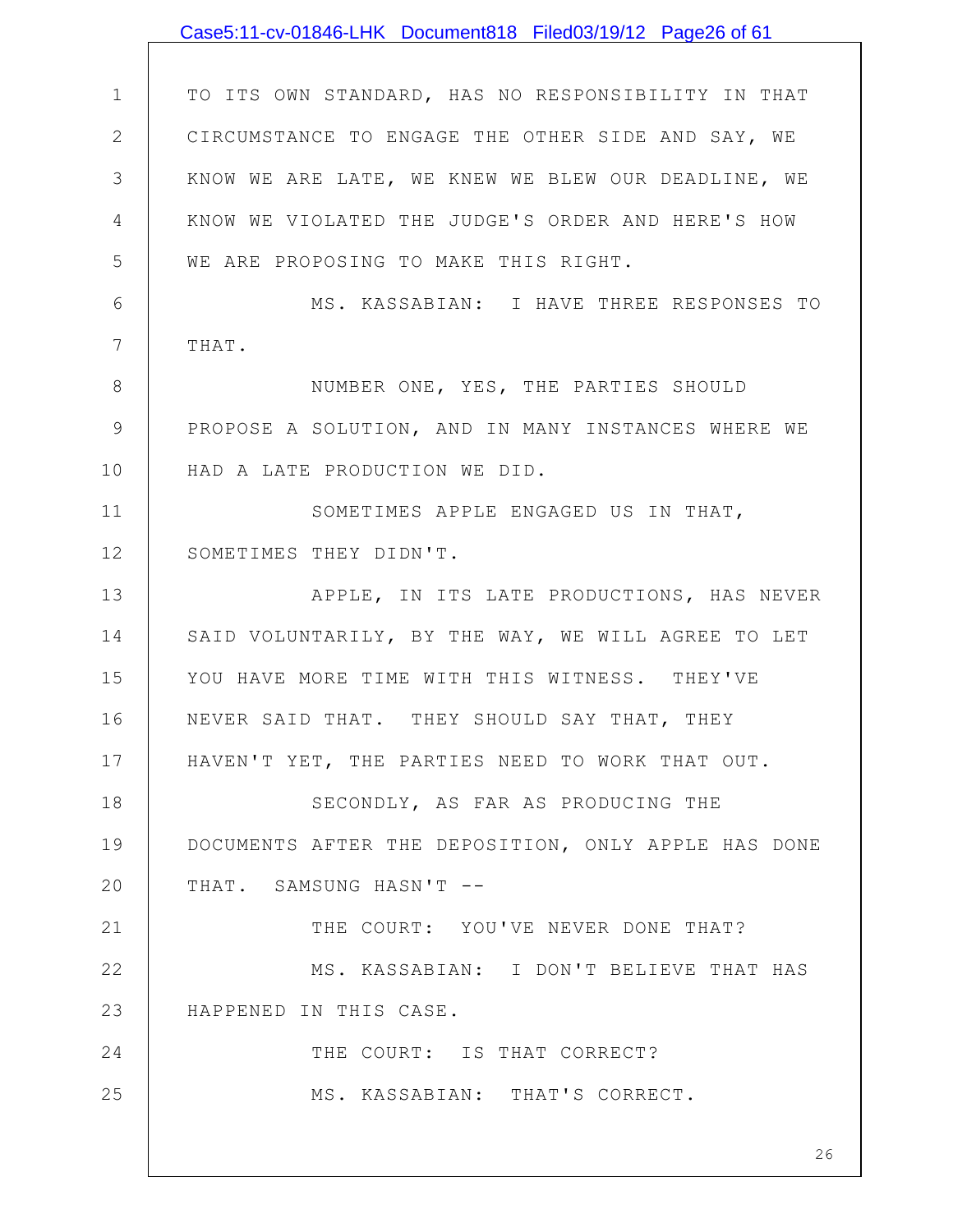TO ITS OWN STANDARD, HAS NO RESPONSIBILITY IN THAT CIRCUMSTANCE TO ENGAGE THE OTHER SIDE AND SAY, WE KNOW WE ARE LATE, WE KNEW WE BLEW OUR DEADLINE, WE KNOW WE VIOLATED THE JUDGE'S ORDER AND HERE'S HOW WE ARE PROPOSING TO MAKE THIS RIGHT.

MS. KASSABIAN: I HAVE THREE RESPONSES TO THAT.

NUMBER ONE, YES, THE PARTIES SHOULD PROPOSE A SOLUTION, AND IN MANY INSTANCES WHERE WE HAD A LATE PRODUCTION WE DID.

SOMETIMES APPLE ENGAGED US IN THAT, SOMETIMES THEY DIDN'T.

APPLE, IN ITS LATE PRODUCTIONS, HAS NEVER SAID VOLUNTARILY, BY THE WAY, WE WILL AGREE TO LET YOU HAVE MORE TIME WITH THIS WITNESS. THEY'VE NEVER SAID THAT. THEY SHOULD SAY THAT, THEY HAVEN'T YET, THE PARTIES NEED TO WORK THAT OUT.

SECONDLY, AS FAR AS PRODUCING THE DOCUMENTS AFTER THE DEPOSITION, ONLY APPLE HAS DONE THAT. SAMSUNG HASN'T --

THE COURT: YOU'VE NEVER DONE THAT?

MS. KASSABIAN: I DON'T BELIEVE THAT HAS HAPPENED IN THIS CASE.

THE COURT: IS THAT CORRECT?

MS. KASSABIAN: THAT'S CORRECT.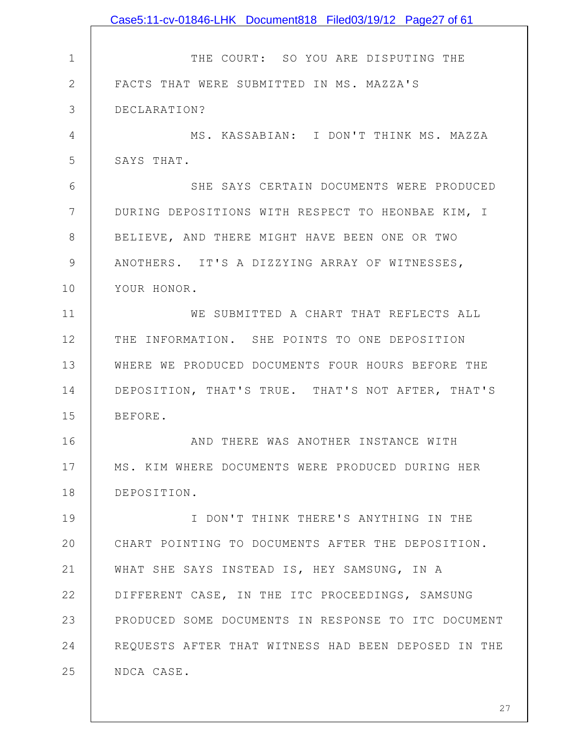THE COURT: SO YOU ARE DISPUTING THE FACTS THAT WERE SUBMITTED IN MS. MAZZA'S DECLARATION?

MS. KASSABIAN: I DON'T THINK MS. MAZZA SAYS THAT.

SHE SAYS CERTAIN DOCUMENTS WERE PRODUCED DURING DEPOSITIONS WITH RESPECT TO HEONBAE KIM, I BELIEVE, AND THERE MIGHT HAVE BEEN ONE OR TWO ANOTHERS. IT'S A DIZZYING ARRAY OF WITNESSES, YOUR HONOR.

WE SUBMITTED A CHART THAT REFLECTS ALL THE INFORMATION. SHE POINTS TO ONE DEPOSITION WHERE WE PRODUCED DOCUMENTS FOUR HOURS BEFORE THE DEPOSITION, THAT'S TRUE. THAT'S NOT AFTER, THAT'S BEFORE.

AND THERE WAS ANOTHER INSTANCE WITH MS. KIM WHERE DOCUMENTS WERE PRODUCED DURING HER DEPOSITION.

I DON'T THINK THERE'S ANYTHING IN THE CHART POINTING TO DOCUMENTS AFTER THE DEPOSITION. WHAT SHE SAYS INSTEAD IS, HEY SAMSUNG, IN A DIFFERENT CASE, IN THE ITC PROCEEDINGS, SAMSUNG PRODUCED SOME DOCUMENTS IN RESPONSE TO ITC DOCUMENT REQUESTS AFTER THAT WITNESS HAD BEEN DEPOSED IN THE NDCA CASE.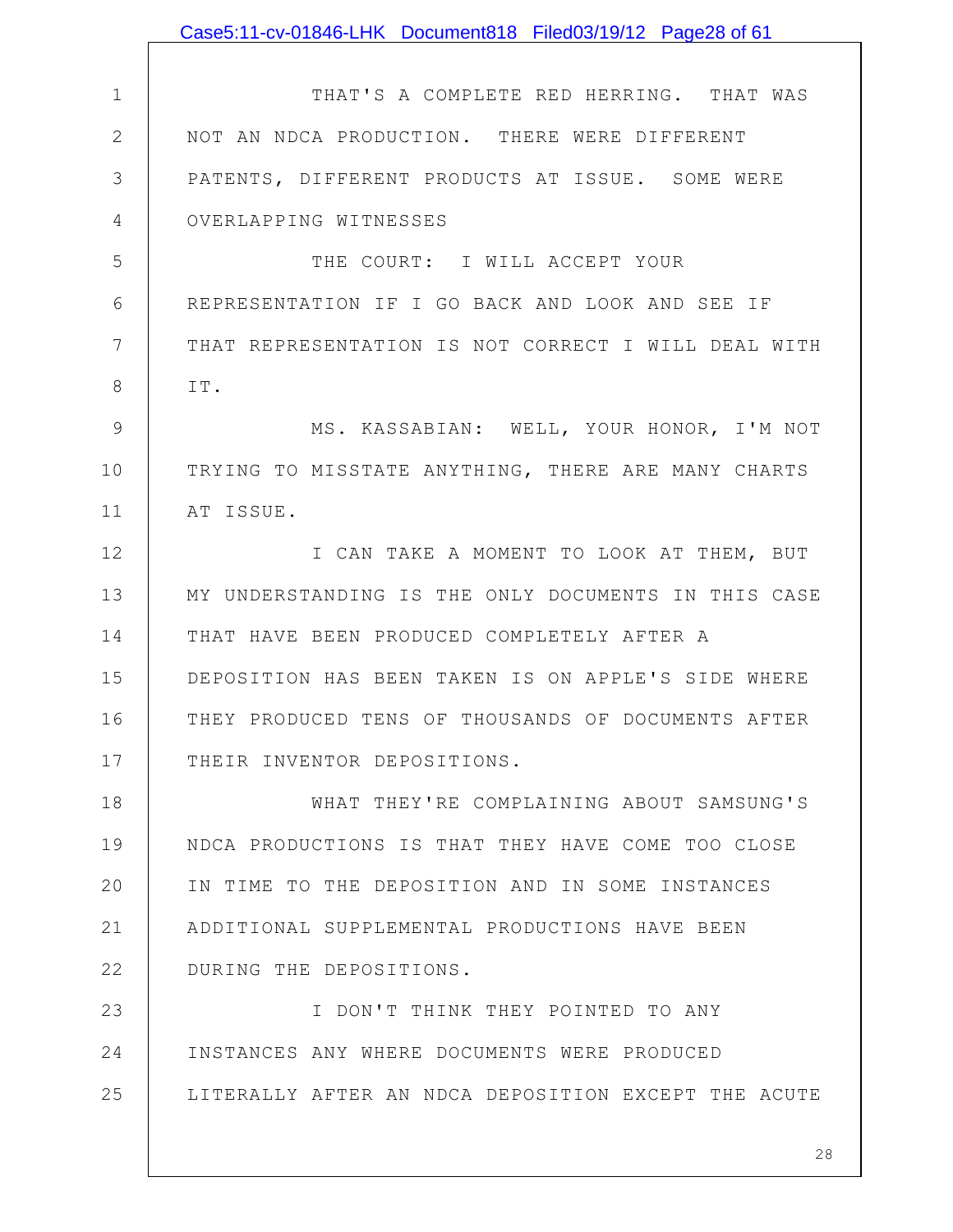THAT'S A COMPLETE RED HERRING. THAT WAS NOT AN NDCA PRODUCTION. THERE WERE DIFFERENT PATENTS, DIFFERENT PRODUCTS AT ISSUE. SOME WERE OVERLAPPING WITNESSES

THE COURT: I WILL ACCEPT YOUR REPRESENTATION IF I GO BACK AND LOOK AND SEE IF THAT REPRESENTATION IS NOT CORRECT I WILL DEAL WITH IT.

MS. KASSABIAN: WELL, YOUR HONOR, I'M NOT TRYING TO MISSTATE ANYTHING, THERE ARE MANY CHARTS AT ISSUE.

I CAN TAKE A MOMENT TO LOOK AT THEM, BUT MY UNDERSTANDING IS THE ONLY DOCUMENTS IN THIS CASE THAT HAVE BEEN PRODUCED COMPLETELY AFTER A DEPOSITION HAS BEEN TAKEN IS ON APPLE'S SIDE WHERE THEY PRODUCED TENS OF THOUSANDS OF DOCUMENTS AFTER THEIR INVENTOR DEPOSITIONS.

WHAT THEY'RE COMPLAINING ABOUT SAMSUNG'S NDCA PRODUCTIONS IS THAT THEY HAVE COME TOO CLOSE IN TIME TO THE DEPOSITION AND IN SOME INSTANCES ADDITIONAL SUPPLEMENTAL PRODUCTIONS HAVE BEEN DURING THE DEPOSITIONS.

I DON'T THINK THEY POINTED TO ANY INSTANCES ANY WHERE DOCUMENTS WERE PRODUCED LITERALLY AFTER AN NDCA DEPOSITION EXCEPT THE ACUTE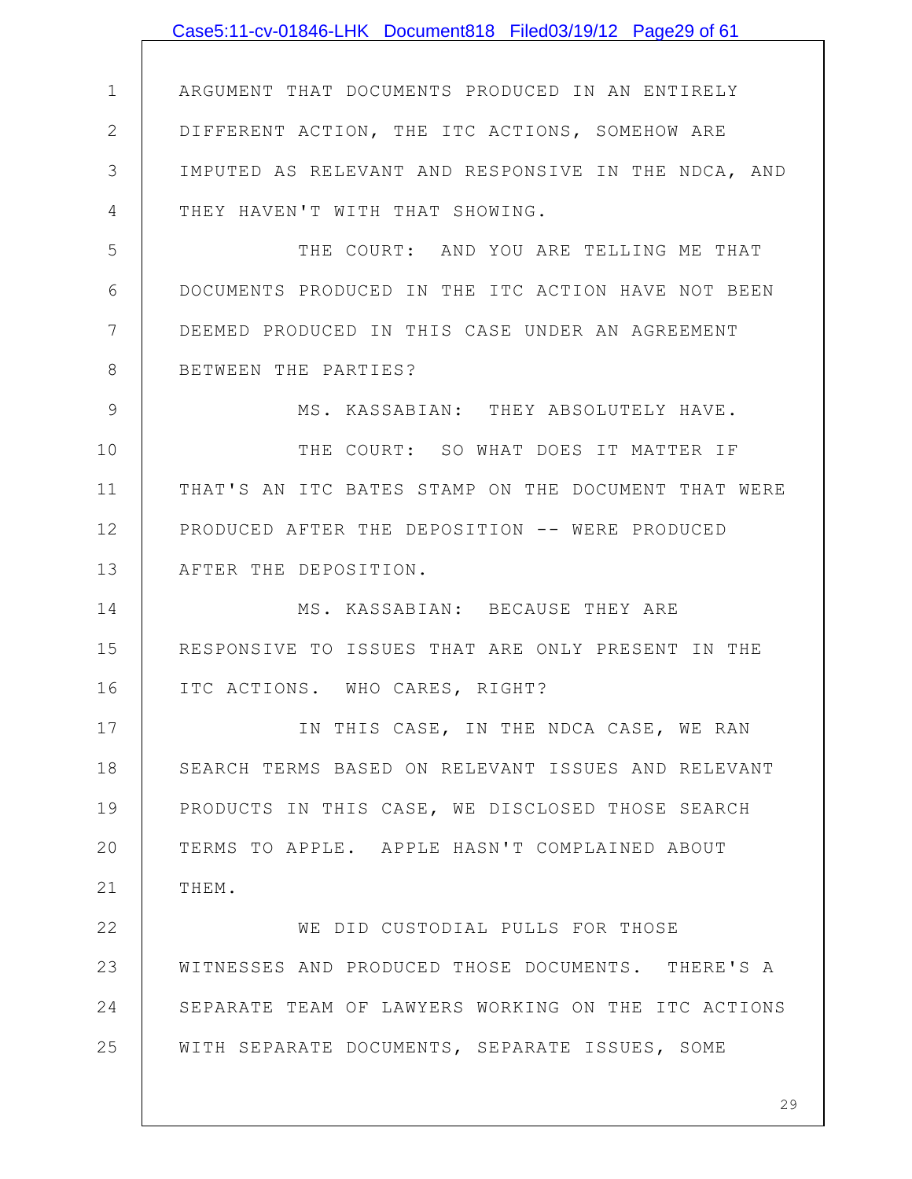ARGUMENT THAT DOCUMENTS PRODUCED IN AN ENTIRELY DIFFERENT ACTION, THE ITC ACTIONS, SOMEHOW ARE IMPUTED AS RELEVANT AND RESPONSIVE IN THE NDCA, AND THEY HAVEN'T WITH THAT SHOWING.

THE COURT: AND YOU ARE TELLING ME THAT DOCUMENTS PRODUCED IN THE ITC ACTION HAVE NOT BEEN DEEMED PRODUCED IN THIS CASE UNDER AN AGREEMENT BETWEEN THE PARTIES?

MS. KASSABIAN: THEY ABSOLUTELY HAVE.

THE COURT: SO WHAT DOES IT MATTER IF THAT'S AN ITC BATES STAMP ON THE DOCUMENT THAT WERE PRODUCED AFTER THE DEPOSITION -- WERE PRODUCED AFTER THE DEPOSITION.

MS. KASSABIAN: BECAUSE THEY ARE RESPONSIVE TO ISSUES THAT ARE ONLY PRESENT IN THE ITC ACTIONS. WHO CARES, RIGHT?

IN THIS CASE, IN THE NDCA CASE, WE RAN SEARCH TERMS BASED ON RELEVANT ISSUES AND RELEVANT PRODUCTS IN THIS CASE, WE DISCLOSED THOSE SEARCH TERMS TO APPLE. APPLE HASN'T COMPLAINED ABOUT THEM.

WE DID CUSTODIAL PULLS FOR THOSE WITNESSES AND PRODUCED THOSE DOCUMENTS. THERE'S A SEPARATE TEAM OF LAWYERS WORKING ON THE ITC ACTIONS WITH SEPARATE DOCUMENTS, SEPARATE ISSUES, SOME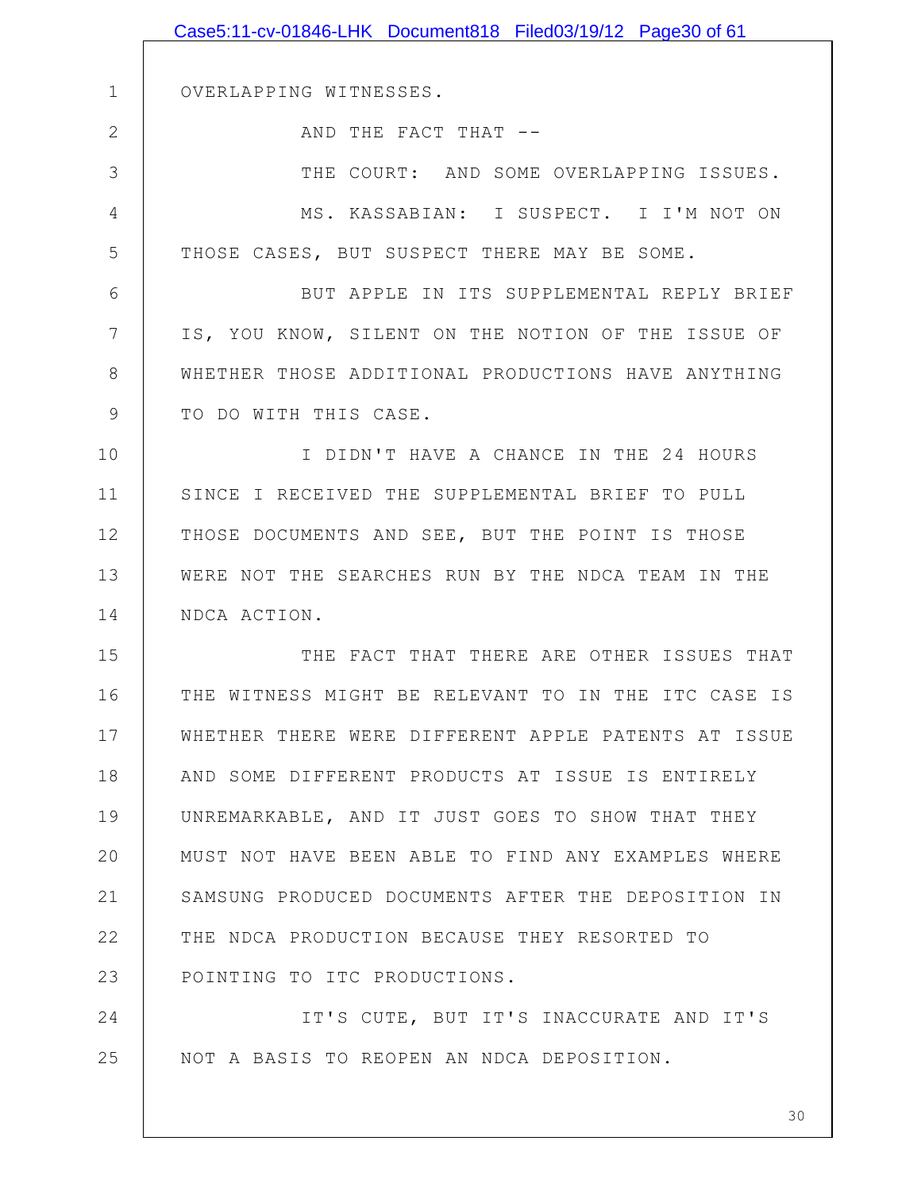OVERLAPPING WITNESSES.

AND THE FACT THAT --

THE COURT: AND SOME OVERLAPPING ISSUES.

MS. KASSABIAN: I SUSPECT. I I'M NOT ON THOSE CASES, BUT SUSPECT THERE MAY BE SOME.

BUT APPLE IN ITS SUPPLEMENTAL REPLY BRIEF IS, YOU KNOW, SILENT ON THE NOTION OF THE ISSUE OF WHETHER THOSE ADDITIONAL PRODUCTIONS HAVE ANYTHING TO DO WITH THIS CASE.

I DIDN'T HAVE A CHANCE IN THE 24 HOURS SINCE I RECEIVED THE SUPPLEMENTAL BRIEF TO PULL THOSE DOCUMENTS AND SEE, BUT THE POINT IS THOSE WERE NOT THE SEARCHES RUN BY THE NDCA TEAM IN THE NDCA ACTION.

THE FACT THAT THERE ARE OTHER ISSUES THAT THE WITNESS MIGHT BE RELEVANT TO IN THE ITC CASE IS WHETHER THERE WERE DIFFERENT APPLE PATENTS AT ISSUE AND SOME DIFFERENT PRODUCTS AT ISSUE IS ENTIRELY UNREMARKABLE, AND IT JUST GOES TO SHOW THAT THEY MUST NOT HAVE BEEN ABLE TO FIND ANY EXAMPLES WHERE SAMSUNG PRODUCED DOCUMENTS AFTER THE DEPOSITION IN THE NDCA PRODUCTION BECAUSE THEY RESORTED TO POINTING TO ITC PRODUCTIONS.

IT'S CUTE, BUT IT'S INACCURATE AND IT'S NOT A BASIS TO REOPEN AN NDCA DEPOSITION.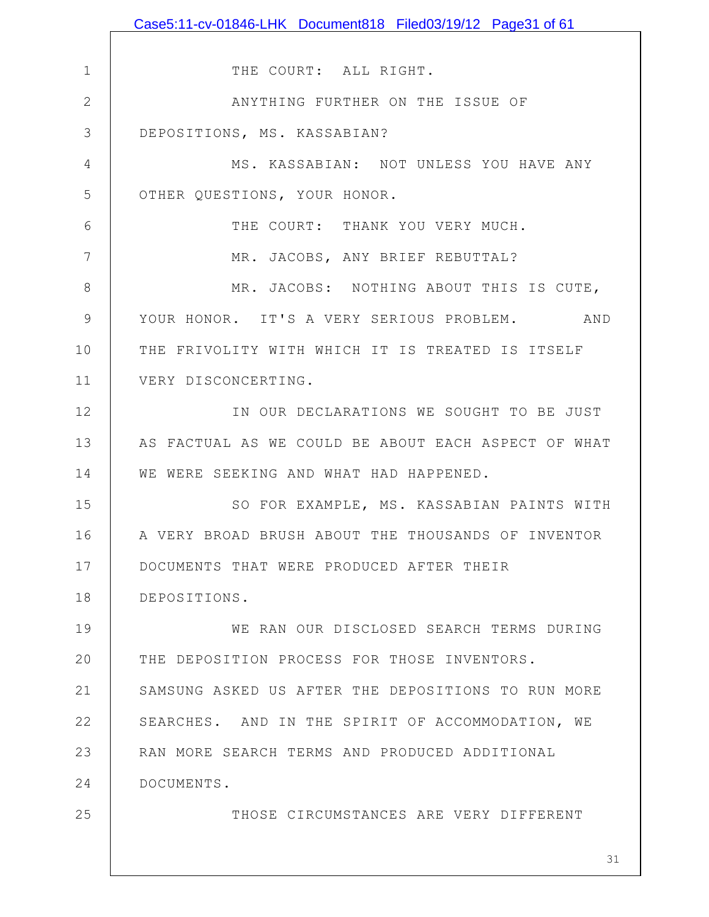THE COURT: ALL RIGHT.

ANYTHING FURTHER ON THE ISSUE OF DEPOSITIONS, MS. KASSABIAN?

MS. KASSABIAN: NOT UNLESS YOU HAVE ANY OTHER QUESTIONS, YOUR HONOR.

THE COURT: THANK YOU VERY MUCH.

MR. JACOBS, ANY BRIEF REBUTTAL?

MR. JACOBS: NOTHING ABOUT THIS IS CUTE, YOUR HONOR. IT'S A VERY SERIOUS PROBLEM. AND THE FRIVOLITY WITH WHICH IT IS TREATED IS ITSELF VERY DISCONCERTING.

IN OUR DECLARATIONS WE SOUGHT TO BE JUST AS FACTUAL AS WE COULD BE ABOUT EACH ASPECT OF WHAT WE WERE SEEKING AND WHAT HAD HAPPENED.

SO FOR EXAMPLE, MS. KASSABIAN PAINTS WITH A VERY BROAD BRUSH ABOUT THE THOUSANDS OF INVENTOR DOCUMENTS THAT WERE PRODUCED AFTER THEIR DEPOSITIONS.

WE RAN OUR DISCLOSED SEARCH TERMS DURING THE DEPOSITION PROCESS FOR THOSE INVENTORS. SAMSUNG ASKED US AFTER THE DEPOSITIONS TO RUN MORE SEARCHES. AND IN THE SPIRIT OF ACCOMMODATION, WE RAN MORE SEARCH TERMS AND PRODUCED ADDITIONAL DOCUMENTS.

THOSE CIRCUMSTANCES ARE VERY DIFFERENT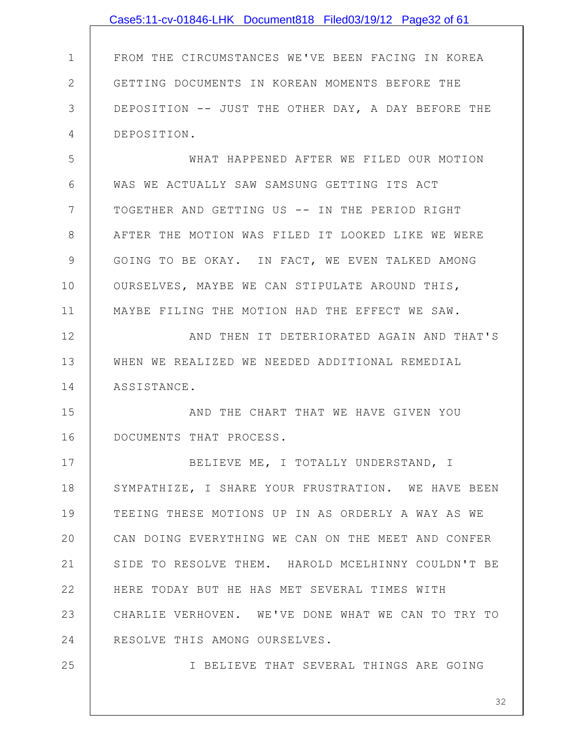FROM THE CIRCUMSTANCES WE'VE BEEN FACING IN KOREA GETTING DOCUMENTS IN KOREAN MOMENTS BEFORE THE DEPOSITION -- JUST THE OTHER DAY, A DAY BEFORE THE DEPOSITION.

WHAT HAPPENED AFTER WE FILED OUR MOTION WAS WE ACTUALLY SAW SAMSUNG GETTING ITS ACT TOGETHER AND GETTING US -- IN THE PERIOD RIGHT AFTER THE MOTION WAS FILED IT LOOKED LIKE WE WERE GOING TO BE OKAY. IN FACT, WE EVEN TALKED AMONG OURSELVES, MAYBE WE CAN STIPULATE AROUND THIS, MAYBE FILING THE MOTION HAD THE EFFECT WE SAW.

AND THEN IT DETERIORATED AGAIN AND THAT'S WHEN WE REALIZED WE NEEDED ADDITIONAL REMEDIAL ASSISTANCE.

AND THE CHART THAT WE HAVE GIVEN YOU DOCUMENTS THAT PROCESS.

BELIEVE ME, I TOTALLY UNDERSTAND, I SYMPATHIZE, I SHARE YOUR FRUSTRATION. WE HAVE BEEN TEEING THESE MOTIONS UP IN AS ORDERLY A WAY AS WE CAN DOING EVERYTHING WE CAN ON THE MEET AND CONFER SIDE TO RESOLVE THEM. HAROLD MCELHINNY COULDN'T BE HERE TODAY BUT HE HAS MET SEVERAL TIMES WITH CHARLIE VERHOVEN. WE'VE DONE WHAT WE CAN TO TRY TO RESOLVE THIS AMONG OURSELVES.

I BELIEVE THAT SEVERAL THINGS ARE GOING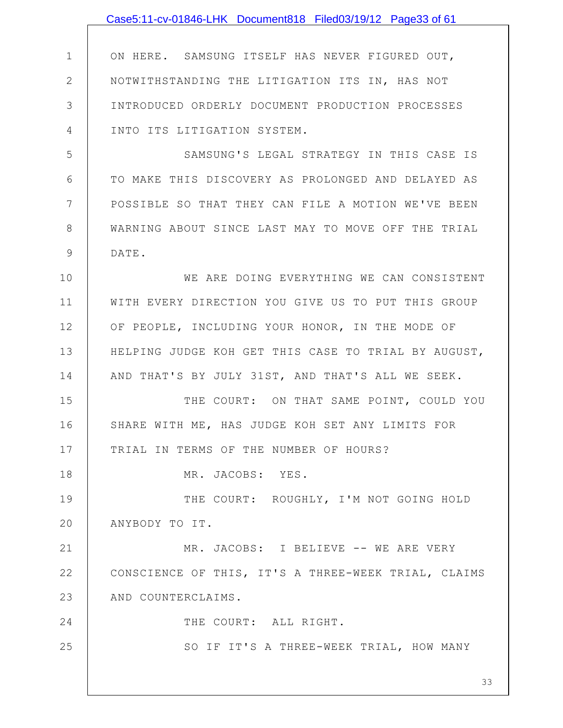ON HERE. SAMSUNG ITSELF HAS NEVER FIGURED OUT, NOTWITHSTANDING THE LITIGATION ITS IN, HAS NOT INTRODUCED ORDERLY DOCUMENT PRODUCTION PROCESSES INTO ITS LITIGATION SYSTEM.

SAMSUNG'S LEGAL STRATEGY IN THIS CASE IS TO MAKE THIS DISCOVERY AS PROLONGED AND DELAYED AS POSSIBLE SO THAT THEY CAN FILE A MOTION WE'VE BEEN WARNING ABOUT SINCE LAST MAY TO MOVE OFF THE TRIAL DATE.

WE ARE DOING EVERYTHING WE CAN CONSISTENT WITH EVERY DIRECTION YOU GIVE US TO PUT THIS GROUP OF PEOPLE, INCLUDING YOUR HONOR, IN THE MODE OF HELPING JUDGE KOH GET THIS CASE TO TRIAL BY AUGUST, AND THAT'S BY JULY 31ST, AND THAT'S ALL WE SEEK.

THE COURT: ON THAT SAME POINT, COULD YOU SHARE WITH ME, HAS JUDGE KOH SET ANY LIMITS FOR TRIAL IN TERMS OF THE NUMBER OF HOURS?

MR. JACOBS: YES.

THE COURT: ROUGHLY, I'M NOT GOING HOLD ANYBODY TO IT.

MR. JACOBS: I BELIEVE -- WE ARE VERY CONSCIENCE OF THIS, IT'S A THREE-WEEK TRIAL, CLAIMS AND COUNTERCLAIMS.

THE COURT: ALL RIGHT.

SO IF IT'S A THREE-WEEK TRIAL, HOW MANY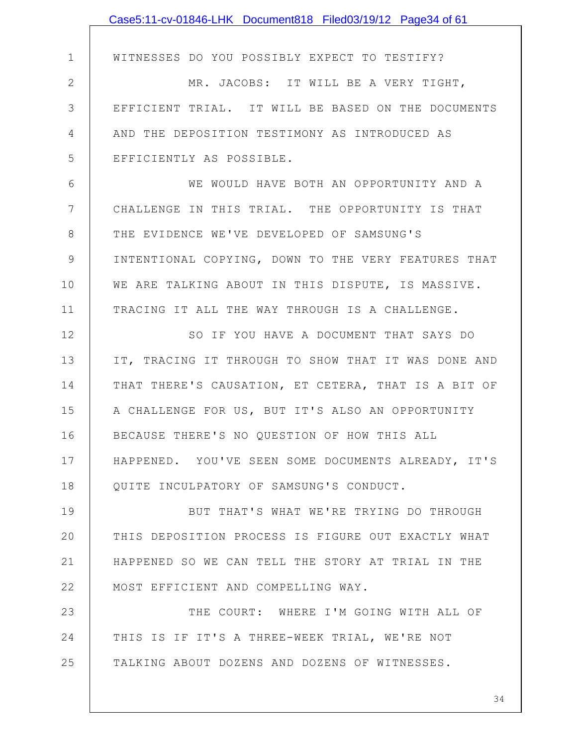WITNESSES DO YOU POSSIBLY EXPECT TO TESTIFY?

MR. JACOBS: IT WILL BE A VERY TIGHT, EFFICIENT TRIAL. IT WILL BE BASED ON THE DOCUMENTS AND THE DEPOSITION TESTIMONY AS INTRODUCED AS EFFICIENTLY AS POSSIBLE.

WE WOULD HAVE BOTH AN OPPORTUNITY AND A CHALLENGE IN THIS TRIAL. THE OPPORTUNITY IS THAT THE EVIDENCE WE'VE DEVELOPED OF SAMSUNG'S INTENTIONAL COPYING, DOWN TO THE VERY FEATURES THAT WE ARE TALKING ABOUT IN THIS DISPUTE, IS MASSIVE. TRACING IT ALL THE WAY THROUGH IS A CHALLENGE.

SO IF YOU HAVE A DOCUMENT THAT SAYS DO IT, TRACING IT THROUGH TO SHOW THAT IT WAS DONE AND THAT THERE'S CAUSATION, ET CETERA, THAT IS A BIT OF A CHALLENGE FOR US, BUT IT'S ALSO AN OPPORTUNITY BECAUSE THERE'S NO QUESTION OF HOW THIS ALL HAPPENED. YOU'VE SEEN SOME DOCUMENTS ALREADY, IT'S QUITE INCULPATORY OF SAMSUNG'S CONDUCT.

BUT THAT'S WHAT WE'RE TRYING DO THROUGH THIS DEPOSITION PROCESS IS FIGURE OUT EXACTLY WHAT HAPPENED SO WE CAN TELL THE STORY AT TRIAL IN THE MOST EFFICIENT AND COMPELLING WAY.

THE COURT: WHERE I'M GOING WITH ALL OF THIS IS IF IT'S A THREE-WEEK TRIAL, WE'RE NOT TALKING ABOUT DOZENS AND DOZENS OF WITNESSES.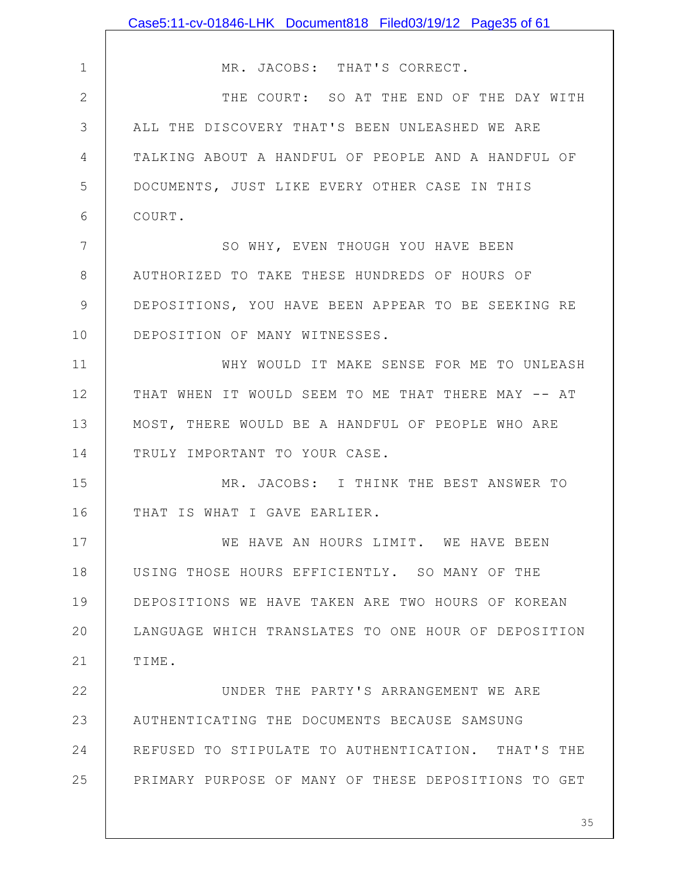MR. JACOBS: THAT'S CORRECT.

THE COURT: SO AT THE END OF THE DAY WITH ALL THE DISCOVERY THAT'S BEEN UNLEASHED WE ARE TALKING ABOUT A HANDFUL OF PEOPLE AND A HANDFUL OF DOCUMENTS, JUST LIKE EVERY OTHER CASE IN THIS COURT.

SO WHY, EVEN THOUGH YOU HAVE BEEN AUTHORIZED TO TAKE THESE HUNDREDS OF HOURS OF DEPOSITIONS, YOU HAVE BEEN APPEAR TO BE SEEKING RE DEPOSITION OF MANY WITNESSES.

WHY WOULD IT MAKE SENSE FOR ME TO UNLEASH THAT WHEN IT WOULD SEEM TO ME THAT THERE MAY -- AT MOST, THERE WOULD BE A HANDFUL OF PEOPLE WHO ARE TRULY IMPORTANT TO YOUR CASE.

MR. JACOBS: I THINK THE BEST ANSWER TO THAT IS WHAT I GAVE EARLIER.

WE HAVE AN HOURS LIMIT. WE HAVE BEEN USING THOSE HOURS EFFICIENTLY. SO MANY OF THE DEPOSITIONS WE HAVE TAKEN ARE TWO HOURS OF KOREAN LANGUAGE WHICH TRANSLATES TO ONE HOUR OF DEPOSITION TIME.

UNDER THE PARTY'S ARRANGEMENT WE ARE AUTHENTICATING THE DOCUMENTS BECAUSE SAMSUNG REFUSED TO STIPULATE TO AUTHENTICATION. THAT'S THE PRIMARY PURPOSE OF MANY OF THESE DEPOSITIONS TO GET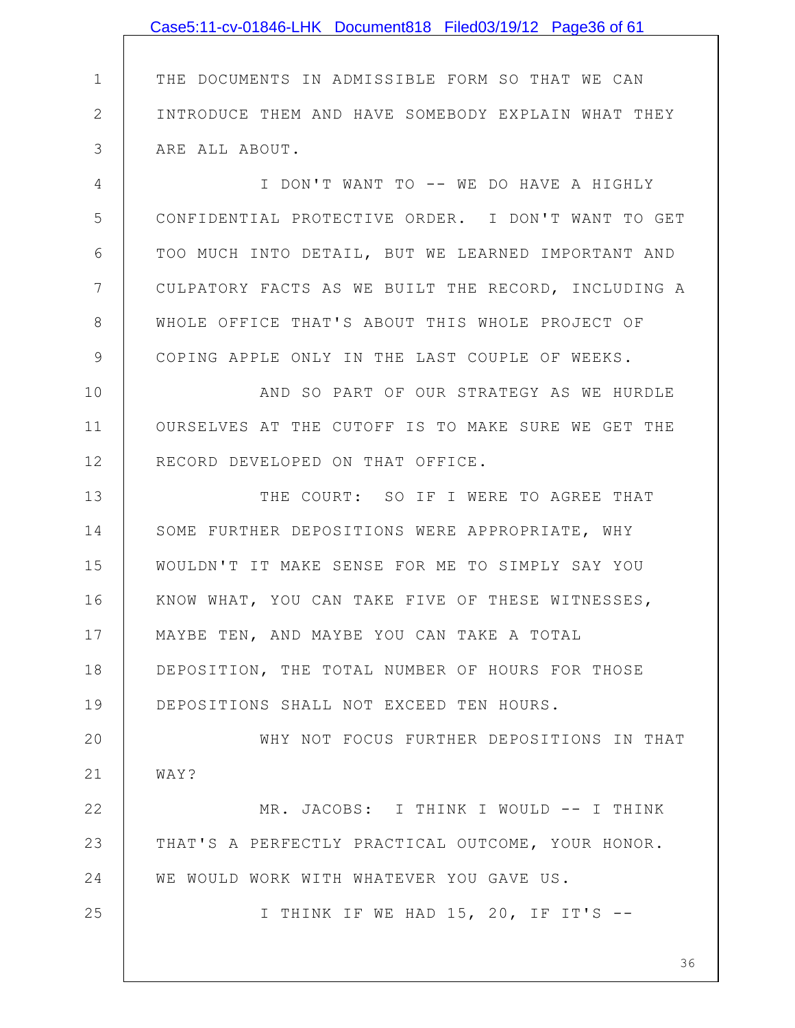THE DOCUMENTS IN ADMISSIBLE FORM SO THAT WE CAN INTRODUCE THEM AND HAVE SOMEBODY EXPLAIN WHAT THEY ARE ALL ABOUT.

I DON'T WANT TO -- WE DO HAVE A HIGHLY CONFIDENTIAL PROTECTIVE ORDER. I DON'T WANT TO GET TOO MUCH INTO DETAIL, BUT WE LEARNED IMPORTANT AND CULPATORY FACTS AS WE BUILT THE RECORD, INCLUDING A WHOLE OFFICE THAT'S ABOUT THIS WHOLE PROJECT OF COPING APPLE ONLY IN THE LAST COUPLE OF WEEKS.

AND SO PART OF OUR STRATEGY AS WE HURDLE OURSELVES AT THE CUTOFF IS TO MAKE SURE WE GET THE RECORD DEVELOPED ON THAT OFFICE.

THE COURT: SO IF I WERE TO AGREE THAT SOME FURTHER DEPOSITIONS WERE APPROPRIATE, WHY WOULDN'T IT MAKE SENSE FOR ME TO SIMPLY SAY YOU KNOW WHAT, YOU CAN TAKE FIVE OF THESE WITNESSES, MAYBE TEN, AND MAYBE YOU CAN TAKE A TOTAL DEPOSITION, THE TOTAL NUMBER OF HOURS FOR THOSE DEPOSITIONS SHALL NOT EXCEED TEN HOURS.

WHY NOT FOCUS FURTHER DEPOSITIONS IN THAT WAY?

MR. JACOBS: I THINK I WOULD -- I THINK THAT'S A PERFECTLY PRACTICAL OUTCOME, YOUR HONOR. WE WOULD WORK WITH WHATEVER YOU GAVE US.

I THINK IF WE HAD 15, 20, IF IT'S --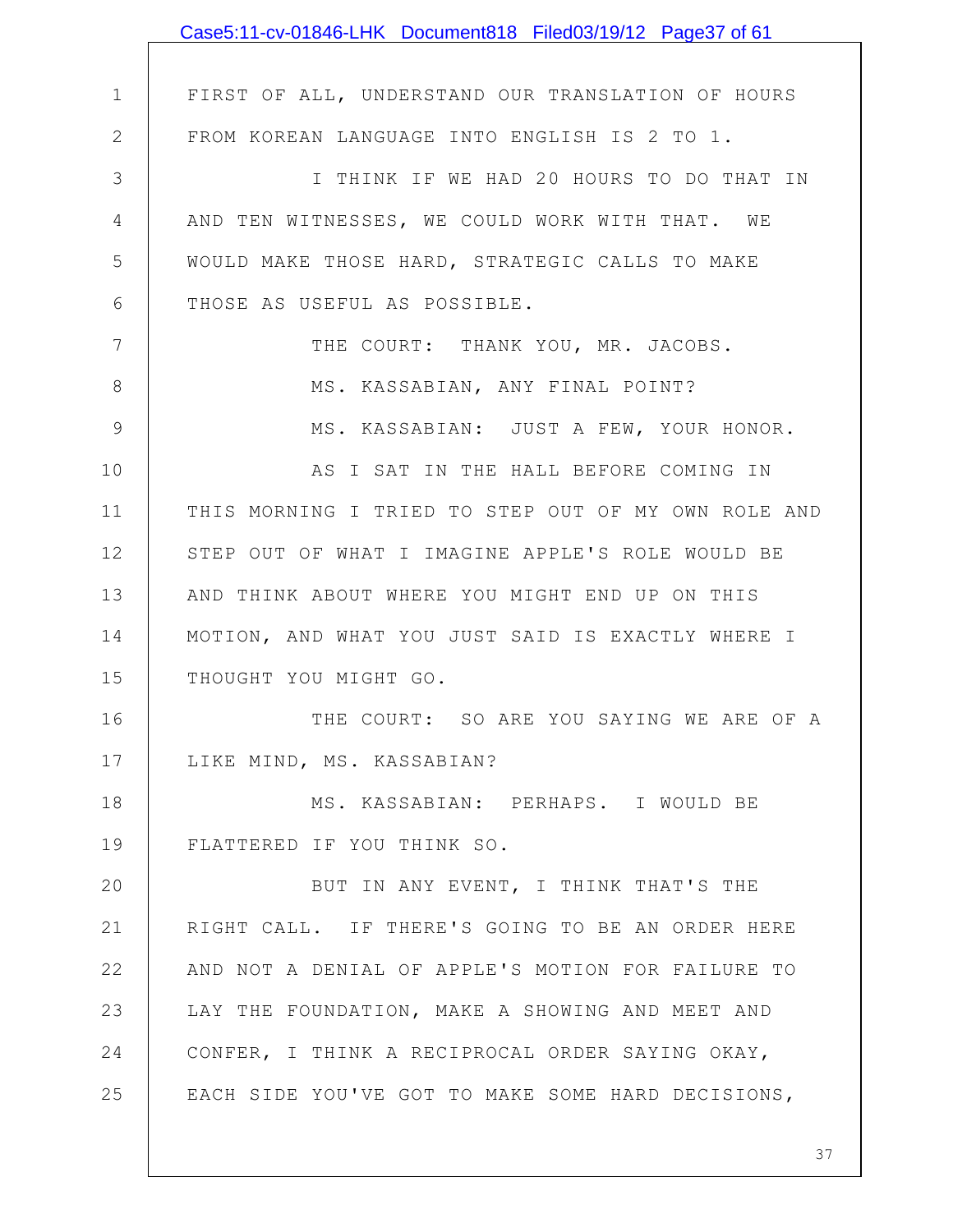FIRST OF ALL, UNDERSTAND OUR TRANSLATION OF HOURS FROM KOREAN LANGUAGE INTO ENGLISH IS 2 TO 1.

I THINK IF WE HAD 20 HOURS TO DO THAT IN AND TEN WITNESSES, WE COULD WORK WITH THAT. WE WOULD MAKE THOSE HARD, STRATEGIC CALLS TO MAKE THOSE AS USEFUL AS POSSIBLE.

THE COURT: THANK YOU, MR. JACOBS.

MS. KASSABIAN, ANY FINAL POINT?

MS. KASSABIAN: JUST A FEW, YOUR HONOR.

AS I SAT IN THE HALL BEFORE COMING IN THIS MORNING I TRIED TO STEP OUT OF MY OWN ROLE AND STEP OUT OF WHAT I IMAGINE APPLE'S ROLE WOULD BE AND THINK ABOUT WHERE YOU MIGHT END UP ON THIS MOTION, AND WHAT YOU JUST SAID IS EXACTLY WHERE I THOUGHT YOU MIGHT GO.

THE COURT: SO ARE YOU SAYING WE ARE OF A LIKE MIND, MS. KASSABIAN?

MS. KASSABIAN: PERHAPS. I WOULD BE FLATTERED IF YOU THINK SO.

BUT IN ANY EVENT, I THINK THAT'S THE RIGHT CALL. IF THERE'S GOING TO BE AN ORDER HERE AND NOT A DENIAL OF APPLE'S MOTION FOR FAILURE TO LAY THE FOUNDATION, MAKE A SHOWING AND MEET AND CONFER, I THINK A RECIPROCAL ORDER SAYING OKAY, EACH SIDE YOU'VE GOT TO MAKE SOME HARD DECISIONS,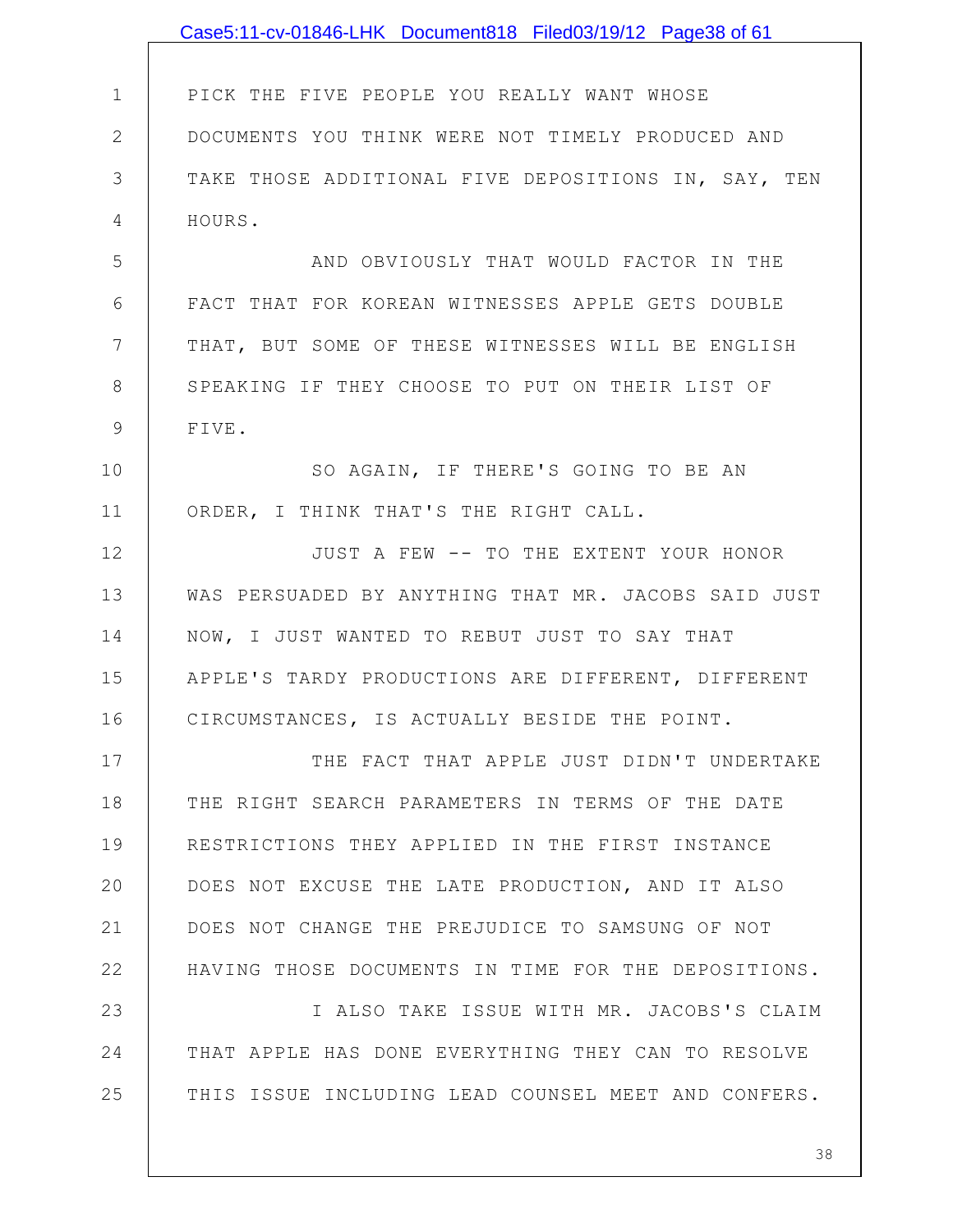PICK THE FIVE PEOPLE YOU REALLY WANT WHOSE DOCUMENTS YOU THINK WERE NOT TIMELY PRODUCED AND TAKE THOSE ADDITIONAL FIVE DEPOSITIONS IN, SAY, TEN HOURS.

AND OBVIOUSLY THAT WOULD FACTOR IN THE FACT THAT FOR KOREAN WITNESSES APPLE GETS DOUBLE THAT, BUT SOME OF THESE WITNESSES WILL BE ENGLISH SPEAKING IF THEY CHOOSE TO PUT ON THEIR LIST OF FIVE.

SO AGAIN, IF THERE'S GOING TO BE AN ORDER, I THINK THAT'S THE RIGHT CALL.

JUST A FEW -- TO THE EXTENT YOUR HONOR WAS PERSUADED BY ANYTHING THAT MR. JACOBS SAID JUST NOW, I JUST WANTED TO REBUT JUST TO SAY THAT APPLE'S TARDY PRODUCTIONS ARE DIFFERENT, DIFFERENT CIRCUMSTANCES, IS ACTUALLY BESIDE THE POINT.

THE FACT THAT APPLE JUST DIDN'T UNDERTAKE THE RIGHT SEARCH PARAMETERS IN TERMS OF THE DATE RESTRICTIONS THEY APPLIED IN THE FIRST INSTANCE DOES NOT EXCUSE THE LATE PRODUCTION, AND IT ALSO DOES NOT CHANGE THE PREJUDICE TO SAMSUNG OF NOT HAVING THOSE DOCUMENTS IN TIME FOR THE DEPOSITIONS.

I ALSO TAKE ISSUE WITH MR. JACOBS'S CLAIM THAT APPLE HAS DONE EVERYTHING THEY CAN TO RESOLVE THIS ISSUE INCLUDING LEAD COUNSEL MEET AND CONFERS.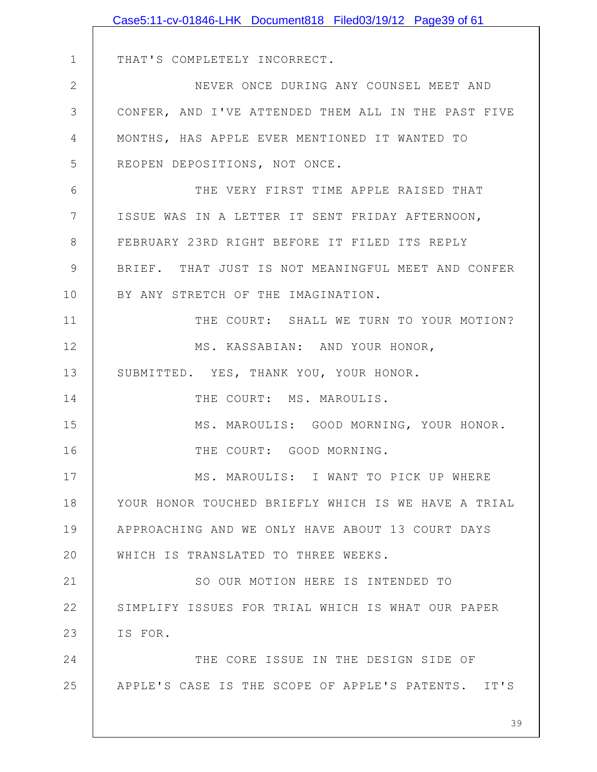THAT'S COMPLETELY INCORRECT.

NEVER ONCE DURING ANY COUNSEL MEET AND CONFER, AND I'VE ATTENDED THEM ALL IN THE PAST FIVE MONTHS, HAS APPLE EVER MENTIONED IT WANTED TO REOPEN DEPOSITIONS, NOT ONCE.

THE VERY FIRST TIME APPLE RAISED THAT ISSUE WAS IN A LETTER IT SENT FRIDAY AFTERNOON, FEBRUARY 23RD RIGHT BEFORE IT FILED ITS REPLY BRIEF. THAT JUST IS NOT MEANINGFUL MEET AND CONFER BY ANY STRETCH OF THE IMAGINATION.

THE COURT: SHALL WE TURN TO YOUR MOTION?

MS. KASSABIAN: AND YOUR HONOR, SUBMITTED. YES, THANK YOU, YOUR HONOR.

THE COURT: MS. MAROULIS.

MS. MAROULIS: GOOD MORNING, YOUR HONOR.

THE COURT: GOOD MORNING.

MS. MAROULIS: I WANT TO PICK UP WHERE YOUR HONOR TOUCHED BRIEFLY WHICH IS WE HAVE A TRIAL APPROACHING AND WE ONLY HAVE ABOUT 13 COURT DAYS WHICH IS TRANSLATED TO THREE WEEKS.

SO OUR MOTION HERE IS INTENDED TO SIMPLIFY ISSUES FOR TRIAL WHICH IS WHAT OUR PAPER IS FOR.

THE CORE ISSUE IN THE DESIGN SIDE OF APPLE'S CASE IS THE SCOPE OF APPLE'S PATENTS. IT'S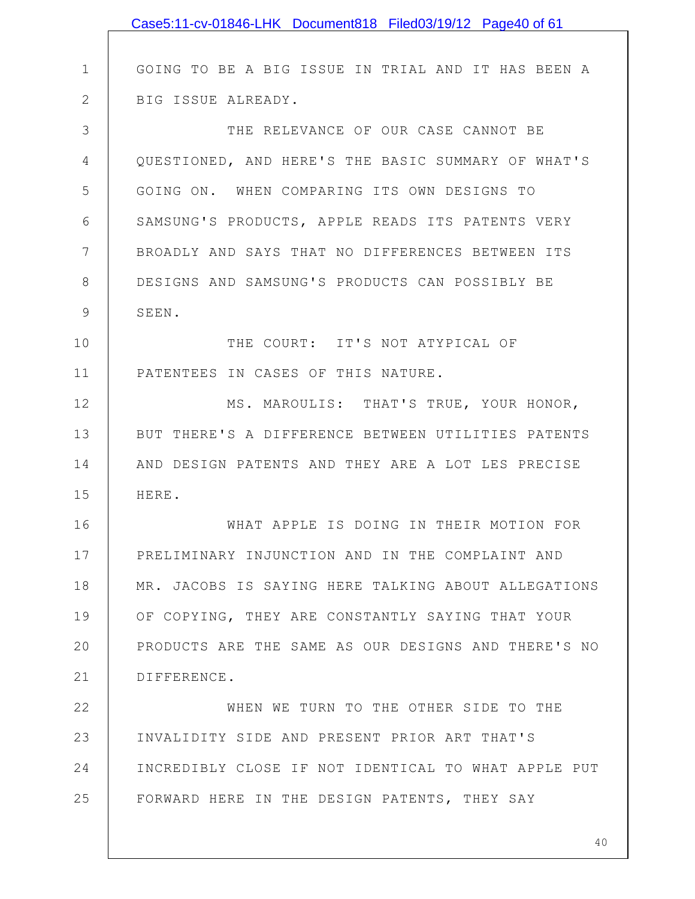GOING TO BE A BIG ISSUE IN TRIAL AND IT HAS BEEN A BIG ISSUE ALREADY.

THE RELEVANCE OF OUR CASE CANNOT BE QUESTIONED, AND HERE'S THE BASIC SUMMARY OF WHAT'S GOING ON. WHEN COMPARING ITS OWN DESIGNS TO SAMSUNG'S PRODUCTS, APPLE READS ITS PATENTS VERY BROADLY AND SAYS THAT NO DIFFERENCES BETWEEN ITS DESIGNS AND SAMSUNG'S PRODUCTS CAN POSSIBLY BE SEEN.

THE COURT: IT'S NOT ATYPICAL OF PATENTEES IN CASES OF THIS NATURE.

MS. MAROULIS: THAT'S TRUE, YOUR HONOR, BUT THERE'S A DIFFERENCE BETWEEN UTILITIES PATENTS AND DESIGN PATENTS AND THEY ARE A LOT LES PRECISE HERE.

WHAT APPLE IS DOING IN THEIR MOTION FOR PRELIMINARY INJUNCTION AND IN THE COMPLAINT AND MR. JACOBS IS SAYING HERE TALKING ABOUT ALLEGATIONS OF COPYING, THEY ARE CONSTANTLY SAYING THAT YOUR PRODUCTS ARE THE SAME AS OUR DESIGNS AND THERE'S NO DIFFERENCE.

WHEN WE TURN TO THE OTHER SIDE TO THE INVALIDITY SIDE AND PRESENT PRIOR ART THAT'S INCREDIBLY CLOSE IF NOT IDENTICAL TO WHAT APPLE PUT FORWARD HERE IN THE DESIGN PATENTS, THEY SAY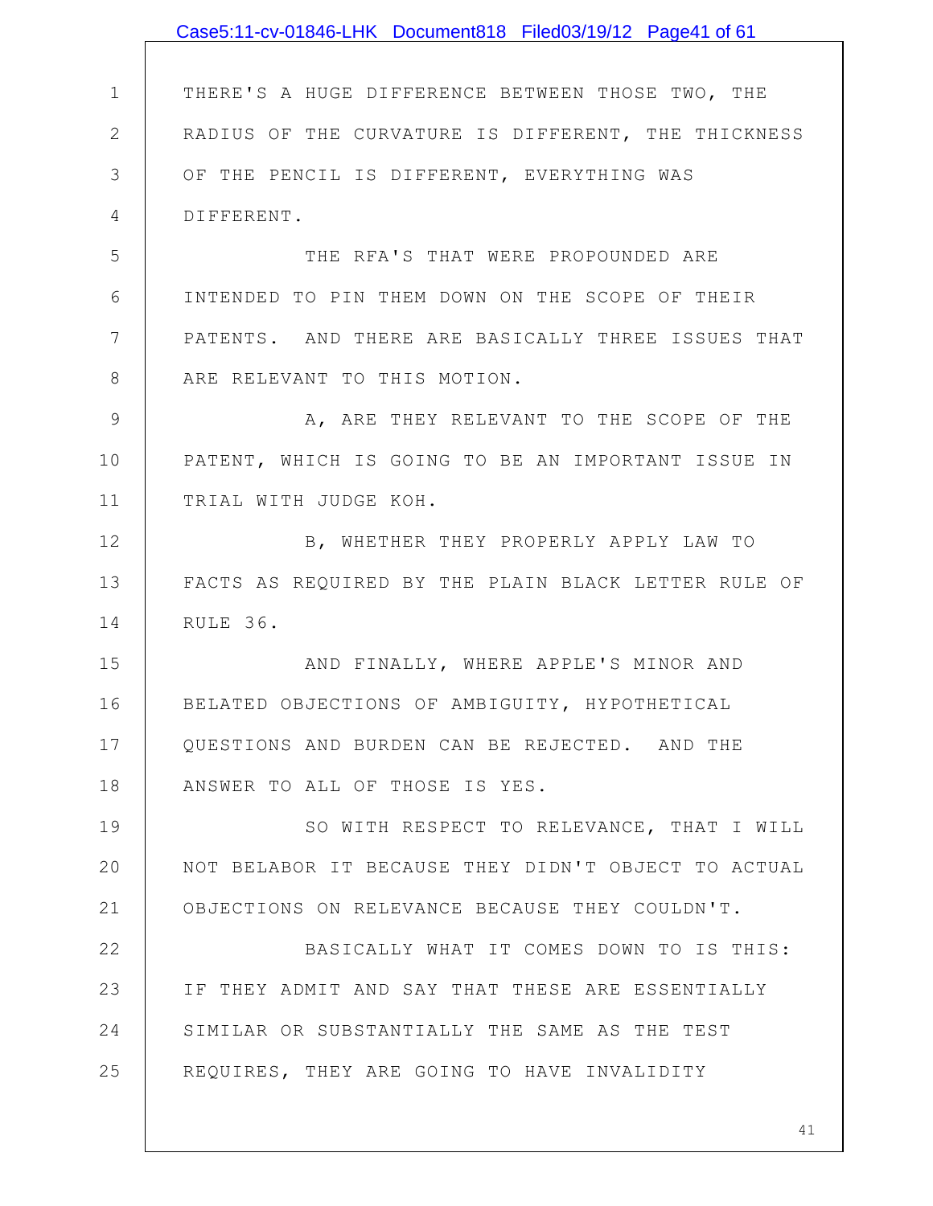THERE'S A HUGE DIFFERENCE BETWEEN THOSE TWO, THE RADIUS OF THE CURVATURE IS DIFFERENT, THE THICKNESS OF THE PENCIL IS DIFFERENT, EVERYTHING WAS DIFFERENT.

THE RFA'S THAT WERE PROPOUNDED ARE INTENDED TO PIN THEM DOWN ON THE SCOPE OF THEIR PATENTS. AND THERE ARE BASICALLY THREE ISSUES THAT ARE RELEVANT TO THIS MOTION.

A, ARE THEY RELEVANT TO THE SCOPE OF THE PATENT, WHICH IS GOING TO BE AN IMPORTANT ISSUE IN TRIAL WITH JUDGE KOH.

B, WHETHER THEY PROPERLY APPLY LAW TO FACTS AS REQUIRED BY THE PLAIN BLACK LETTER RULE OF RULE 36.

AND FINALLY, WHERE APPLE'S MINOR AND BELATED OBJECTIONS OF AMBIGUITY, HYPOTHETICAL QUESTIONS AND BURDEN CAN BE REJECTED. AND THE ANSWER TO ALL OF THOSE IS YES.

SO WITH RESPECT TO RELEVANCE, THAT I WILL NOT BELABOR IT BECAUSE THEY DIDN'T OBJECT TO ACTUAL OBJECTIONS ON RELEVANCE BECAUSE THEY COULDN'T.

BASICALLY WHAT IT COMES DOWN TO IS THIS: IF THEY ADMIT AND SAY THAT THESE ARE ESSENTIALLY SIMILAR OR SUBSTANTIALLY THE SAME AS THE TEST REQUIRES, THEY ARE GOING TO HAVE INVALIDITY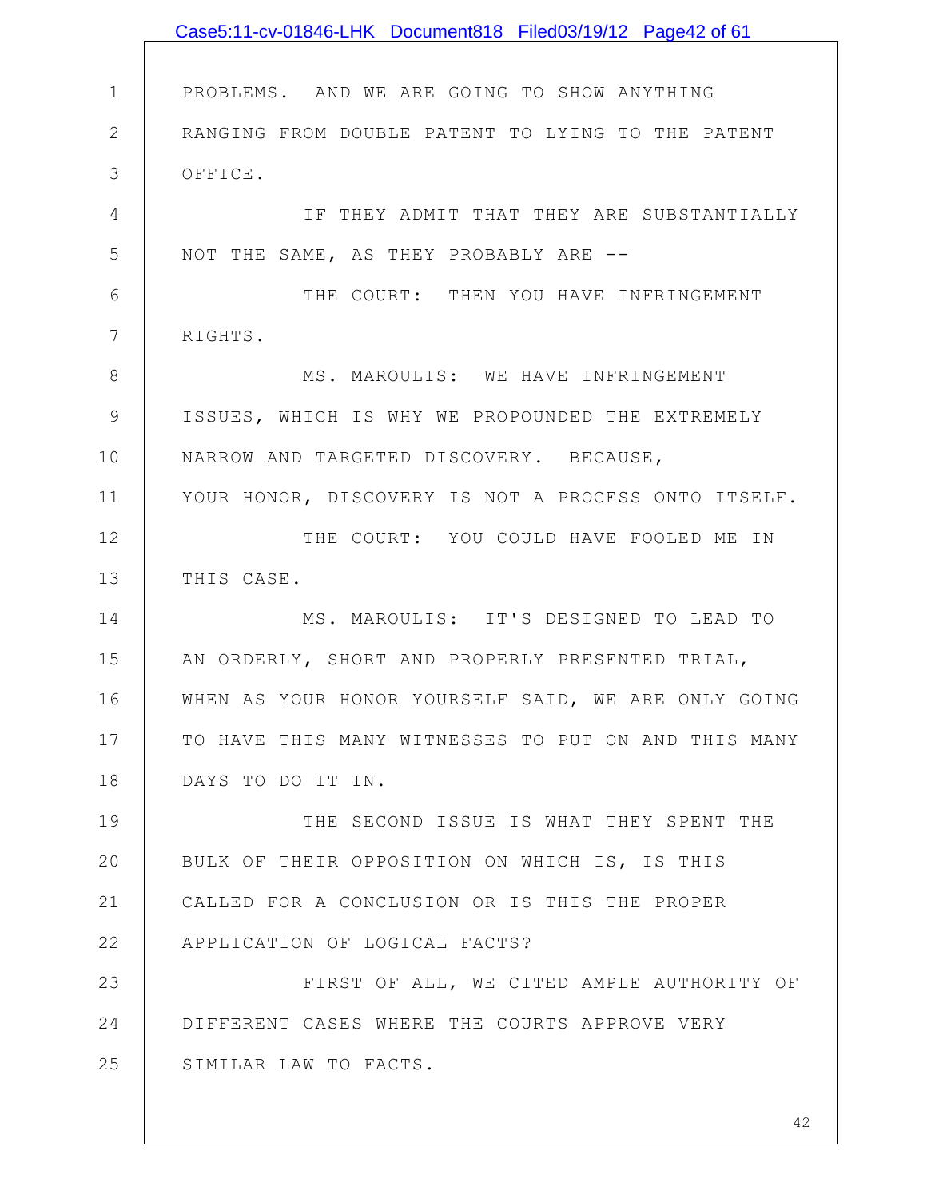PROBLEMS. AND WE ARE GOING TO SHOW ANYTHING RANGING FROM DOUBLE PATENT TO LYING TO THE PATENT OFFICE.

IF THEY ADMIT THAT THEY ARE SUBSTANTIALLY NOT THE SAME, AS THEY PROBABLY ARE --

THE COURT: THEN YOU HAVE INFRINGEMENT RIGHTS.

MS. MAROULIS: WE HAVE INFRINGEMENT ISSUES, WHICH IS WHY WE PROPOUNDED THE EXTREMELY NARROW AND TARGETED DISCOVERY. BECAUSE, YOUR HONOR, DISCOVERY IS NOT A PROCESS ONTO ITSELF.

THE COURT: YOU COULD HAVE FOOLED ME IN THIS CASE.

MS. MAROULIS: IT'S DESIGNED TO LEAD TO AN ORDERLY, SHORT AND PROPERLY PRESENTED TRIAL, WHEN AS YOUR HONOR YOURSELF SAID, WE ARE ONLY GOING TO HAVE THIS MANY WITNESSES TO PUT ON AND THIS MANY DAYS TO DO IT IN.

THE SECOND ISSUE IS WHAT THEY SPENT THE BULK OF THEIR OPPOSITION ON WHICH IS, IS THIS CALLED FOR A CONCLUSION OR IS THIS THE PROPER APPLICATION OF LOGICAL FACTS?

FIRST OF ALL, WE CITED AMPLE AUTHORITY OF DIFFERENT CASES WHERE THE COURTS APPROVE VERY SIMILAR LAW TO FACTS.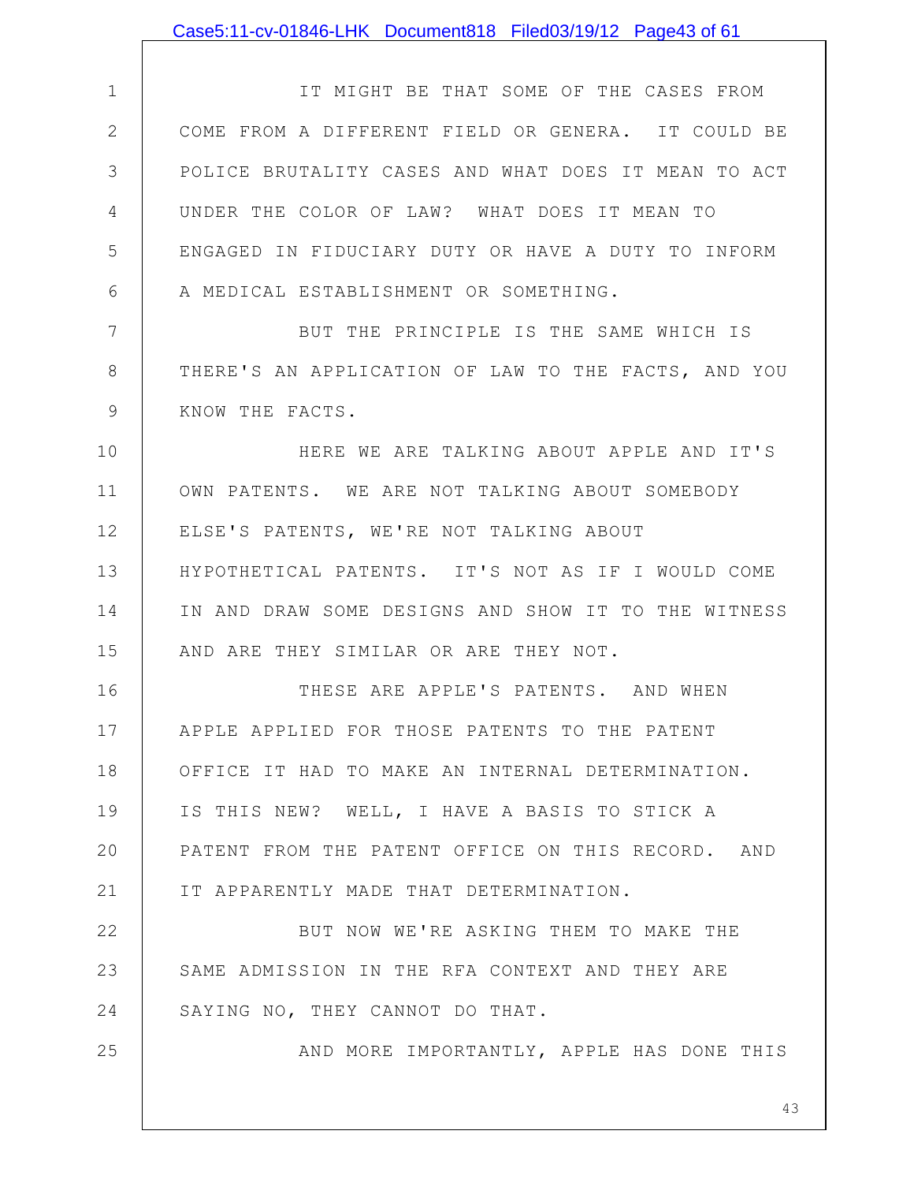IT MIGHT BE THAT SOME OF THE CASES FROM COME FROM A DIFFERENT FIELD OR GENERA. IT COULD BE POLICE BRUTALITY CASES AND WHAT DOES IT MEAN TO ACT UNDER THE COLOR OF LAW? WHAT DOES IT MEAN TO ENGAGED IN FIDUCIARY DUTY OR HAVE A DUTY TO INFORM A MEDICAL ESTABLISHMENT OR SOMETHING.

BUT THE PRINCIPLE IS THE SAME WHICH IS THERE'S AN APPLICATION OF LAW TO THE FACTS, AND YOU KNOW THE FACTS.

HERE WE ARE TALKING ABOUT APPLE AND IT'S OWN PATENTS. WE ARE NOT TALKING ABOUT SOMEBODY ELSE'S PATENTS, WE'RE NOT TALKING ABOUT HYPOTHETICAL PATENTS. IT'S NOT AS IF I WOULD COME IN AND DRAW SOME DESIGNS AND SHOW IT TO THE WITNESS AND ARE THEY SIMILAR OR ARE THEY NOT.

THESE ARE APPLE'S PATENTS. AND WHEN APPLE APPLIED FOR THOSE PATENTS TO THE PATENT OFFICE IT HAD TO MAKE AN INTERNAL DETERMINATION. IS THIS NEW? WELL, I HAVE A BASIS TO STICK A PATENT FROM THE PATENT OFFICE ON THIS RECORD. AND IT APPARENTLY MADE THAT DETERMINATION.

BUT NOW WE'RE ASKING THEM TO MAKE THE SAME ADMISSION IN THE RFA CONTEXT AND THEY ARE SAYING NO, THEY CANNOT DO THAT.

AND MORE IMPORTANTLY, APPLE HAS DONE THIS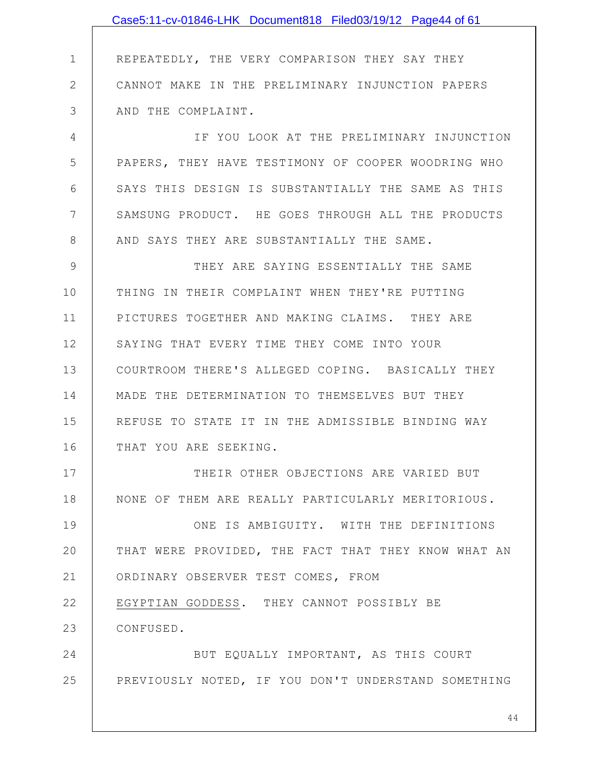REPEATEDLY, THE VERY COMPARISON THEY SAY THEY CANNOT MAKE IN THE PRELIMINARY INJUNCTION PAPERS AND THE COMPLAINT.

IF YOU LOOK AT THE PRELIMINARY INJUNCTION PAPERS, THEY HAVE TESTIMONY OF COOPER WOODRING WHO SAYS THIS DESIGN IS SUBSTANTIALLY THE SAME AS THIS SAMSUNG PRODUCT. HE GOES THROUGH ALL THE PRODUCTS AND SAYS THEY ARE SUBSTANTIALLY THE SAME.

THEY ARE SAYING ESSENTIALLY THE SAME THING IN THEIR COMPLAINT WHEN THEY'RE PUTTING PICTURES TOGETHER AND MAKING CLAIMS. THEY ARE SAYING THAT EVERY TIME THEY COME INTO YOUR COURTROOM THERE'S ALLEGED COPING. BASICALLY THEY MADE THE DETERMINATION TO THEMSELVES BUT THEY REFUSE TO STATE IT IN THE ADMISSIBLE BINDING WAY THAT YOU ARE SEEKING.

THEIR OTHER OBJECTIONS ARE VARIED BUT NONE OF THEM ARE REALLY PARTICULARLY MERITORIOUS.

ONE IS AMBIGUITY. WITH THE DEFINITIONS THAT WERE PROVIDED, THE FACT THAT THEY KNOW WHAT AN ORDINARY OBSERVER TEST COMES, FROM EGYPTIAN GODDESS. THEY CANNOT POSSIBLY BE CONFUSED.

BUT EQUALLY IMPORTANT, AS THIS COURT PREVIOUSLY NOTED, IF YOU DON'T UNDERSTAND SOMETHING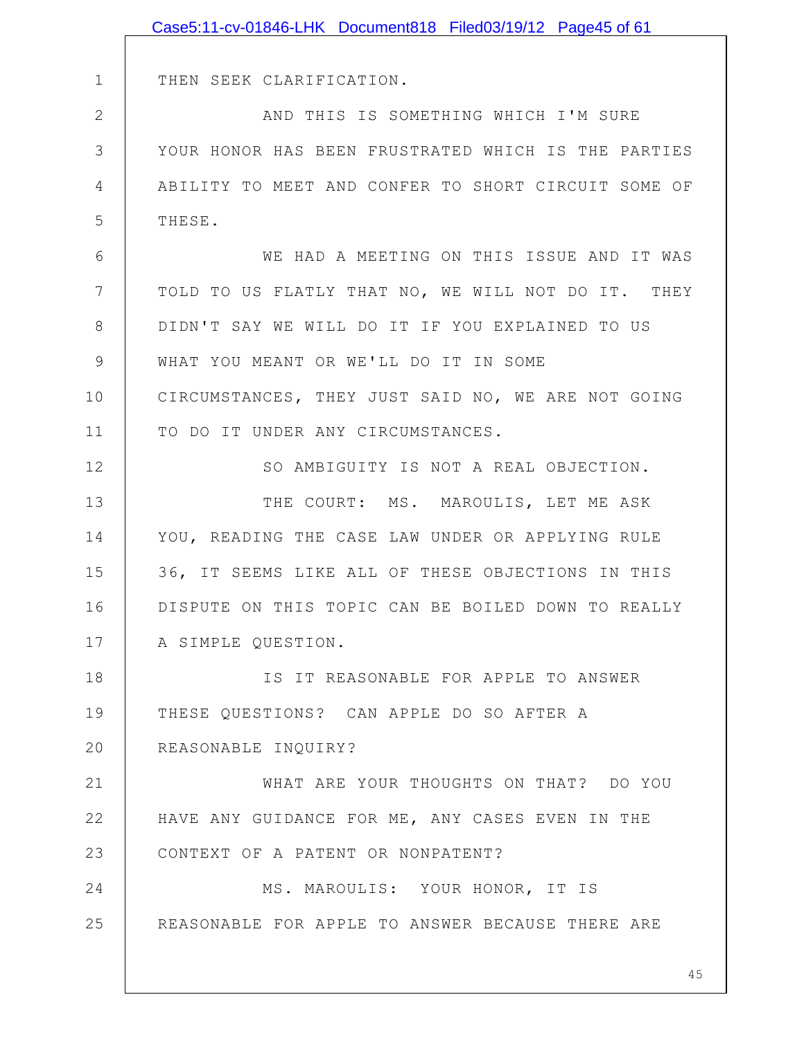THEN SEEK CLARIFICATION.

AND THIS IS SOMETHING WHICH I'M SURE YOUR HONOR HAS BEEN FRUSTRATED WHICH IS THE PARTIES ABILITY TO MEET AND CONFER TO SHORT CIRCUIT SOME OF THESE.

WE HAD A MEETING ON THIS ISSUE AND IT WAS TOLD TO US FLATLY THAT NO, WE WILL NOT DO IT. THEY DIDN'T SAY WE WILL DO IT IF YOU EXPLAINED TO US WHAT YOU MEANT OR WE'LL DO IT IN SOME CIRCUMSTANCES, THEY JUST SAID NO, WE ARE NOT GOING TO DO IT UNDER ANY CIRCUMSTANCES.

SO AMBIGUITY IS NOT A REAL OBJECTION.

THE COURT: MS. MAROULIS, LET ME ASK YOU, READING THE CASE LAW UNDER OR APPLYING RULE 36, IT SEEMS LIKE ALL OF THESE OBJECTIONS IN THIS DISPUTE ON THIS TOPIC CAN BE BOILED DOWN TO REALLY A SIMPLE QUESTION.

IS IT REASONABLE FOR APPLE TO ANSWER THESE QUESTIONS? CAN APPLE DO SO AFTER A REASONABLE INQUIRY?

WHAT ARE YOUR THOUGHTS ON THAT? DO YOU HAVE ANY GUIDANCE FOR ME, ANY CASES EVEN IN THE CONTEXT OF A PATENT OR NONPATENT?

MS. MAROULIS: YOUR HONOR, IT IS REASONABLE FOR APPLE TO ANSWER BECAUSE THERE ARE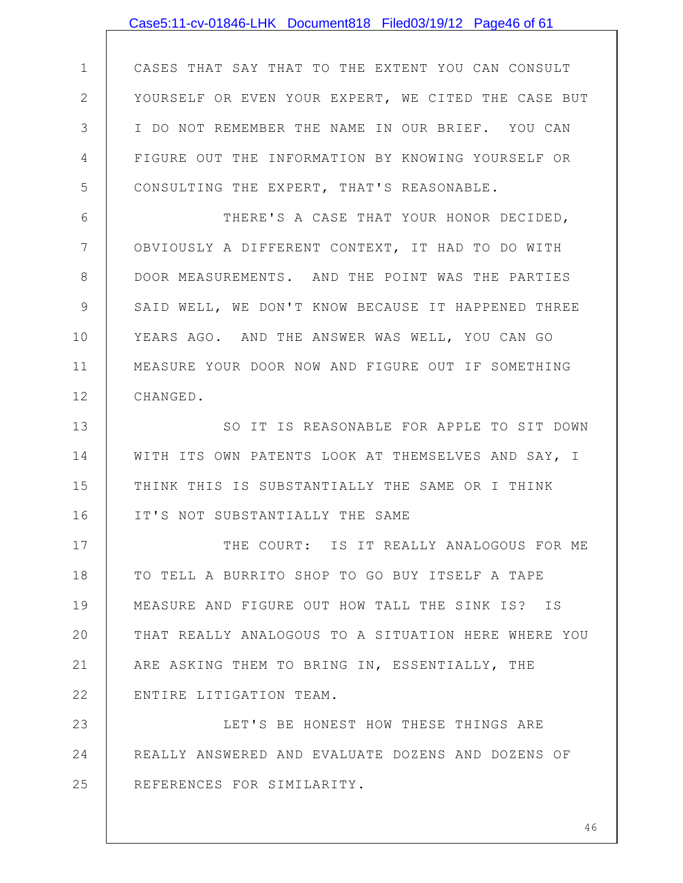CASES THAT SAY THAT TO THE EXTENT YOU CAN CONSULT YOURSELF OR EVEN YOUR EXPERT, WE CITED THE CASE BUT I DO NOT REMEMBER THE NAME IN OUR BRIEF. YOU CAN FIGURE OUT THE INFORMATION BY KNOWING YOURSELF OR CONSULTING THE EXPERT, THAT'S REASONABLE.

THERE'S A CASE THAT YOUR HONOR DECIDED, OBVIOUSLY A DIFFERENT CONTEXT, IT HAD TO DO WITH DOOR MEASUREMENTS. AND THE POINT WAS THE PARTIES SAID WELL, WE DON'T KNOW BECAUSE IT HAPPENED THREE YEARS AGO. AND THE ANSWER WAS WELL, YOU CAN GO MEASURE YOUR DOOR NOW AND FIGURE OUT IF SOMETHING CHANGED.

SO IT IS REASONABLE FOR APPLE TO SIT DOWN WITH ITS OWN PATENTS LOOK AT THEMSELVES AND SAY, I THINK THIS IS SUBSTANTIALLY THE SAME OR I THINK IT'S NOT SUBSTANTIALLY THE SAME

THE COURT: IS IT REALLY ANALOGOUS FOR ME TO TELL A BURRITO SHOP TO GO BUY ITSELF A TAPE MEASURE AND FIGURE OUT HOW TALL THE SINK IS? IS THAT REALLY ANALOGOUS TO A SITUATION HERE WHERE YOU ARE ASKING THEM TO BRING IN, ESSENTIALLY, THE ENTIRE LITIGATION TEAM.

LET'S BE HONEST HOW THESE THINGS ARE REALLY ANSWERED AND EVALUATE DOZENS AND DOZENS OF REFERENCES FOR SIMILARITY.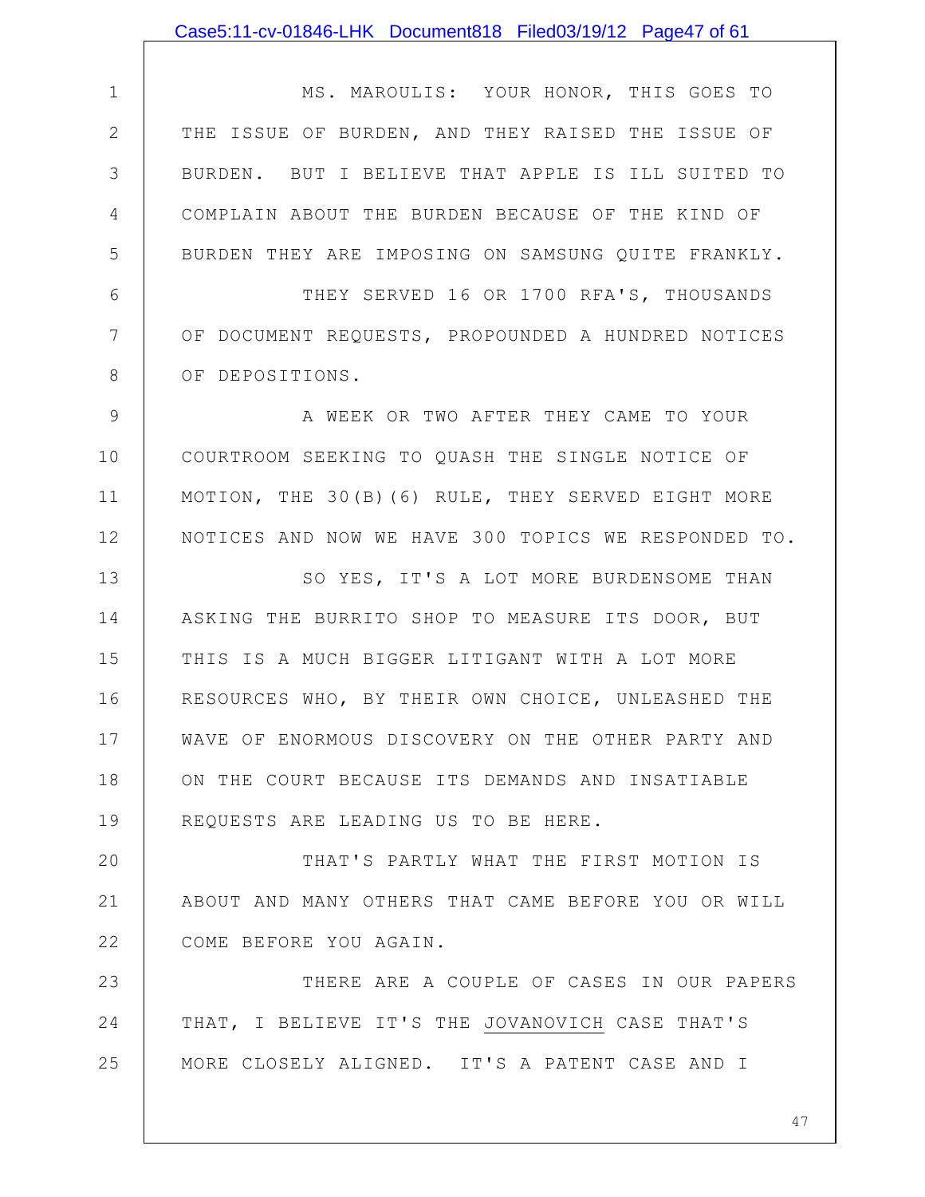MS. MAROULIS: YOUR HONOR, THIS GOES TO THE ISSUE OF BURDEN, AND THEY RAISED THE ISSUE OF BURDEN. BUT I BELIEVE THAT APPLE IS ILL SUITED TO COMPLAIN ABOUT THE BURDEN BECAUSE OF THE KIND OF BURDEN THEY ARE IMPOSING ON SAMSUNG QUITE FRANKLY.

THEY SERVED 16 OR 1700 RFA'S, THOUSANDS OF DOCUMENT REQUESTS, PROPOUNDED A HUNDRED NOTICES OF DEPOSITIONS.

A WEEK OR TWO AFTER THEY CAME TO YOUR COURTROOM SEEKING TO QUASH THE SINGLE NOTICE OF MOTION, THE 30(B)(6) RULE, THEY SERVED EIGHT MORE NOTICES AND NOW WE HAVE 300 TOPICS WE RESPONDED TO.

SO YES, IT'S A LOT MORE BURDENSOME THAN ASKING THE BURRITO SHOP TO MEASURE ITS DOOR, BUT THIS IS A MUCH BIGGER LITIGANT WITH A LOT MORE RESOURCES WHO, BY THEIR OWN CHOICE, UNLEASHED THE WAVE OF ENORMOUS DISCOVERY ON THE OTHER PARTY AND ON THE COURT BECAUSE ITS DEMANDS AND INSATIABLE REQUESTS ARE LEADING US TO BE HERE.

THAT'S PARTLY WHAT THE FIRST MOTION IS ABOUT AND MANY OTHERS THAT CAME BEFORE YOU OR WILL COME BEFORE YOU AGAIN.

THERE ARE A COUPLE OF CASES IN OUR PAPERS THAT, I BELIEVE IT'S THE JOVANOVICH CASE THAT'S MORE CLOSELY ALIGNED. IT'S A PATENT CASE AND I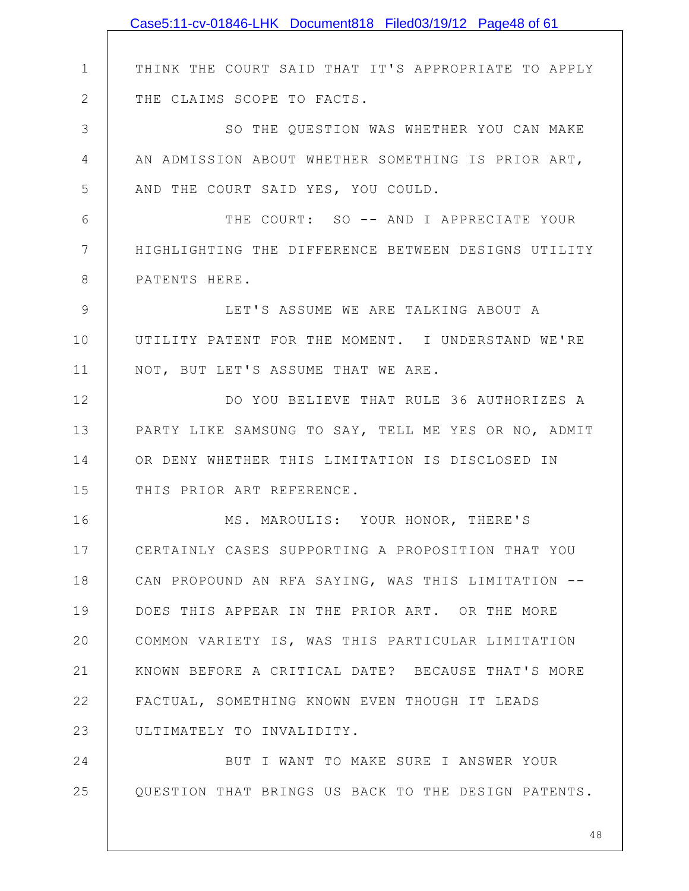THINK THE COURT SAID THAT IT'S APPROPRIATE TO APPLY THE CLAIMS SCOPE TO FACTS.

SO THE QUESTION WAS WHETHER YOU CAN MAKE AN ADMISSION ABOUT WHETHER SOMETHING IS PRIOR ART, AND THE COURT SAID YES, YOU COULD.

THE COURT: SO -- AND I APPRECIATE YOUR HIGHLIGHTING THE DIFFERENCE BETWEEN DESIGNS UTILITY PATENTS HERE.

LET'S ASSUME WE ARE TALKING ABOUT A UTILITY PATENT FOR THE MOMENT. I UNDERSTAND WE'RE NOT, BUT LET'S ASSUME THAT WE ARE.

DO YOU BELIEVE THAT RULE 36 AUTHORIZES A PARTY LIKE SAMSUNG TO SAY, TELL ME YES OR NO, ADMIT OR DENY WHETHER THIS LIMITATION IS DISCLOSED IN THIS PRIOR ART REFERENCE.

MS. MAROULIS: YOUR HONOR, THERE'S CERTAINLY CASES SUPPORTING A PROPOSITION THAT YOU CAN PROPOUND AN RFA SAYING, WAS THIS LIMITATION -- DOES THIS APPEAR IN THE PRIOR ART. OR THE MORE COMMON VARIETY IS, WAS THIS PARTICULAR LIMITATION KNOWN BEFORE A CRITICAL DATE? BECAUSE THAT'S MORE FACTUAL, SOMETHING KNOWN EVEN THOUGH IT LEADS ULTIMATELY TO INVALIDITY.

BUT I WANT TO MAKE SURE I ANSWER YOUR QUESTION THAT BRINGS US BACK TO THE DESIGN PATENTS.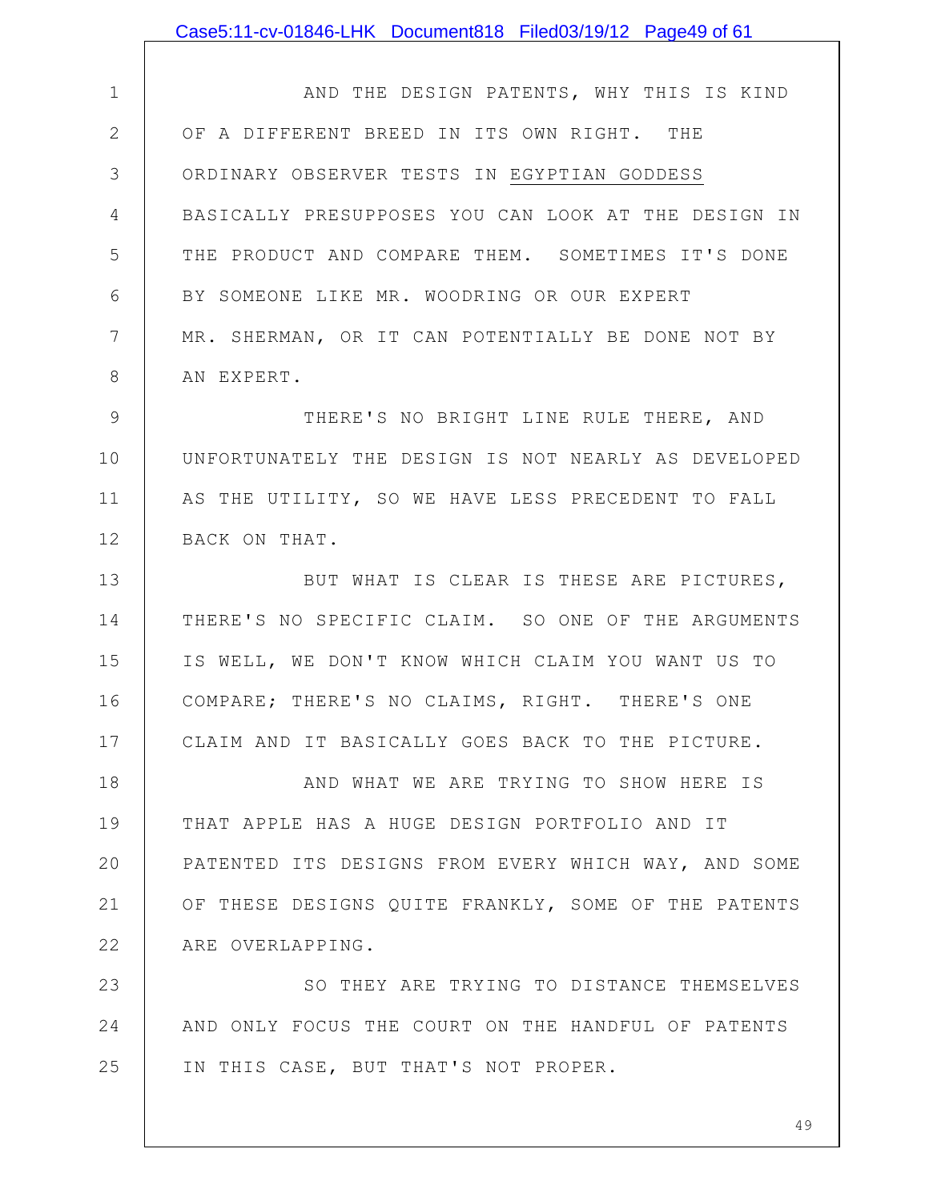AND THE DESIGN PATENTS, WHY THIS IS KIND OF A DIFFERENT BREED IN ITS OWN RIGHT. THE ORDINARY OBSERVER TESTS IN EGYPTIAN GODDESS BASICALLY PRESUPPOSES YOU CAN LOOK AT THE DESIGN IN THE PRODUCT AND COMPARE THEM. SOMETIMES IT'S DONE BY SOMEONE LIKE MR. WOODRING OR OUR EXPERT MR. SHERMAN, OR IT CAN POTENTIALLY BE DONE NOT BY AN EXPERT.

THERE'S NO BRIGHT LINE RULE THERE, AND UNFORTUNATELY THE DESIGN IS NOT NEARLY AS DEVELOPED AS THE UTILITY, SO WE HAVE LESS PRECEDENT TO FALL BACK ON THAT.

BUT WHAT IS CLEAR IS THESE ARE PICTURES, THERE'S NO SPECIFIC CLAIM. SO ONE OF THE ARGUMENTS IS WELL, WE DON'T KNOW WHICH CLAIM YOU WANT US TO COMPARE; THERE'S NO CLAIMS, RIGHT. THERE'S ONE CLAIM AND IT BASICALLY GOES BACK TO THE PICTURE.

AND WHAT WE ARE TRYING TO SHOW HERE IS THAT APPLE HAS A HUGE DESIGN PORTFOLIO AND IT PATENTED ITS DESIGNS FROM EVERY WHICH WAY, AND SOME OF THESE DESIGNS QUITE FRANKLY, SOME OF THE PATENTS ARE OVERLAPPING.

SO THEY ARE TRYING TO DISTANCE THEMSELVES AND ONLY FOCUS THE COURT ON THE HANDFUL OF PATENTS IN THIS CASE, BUT THAT'S NOT PROPER.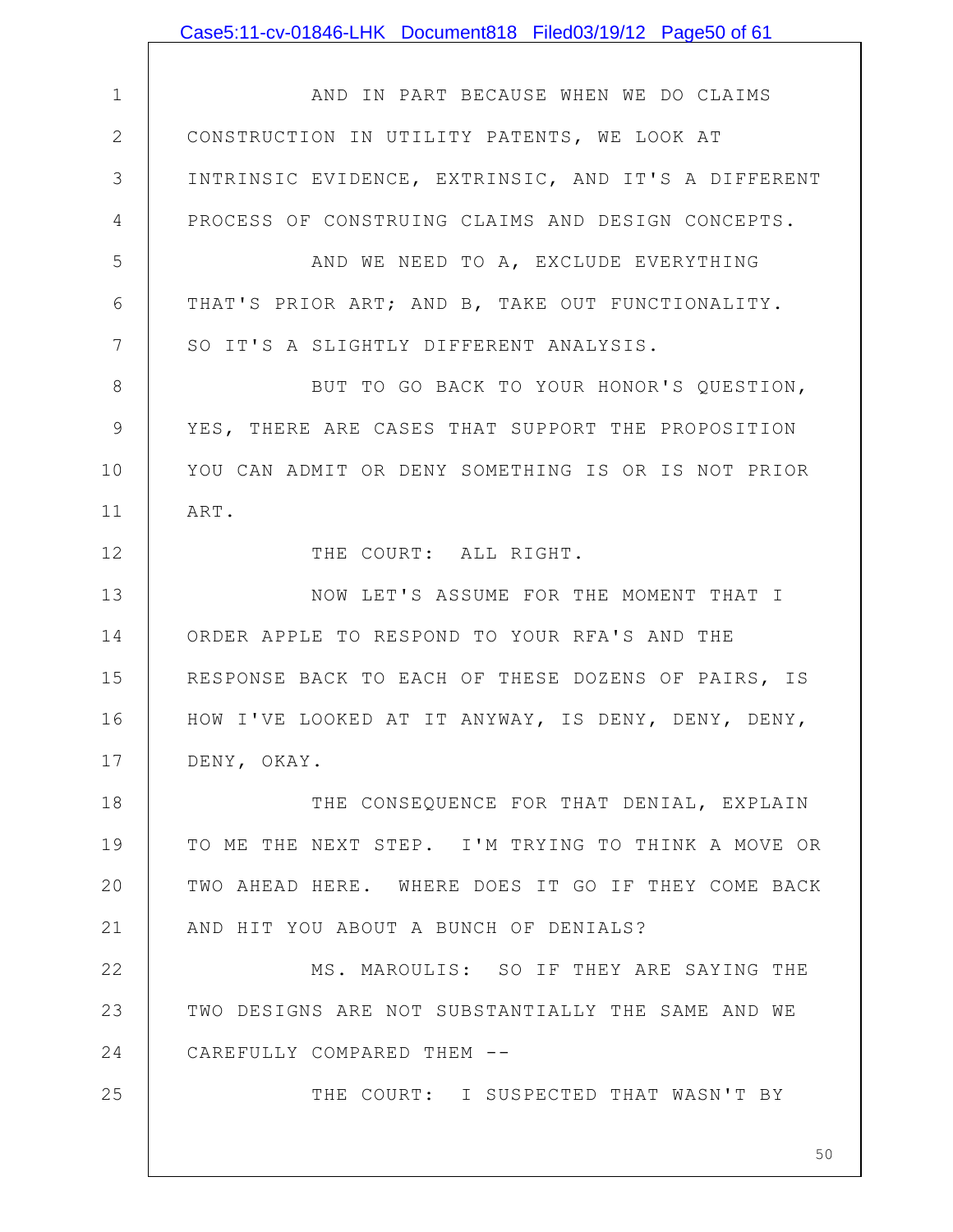AND IN PART BECAUSE WHEN WE DO CLAIMS CONSTRUCTION IN UTILITY PATENTS, WE LOOK AT INTRINSIC EVIDENCE, EXTRINSIC, AND IT'S A DIFFERENT PROCESS OF CONSTRUING CLAIMS AND DESIGN CONCEPTS.

AND WE NEED TO A, EXCLUDE EVERYTHING THAT'S PRIOR ART; AND B, TAKE OUT FUNCTIONALITY. SO IT'S A SLIGHTLY DIFFERENT ANALYSIS.

BUT TO GO BACK TO YOUR HONOR'S QUESTION, YES, THERE ARE CASES THAT SUPPORT THE PROPOSITION YOU CAN ADMIT OR DENY SOMETHING IS OR IS NOT PRIOR ART.

THE COURT: ALL RIGHT.

NOW LET'S ASSUME FOR THE MOMENT THAT I ORDER APPLE TO RESPOND TO YOUR RFA'S AND THE RESPONSE BACK TO EACH OF THESE DOZENS OF PAIRS, IS HOW I'VE LOOKED AT IT ANYWAY, IS DENY, DENY, DENY, DENY, OKAY.

THE CONSEQUENCE FOR THAT DENIAL, EXPLAIN TO ME THE NEXT STEP. I'M TRYING TO THINK A MOVE OR TWO AHEAD HERE. WHERE DOES IT GO IF THEY COME BACK AND HIT YOU ABOUT A BUNCH OF DENIALS?

MS. MAROULIS: SO IF THEY ARE SAYING THE TWO DESIGNS ARE NOT SUBSTANTIALLY THE SAME AND WE CAREFULLY COMPARED THEM --

THE COURT: I SUSPECTED THAT WASN'T BY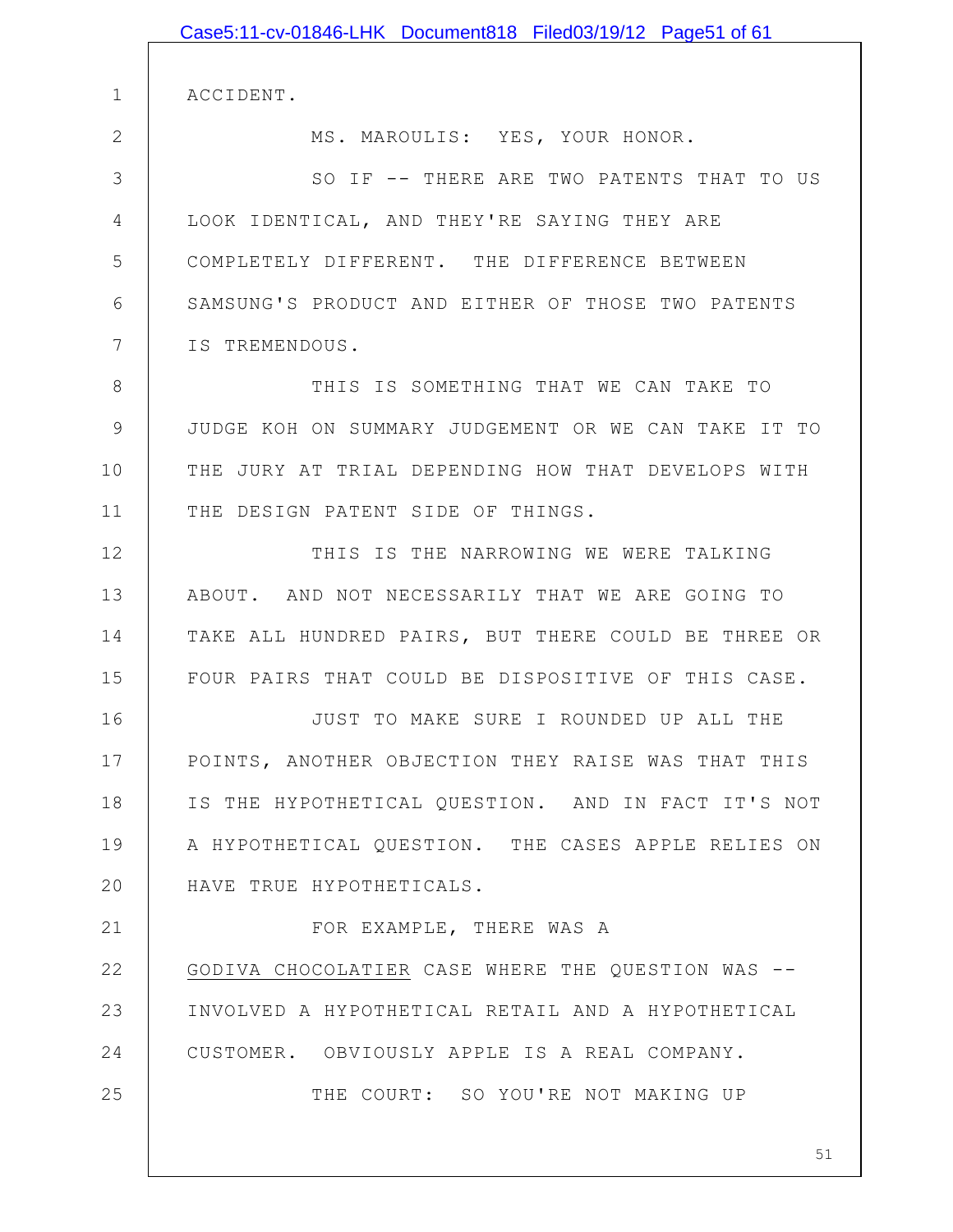ACCIDENT.

MS. MAROULIS: YES, YOUR HONOR.

SO IF -- THERE ARE TWO PATENTS THAT TO US LOOK IDENTICAL, AND THEY'RE SAYING THEY ARE COMPLETELY DIFFERENT. THE DIFFERENCE BETWEEN SAMSUNG'S PRODUCT AND EITHER OF THOSE TWO PATENTS IS TREMENDOUS.

THIS IS SOMETHING THAT WE CAN TAKE TO JUDGE KOH ON SUMMARY JUDGEMENT OR WE CAN TAKE IT TO THE JURY AT TRIAL DEPENDING HOW THAT DEVELOPS WITH THE DESIGN PATENT SIDE OF THINGS.

THIS IS THE NARROWING WE WERE TALKING ABOUT. AND NOT NECESSARILY THAT WE ARE GOING TO TAKE ALL HUNDRED PAIRS, BUT THERE COULD BE THREE OR FOUR PAIRS THAT COULD BE DISPOSITIVE OF THIS CASE.

JUST TO MAKE SURE I ROUNDED UP ALL THE POINTS, ANOTHER OBJECTION THEY RAISE WAS THAT THIS IS THE HYPOTHETICAL QUESTION. AND IN FACT IT'S NOT A HYPOTHETICAL QUESTION. THE CASES APPLE RELIES ON HAVE TRUE HYPOTHETICALS.

FOR EXAMPLE, THERE WAS A GODIVA CHOCOLATIER CASE WHERE THE QUESTION WAS -- INVOLVED A HYPOTHETICAL RETAIL AND A HYPOTHETICAL CUSTOMER. OBVIOUSLY APPLE IS A REAL COMPANY.

THE COURT: SO YOU'RE NOT MAKING UP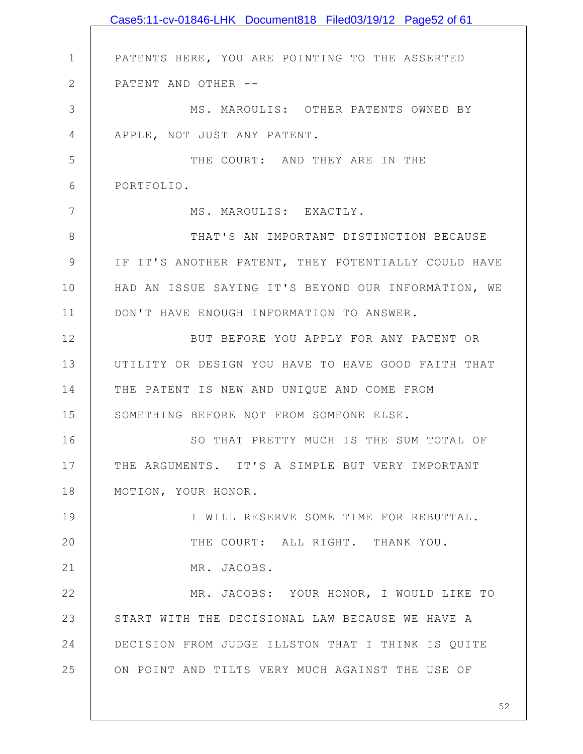PATENTS HERE, YOU ARE POINTING TO THE ASSERTED PATENT AND OTHER --

MS. MAROULIS: OTHER PATENTS OWNED BY APPLE, NOT JUST ANY PATENT.

THE COURT: AND THEY ARE IN THE PORTFOLIO.

MS. MAROULIS: EXACTLY.

THAT'S AN IMPORTANT DISTINCTION BECAUSE IF IT'S ANOTHER PATENT, THEY POTENTIALLY COULD HAVE HAD AN ISSUE SAYING IT'S BEYOND OUR INFORMATION, WE DON'T HAVE ENOUGH INFORMATION TO ANSWER.

BUT BEFORE YOU APPLY FOR ANY PATENT OR UTILITY OR DESIGN YOU HAVE TO HAVE GOOD FAITH THAT THE PATENT IS NEW AND UNIQUE AND COME FROM SOMETHING BEFORE NOT FROM SOMEONE ELSE.

SO THAT PRETTY MUCH IS THE SUM TOTAL OF THE ARGUMENTS. IT'S A SIMPLE BUT VERY IMPORTANT MOTION, YOUR HONOR.

I WILL RESERVE SOME TIME FOR REBUTTAL.

THE COURT: ALL RIGHT. THANK YOU.

MR. JACOBS.

MR. JACOBS: YOUR HONOR, I WOULD LIKE TO START WITH THE DECISIONAL LAW BECAUSE WE HAVE A DECISION FROM JUDGE ILLSTON THAT I THINK IS QUITE ON POINT AND TILTS VERY MUCH AGAINST THE USE OF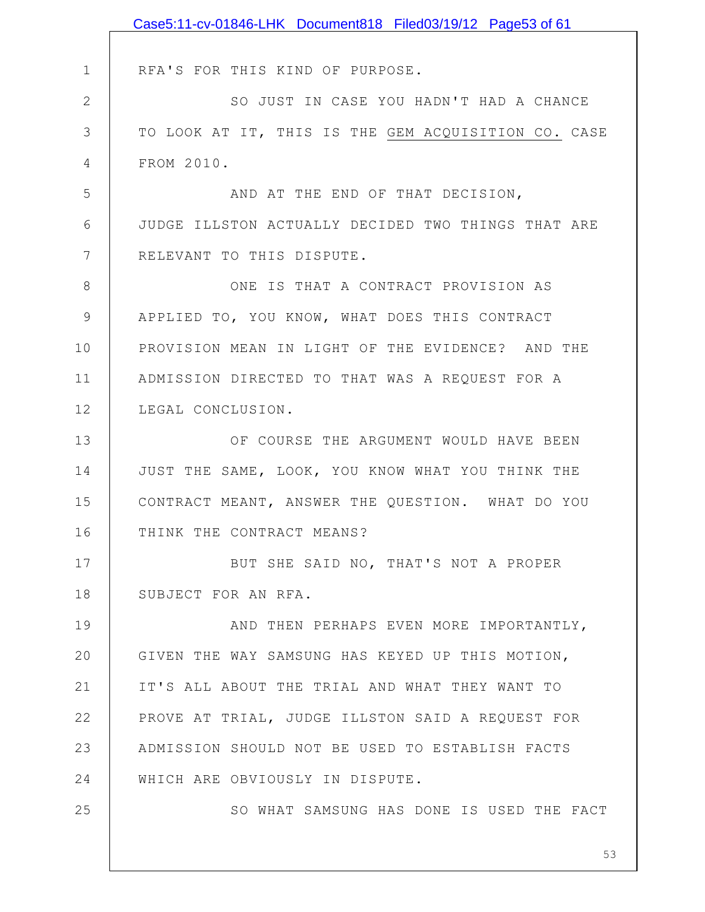RFA'S FOR THIS KIND OF PURPOSE.

SO JUST IN CASE YOU HADN'T HAD A CHANCE TO LOOK AT IT, THIS IS THE GEM ACQUISITION CO. CASE FROM 2010.

AND AT THE END OF THAT DECISION, JUDGE ILLSTON ACTUALLY DECIDED TWO THINGS THAT ARE RELEVANT TO THIS DISPUTE.

ONE IS THAT A CONTRACT PROVISION AS APPLIED TO, YOU KNOW, WHAT DOES THIS CONTRACT PROVISION MEAN IN LIGHT OF THE EVIDENCE? AND THE ADMISSION DIRECTED TO THAT WAS A REQUEST FOR A LEGAL CONCLUSION.

OF COURSE THE ARGUMENT WOULD HAVE BEEN JUST THE SAME, LOOK, YOU KNOW WHAT YOU THINK THE CONTRACT MEANT, ANSWER THE QUESTION. WHAT DO YOU THINK THE CONTRACT MEANS?

BUT SHE SAID NO, THAT'S NOT A PROPER SUBJECT FOR AN RFA.

AND THEN PERHAPS EVEN MORE IMPORTANTLY, GIVEN THE WAY SAMSUNG HAS KEYED UP THIS MOTION, IT'S ALL ABOUT THE TRIAL AND WHAT THEY WANT TO PROVE AT TRIAL, JUDGE ILLSTON SAID A REQUEST FOR ADMISSION SHOULD NOT BE USED TO ESTABLISH FACTS WHICH ARE OBVIOUSLY IN DISPUTE.

SO WHAT SAMSUNG HAS DONE IS USED THE FACT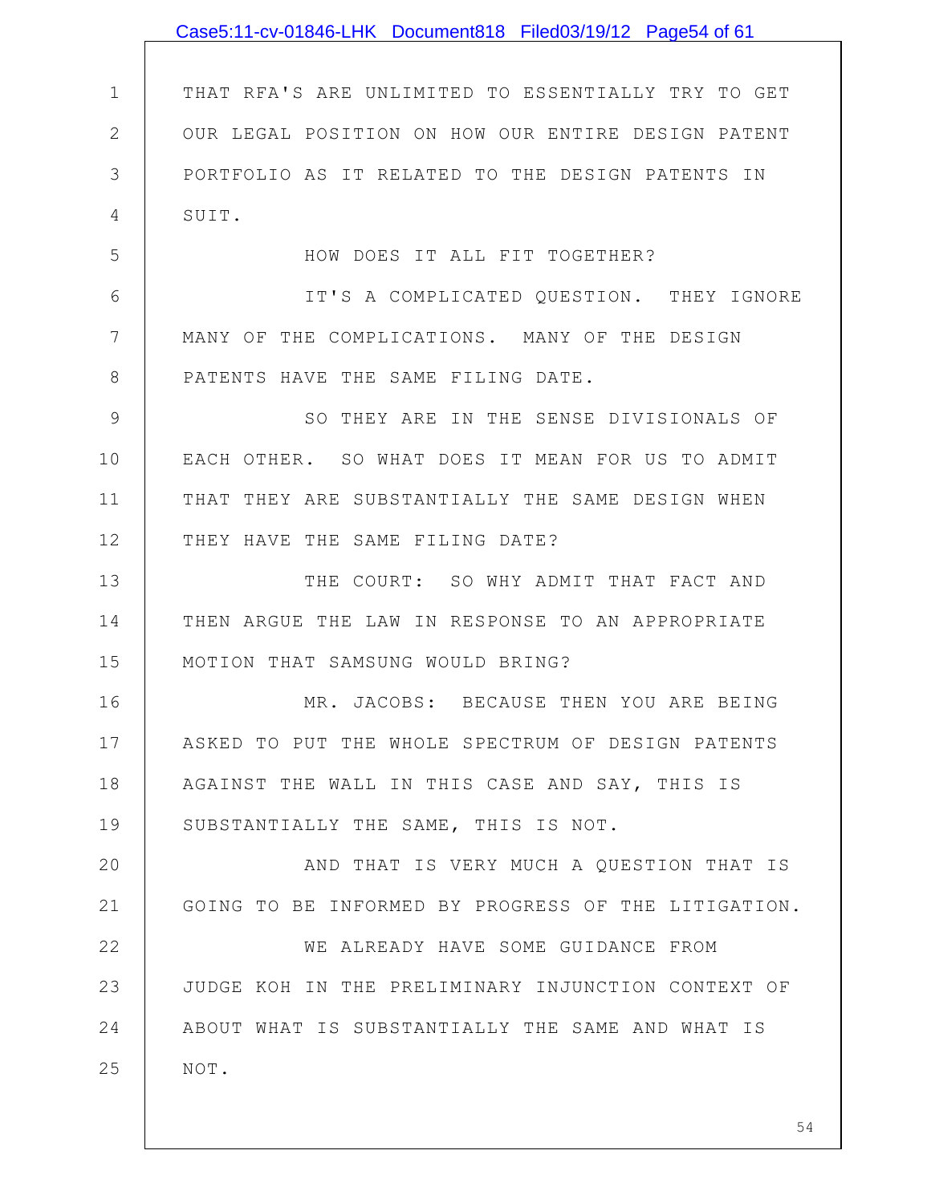THAT RFA'S ARE UNLIMITED TO ESSENTIALLY TRY TO GET OUR LEGAL POSITION ON HOW OUR ENTIRE DESIGN PATENT PORTFOLIO AS IT RELATED TO THE DESIGN PATENTS IN SUIT.

HOW DOES IT ALL FIT TOGETHER?

IT'S A COMPLICATED QUESTION. THEY IGNORE MANY OF THE COMPLICATIONS. MANY OF THE DESIGN PATENTS HAVE THE SAME FILING DATE.

SO THEY ARE IN THE SENSE DIVISIONALS OF EACH OTHER. SO WHAT DOES IT MEAN FOR US TO ADMIT THAT THEY ARE SUBSTANTIALLY THE SAME DESIGN WHEN THEY HAVE THE SAME FILING DATE?

THE COURT: SO WHY ADMIT THAT FACT AND THEN ARGUE THE LAW IN RESPONSE TO AN APPROPRIATE MOTION THAT SAMSUNG WOULD BRING?

MR. JACOBS: BECAUSE THEN YOU ARE BEING ASKED TO PUT THE WHOLE SPECTRUM OF DESIGN PATENTS AGAINST THE WALL IN THIS CASE AND SAY, THIS IS SUBSTANTIALLY THE SAME, THIS IS NOT.

AND THAT IS VERY MUCH A QUESTION THAT IS GOING TO BE INFORMED BY PROGRESS OF THE LITIGATION.

WE ALREADY HAVE SOME GUIDANCE FROM JUDGE KOH IN THE PRELIMINARY INJUNCTION CONTEXT OF ABOUT WHAT IS SUBSTANTIALLY THE SAME AND WHAT IS NOT.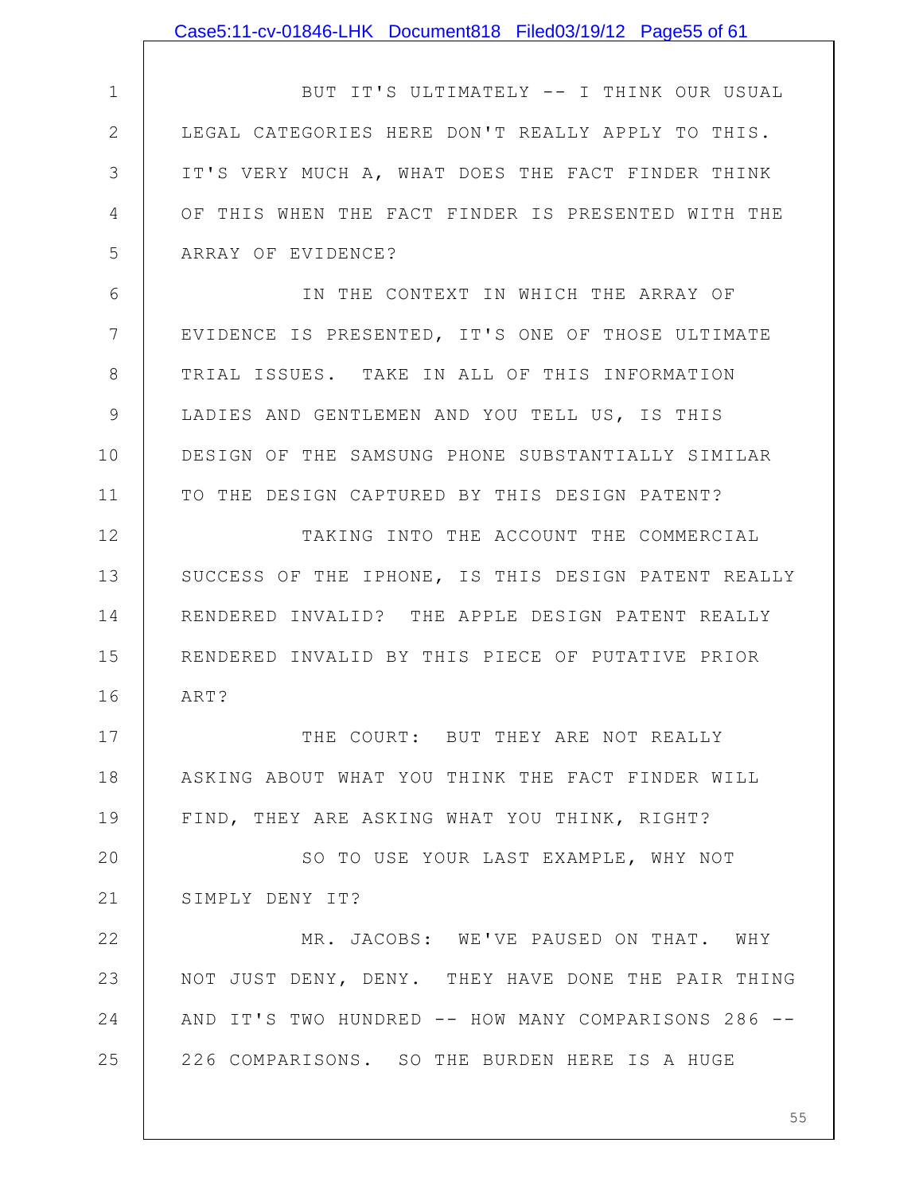BUT IT'S ULTIMATELY -- I THINK OUR USUAL LEGAL CATEGORIES HERE DON'T REALLY APPLY TO THIS. IT'S VERY MUCH A, WHAT DOES THE FACT FINDER THINK OF THIS WHEN THE FACT FINDER IS PRESENTED WITH THE ARRAY OF EVIDENCE?

IN THE CONTEXT IN WHICH THE ARRAY OF EVIDENCE IS PRESENTED, IT'S ONE OF THOSE ULTIMATE TRIAL ISSUES. TAKE IN ALL OF THIS INFORMATION LADIES AND GENTLEMEN AND YOU TELL US, IS THIS DESIGN OF THE SAMSUNG PHONE SUBSTANTIALLY SIMILAR TO THE DESIGN CAPTURED BY THIS DESIGN PATENT?

TAKING INTO THE ACCOUNT THE COMMERCIAL SUCCESS OF THE IPHONE, IS THIS DESIGN PATENT REALLY RENDERED INVALID? THE APPLE DESIGN PATENT REALLY RENDERED INVALID BY THIS PIECE OF PUTATIVE PRIOR ART?

THE COURT: BUT THEY ARE NOT REALLY ASKING ABOUT WHAT YOU THINK THE FACT FINDER WILL FIND, THEY ARE ASKING WHAT YOU THINK, RIGHT?

SO TO USE YOUR LAST EXAMPLE, WHY NOT SIMPLY DENY IT?

MR. JACOBS: WE'VE PAUSED ON THAT. WHY NOT JUST DENY, DENY. THEY HAVE DONE THE PAIR THING AND IT'S TWO HUNDRED -- HOW MANY COMPARISONS 286 -- 226 COMPARISONS. SO THE BURDEN HERE IS A HUGE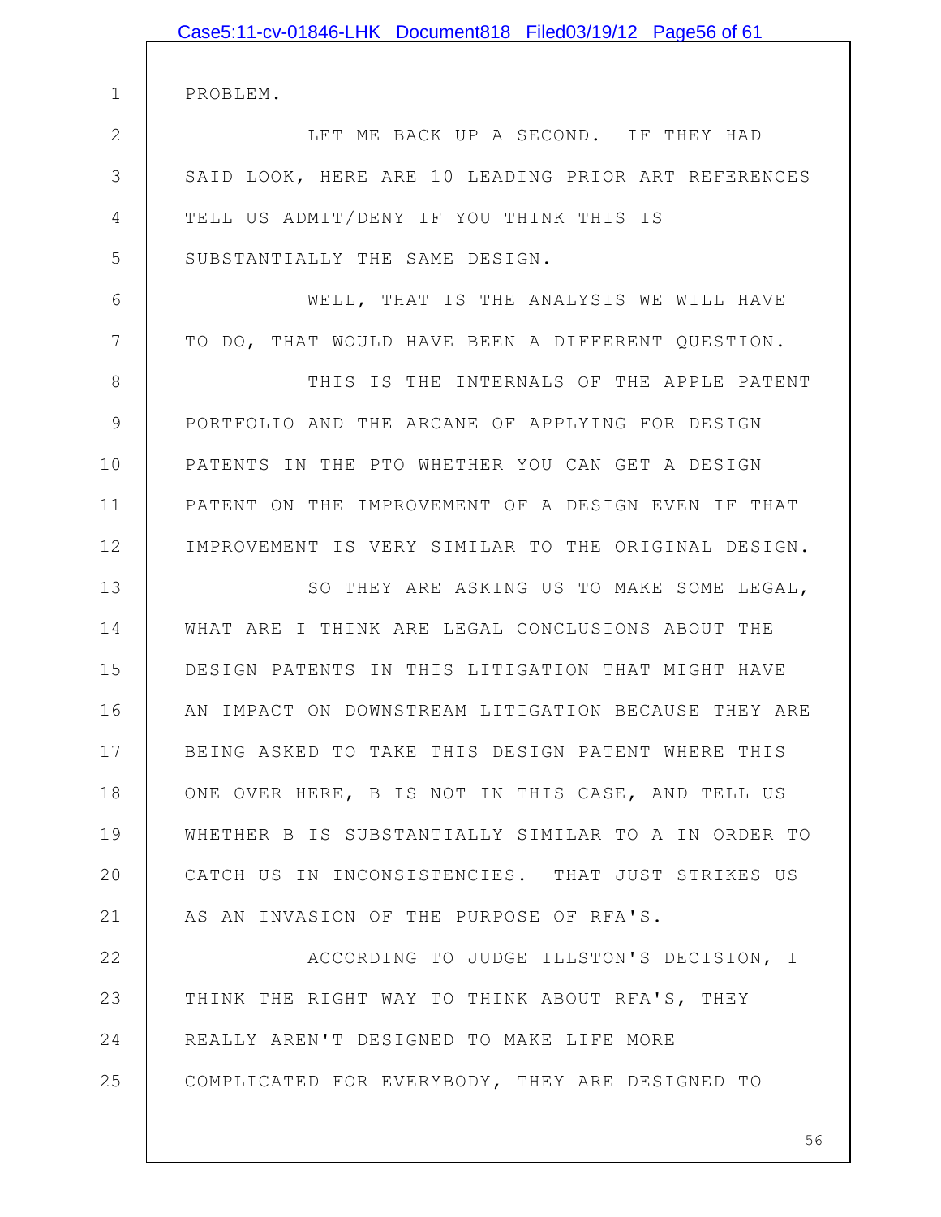PROBLEM.

LET ME BACK UP A SECOND. IF THEY HAD SAID LOOK, HERE ARE 10 LEADING PRIOR ART REFERENCES TELL US ADMIT/DENY IF YOU THINK THIS IS SUBSTANTIALLY THE SAME DESIGN.

WELL, THAT IS THE ANALYSIS WE WILL HAVE TO DO, THAT WOULD HAVE BEEN A DIFFERENT QUESTION.

THIS IS THE INTERNALS OF THE APPLE PATENT PORTFOLIO AND THE ARCANE OF APPLYING FOR DESIGN PATENTS IN THE PTO WHETHER YOU CAN GET A DESIGN PATENT ON THE IMPROVEMENT OF A DESIGN EVEN IF THAT IMPROVEMENT IS VERY SIMILAR TO THE ORIGINAL DESIGN.

SO THEY ARE ASKING US TO MAKE SOME LEGAL, WHAT ARE I THINK ARE LEGAL CONCLUSIONS ABOUT THE DESIGN PATENTS IN THIS LITIGATION THAT MIGHT HAVE AN IMPACT ON DOWNSTREAM LITIGATION BECAUSE THEY ARE BEING ASKED TO TAKE THIS DESIGN PATENT WHERE THIS ONE OVER HERE, B IS NOT IN THIS CASE, AND TELL US WHETHER B IS SUBSTANTIALLY SIMILAR TO A IN ORDER TO CATCH US IN INCONSISTENCIES. THAT JUST STRIKES US AS AN INVASION OF THE PURPOSE OF RFA'S.

ACCORDING TO JUDGE ILLSTON'S DECISION, I THINK THE RIGHT WAY TO THINK ABOUT RFA'S, THEY REALLY AREN'T DESIGNED TO MAKE LIFE MORE COMPLICATED FOR EVERYBODY, THEY ARE DESIGNED TO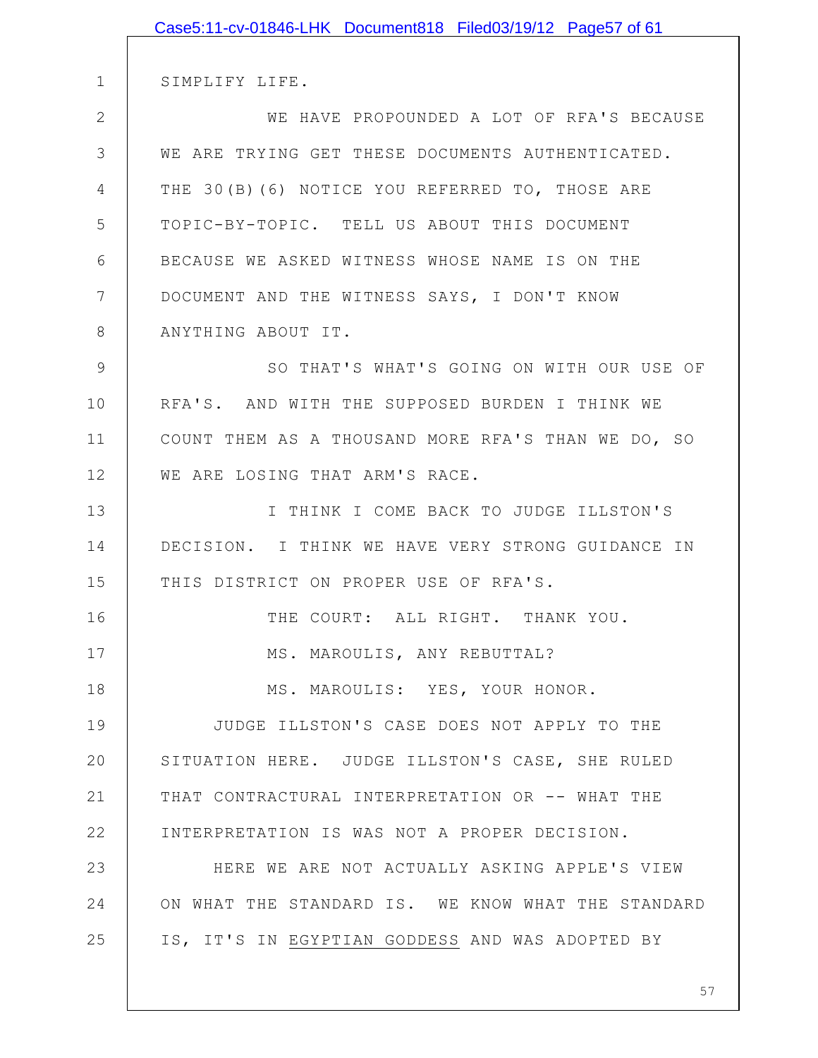SIMPLIFY LIFE.

WE HAVE PROPOUNDED A LOT OF RFA'S BECAUSE WE ARE TRYING GET THESE DOCUMENTS AUTHENTICATED. THE 30(B)(6) NOTICE YOU REFERRED TO, THOSE ARE TOPIC-BY-TOPIC. TELL US ABOUT THIS DOCUMENT BECAUSE WE ASKED WITNESS WHOSE NAME IS ON THE DOCUMENT AND THE WITNESS SAYS, I DON'T KNOW ANYTHING ABOUT IT.

SO THAT'S WHAT'S GOING ON WITH OUR USE OF RFA'S. AND WITH THE SUPPOSED BURDEN I THINK WE COUNT THEM AS A THOUSAND MORE RFA'S THAN WE DO, SO WE ARE LOSING THAT ARM'S RACE.

I THINK I COME BACK TO JUDGE ILLSTON'S DECISION. I THINK WE HAVE VERY STRONG GUIDANCE IN THIS DISTRICT ON PROPER USE OF RFA'S.

THE COURT: ALL RIGHT. THANK YOU.

MS. MAROULIS, ANY REBUTTAL?

MS. MAROULIS: YES, YOUR HONOR.

JUDGE ILLSTON'S CASE DOES NOT APPLY TO THE SITUATION HERE. JUDGE ILLSTON'S CASE, SHE RULED THAT CONTRACTURAL INTERPRETATION OR -- WHAT THE INTERPRETATION IS WAS NOT A PROPER DECISION.

HERE WE ARE NOT ACTUALLY ASKING APPLE'S VIEW ON WHAT THE STANDARD IS. WE KNOW WHAT THE STANDARD IS, IT'S IN EGYPTIAN GODDESS AND WAS ADOPTED BY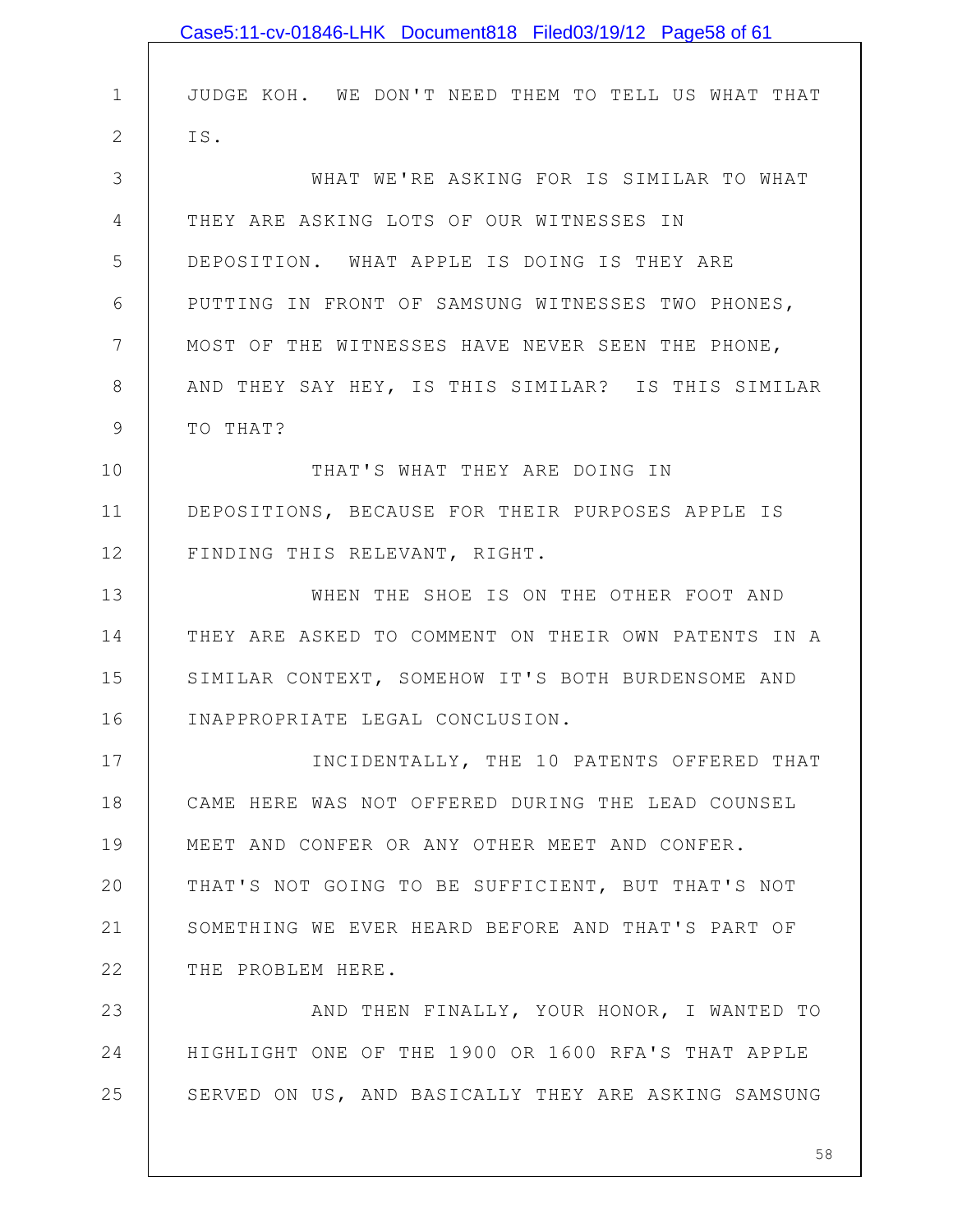JUDGE KOH. WE DON'T NEED THEM TO TELL US WHAT THAT IS.

WHAT WE'RE ASKING FOR IS SIMILAR TO WHAT THEY ARE ASKING LOTS OF OUR WITNESSES IN DEPOSITION. WHAT APPLE IS DOING IS THEY ARE PUTTING IN FRONT OF SAMSUNG WITNESSES TWO PHONES, MOST OF THE WITNESSES HAVE NEVER SEEN THE PHONE, AND THEY SAY HEY, IS THIS SIMILAR? IS THIS SIMILAR TO THAT?

THAT'S WHAT THEY ARE DOING IN DEPOSITIONS, BECAUSE FOR THEIR PURPOSES APPLE IS FINDING THIS RELEVANT, RIGHT.

WHEN THE SHOE IS ON THE OTHER FOOT AND THEY ARE ASKED TO COMMENT ON THEIR OWN PATENTS IN A SIMILAR CONTEXT, SOMEHOW IT'S BOTH BURDENSOME AND INAPPROPRIATE LEGAL CONCLUSION.

INCIDENTALLY, THE 10 PATENTS OFFERED THAT CAME HERE WAS NOT OFFERED DURING THE LEAD COUNSEL MEET AND CONFER OR ANY OTHER MEET AND CONFER. THAT'S NOT GOING TO BE SUFFICIENT, BUT THAT'S NOT SOMETHING WE EVER HEARD BEFORE AND THAT'S PART OF THE PROBLEM HERE.

AND THEN FINALLY, YOUR HONOR, I WANTED TO HIGHLIGHT ONE OF THE 1900 OR 1600 RFA'S THAT APPLE SERVED ON US, AND BASICALLY THEY ARE ASKING SAMSUNG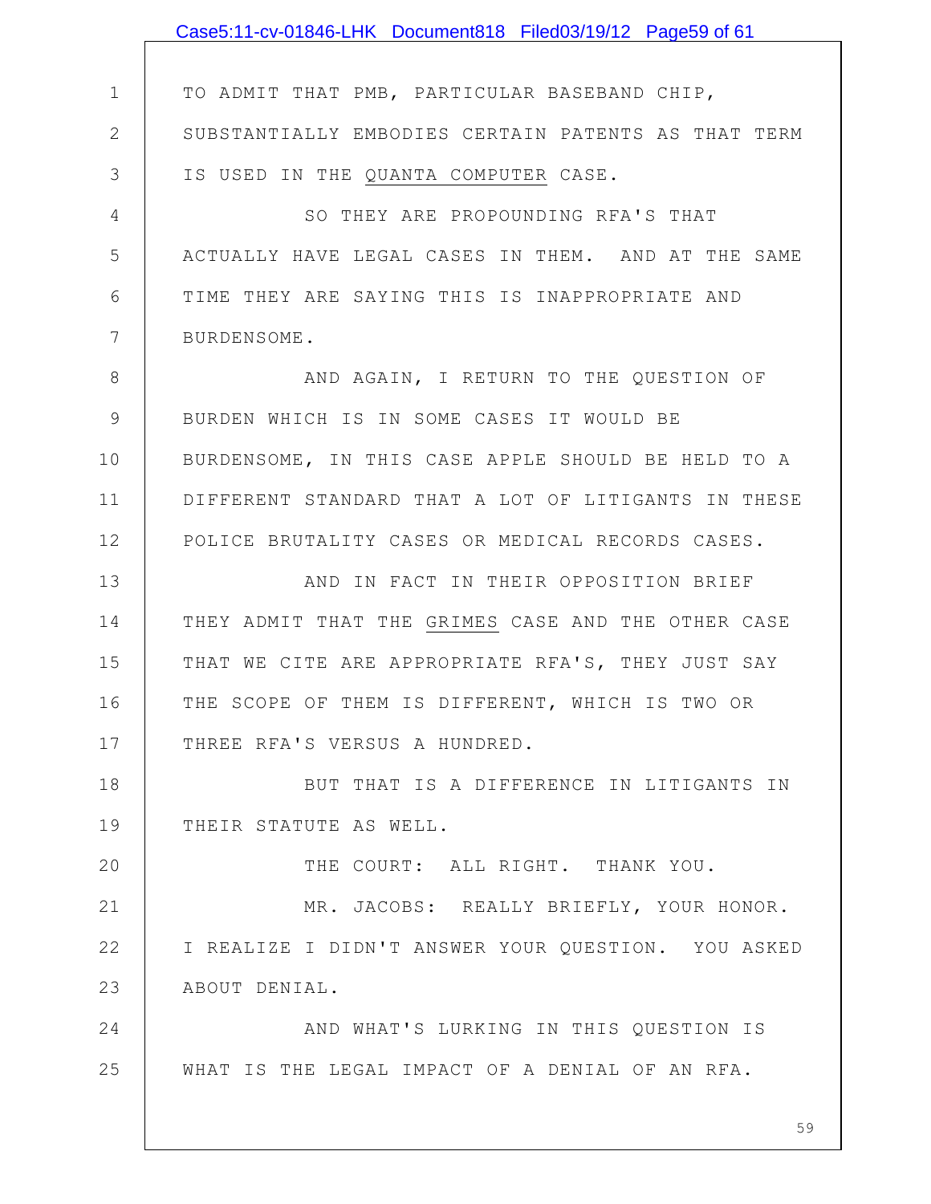TO ADMIT THAT PMB, PARTICULAR BASEBAND CHIP, SUBSTANTIALLY EMBODIES CERTAIN PATENTS AS THAT TERM IS USED IN THE QUANTA COMPUTER CASE.

SO THEY ARE PROPOUNDING RFA'S THAT ACTUALLY HAVE LEGAL CASES IN THEM. AND AT THE SAME TIME THEY ARE SAYING THIS IS INAPPROPRIATE AND BURDENSOME.

AND AGAIN, I RETURN TO THE QUESTION OF BURDEN WHICH IS IN SOME CASES IT WOULD BE BURDENSOME, IN THIS CASE APPLE SHOULD BE HELD TO A DIFFERENT STANDARD THAT A LOT OF LITIGANTS IN THESE POLICE BRUTALITY CASES OR MEDICAL RECORDS CASES.

AND IN FACT IN THEIR OPPOSITION BRIEF THEY ADMIT THAT THE GRIMES CASE AND THE OTHER CASE THAT WE CITE ARE APPROPRIATE RFA'S, THEY JUST SAY THE SCOPE OF THEM IS DIFFERENT, WHICH IS TWO OR THREE RFA'S VERSUS A HUNDRED.

BUT THAT IS A DIFFERENCE IN LITIGANTS IN THEIR STATUTE AS WELL.

THE COURT: ALL RIGHT. THANK YOU.

MR. JACOBS: REALLY BRIEFLY, YOUR HONOR. I REALIZE I DIDN'T ANSWER YOUR QUESTION. YOU ASKED ABOUT DENIAL.

AND WHAT'S LURKING IN THIS QUESTION IS WHAT IS THE LEGAL IMPACT OF A DENIAL OF AN RFA.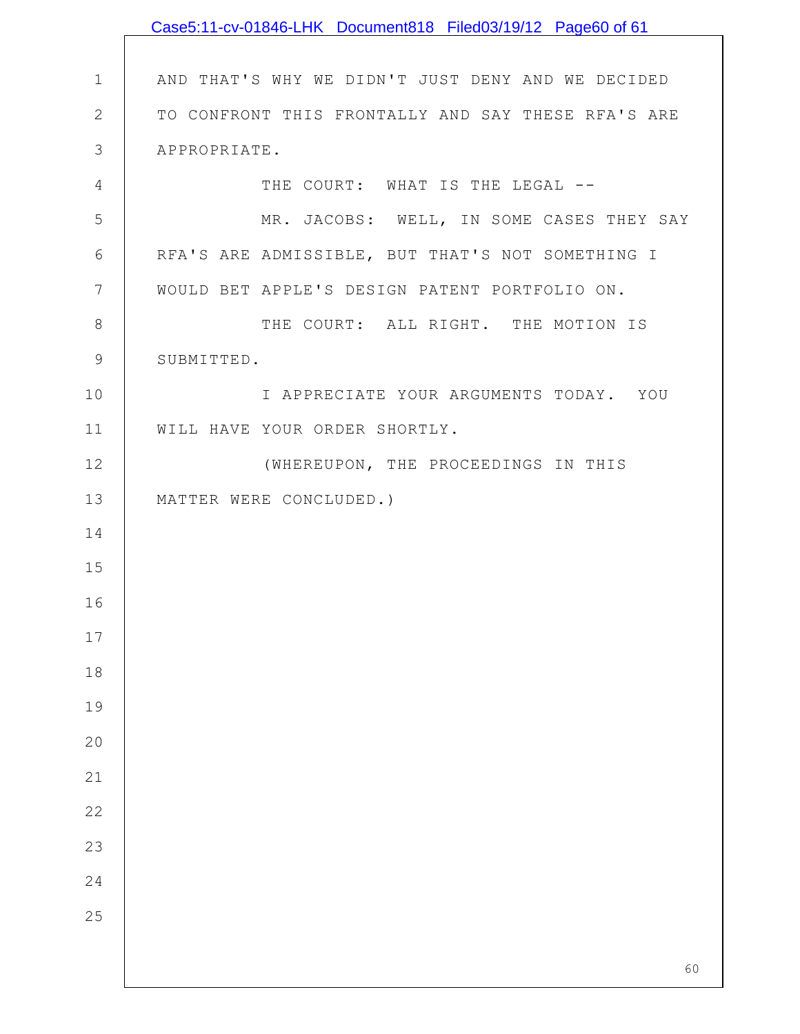AND THAT'S WHY WE DIDN'T JUST DENY AND WE DECIDED TO CONFRONT THIS FRONTALLY AND SAY THESE RFA'S ARE APPROPRIATE.

THE COURT: WHAT IS THE LEGAL --

MR. JACOBS: WELL, IN SOME CASES THEY SAY RFA'S ARE ADMISSIBLE, BUT THAT'S NOT SOMETHING I WOULD BET APPLE'S DESIGN PATENT PORTFOLIO ON.

THE COURT: ALL RIGHT. THE MOTION IS SUBMITTED.

I APPRECIATE YOUR ARGUMENTS TODAY. YOU WILL HAVE YOUR ORDER SHORTLY.

(WHEREUPON, THE PROCEEDINGS IN THIS MATTER WERE CONCLUDED.)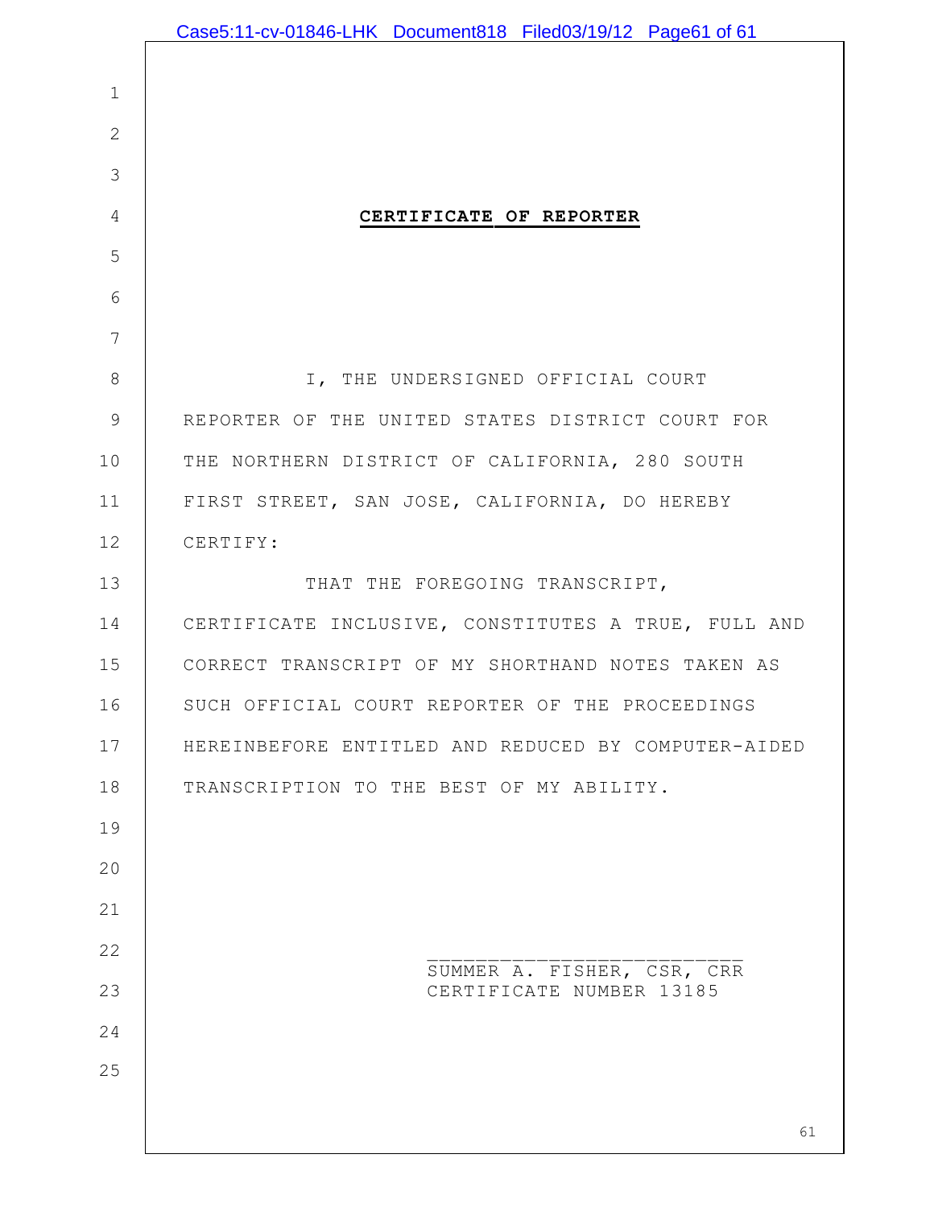# **CERTIFICATE OF REPORTER**

I, THE UNDERSIGNED OFFICIAL COURT REPORTER OF THE UNITED STATES DISTRICT COURT FOR THE NORTHERN DISTRICT OF CALIFORNIA, 280 SOUTH FIRST STREET, SAN JOSE, CALIFORNIA, DO HEREBY CERTIFY:

THAT THE FOREGOING TRANSCRIPT, CERTIFICATE INCLUSIVE, CONSTITUTES A TRUE, FULL AND CORRECT TRANSCRIPT OF MY SHORTHAND NOTES TAKEN AS SUCH OFFICIAL COURT REPORTER OF THE PROCEEDINGS HEREINBEFORE ENTITLED AND REDUCED BY COMPUTER-AIDED TRANSCRIPTION TO THE BEST OF MY ABILITY.

_________________________

SUMMER A. FISHER, CSR, CRR
CERTIFICATE NUMBER 13185